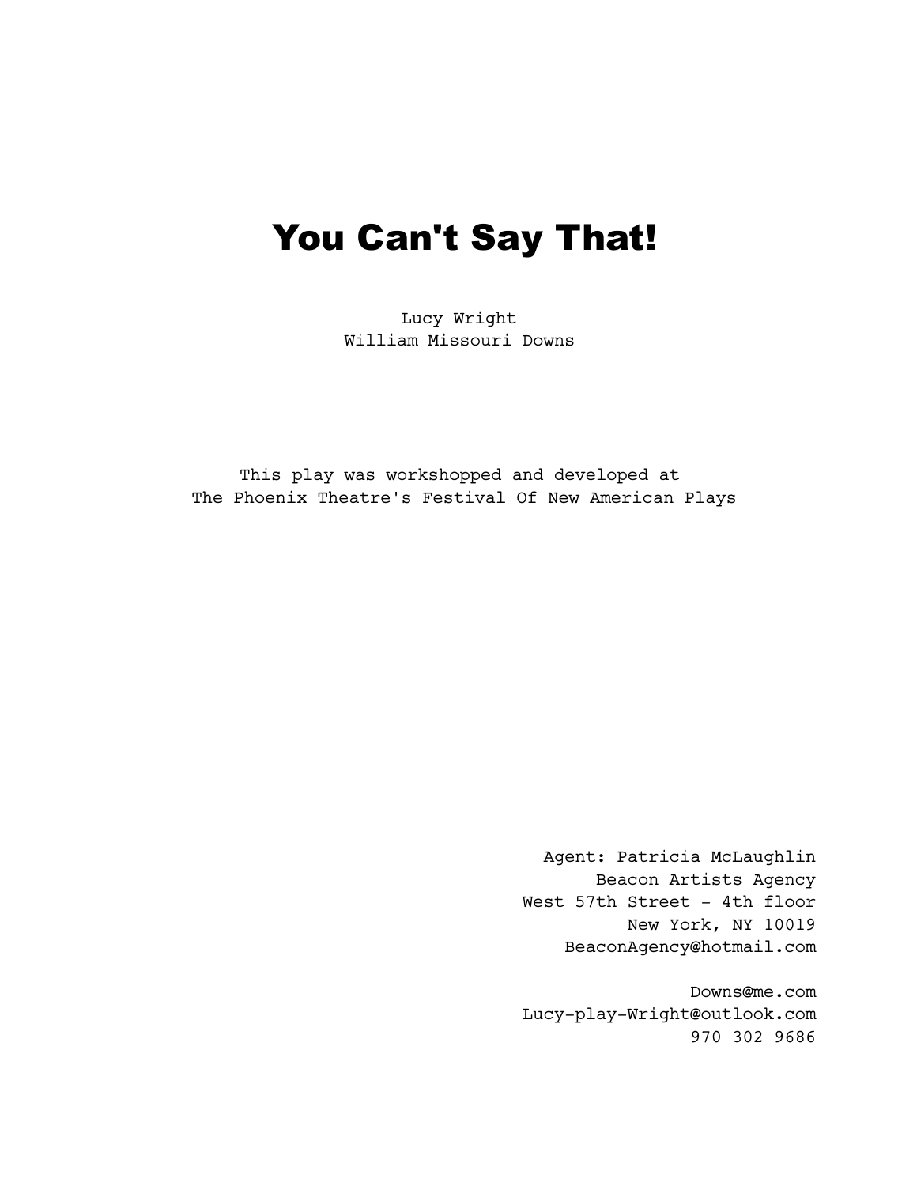# You Can't Say That!

Lucy Wright
William Missouri Downs

This play was workshopped and developed at
The Phoenix Theatre's Festival Of New American Plays

Agent: Patricia McLaughlin
Beacon Artists Agency
West 57th Street - 4th floor
New York, NY 10019
BeaconAgency@hotmail.com

Downs@me.com
Lucy-play-Wright@outlook.com
970 302 9686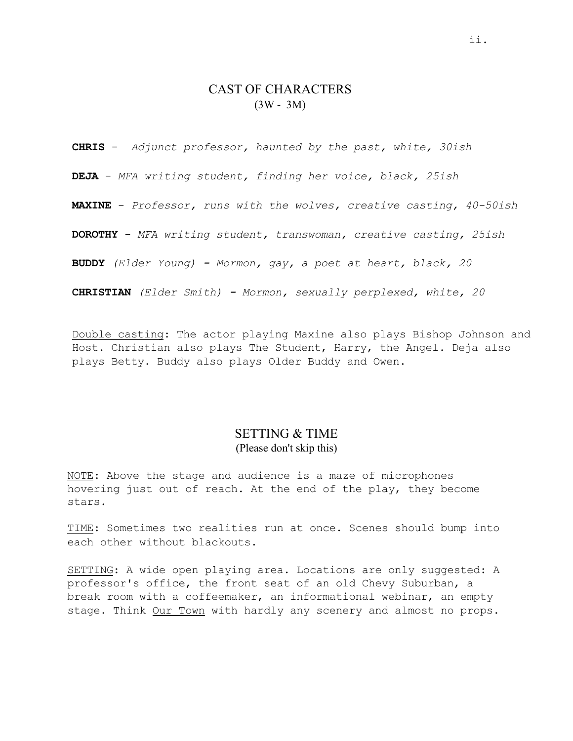# CAST OF CHARACTERS

(3W - 3M)

**CHRIS** - *Adjunct professor, haunted by the past, white, 30ish*

**DEJA** - *MFA writing student, finding her voice, black, 25ish*

**MAXINE** - *Professor, runs with the wolves, creative casting, 40-50ish*

**DOROTHY** - *MFA writing student, transwoman, creative casting, 25ish*

**BUDDY** *(Elder Young)* **-** *Mormon, gay, a poet at heart, black, 20*

**CHRISTIAN** *(Elder Smith)* **-** *Mormon, sexually perplexed, white, 20*

<u>Double casting</u>: The actor playing Maxine also plays Bishop Johnson and Host. Christian also plays The Student, Harry, the Angel. Deja also plays Betty. Buddy also plays Older Buddy and Owen.

# SETTING & TIME

(Please don't skip this)

<u>NOTE</u>: Above the stage and audience is a maze of microphones hovering just out of reach. At the end of the play, they become stars.

<u>TIME</u>: Sometimes two realities run at once. Scenes should bump into each other without blackouts.

<u>SETTING</u>: A wide open playing area. Locations are only suggested: A professor's office, the front seat of an old Chevy Suburban, a break room with a coffeemaker, an informational webinar, an empty stage. Think <u>Our Town</u> with hardly any scenery and almost no props.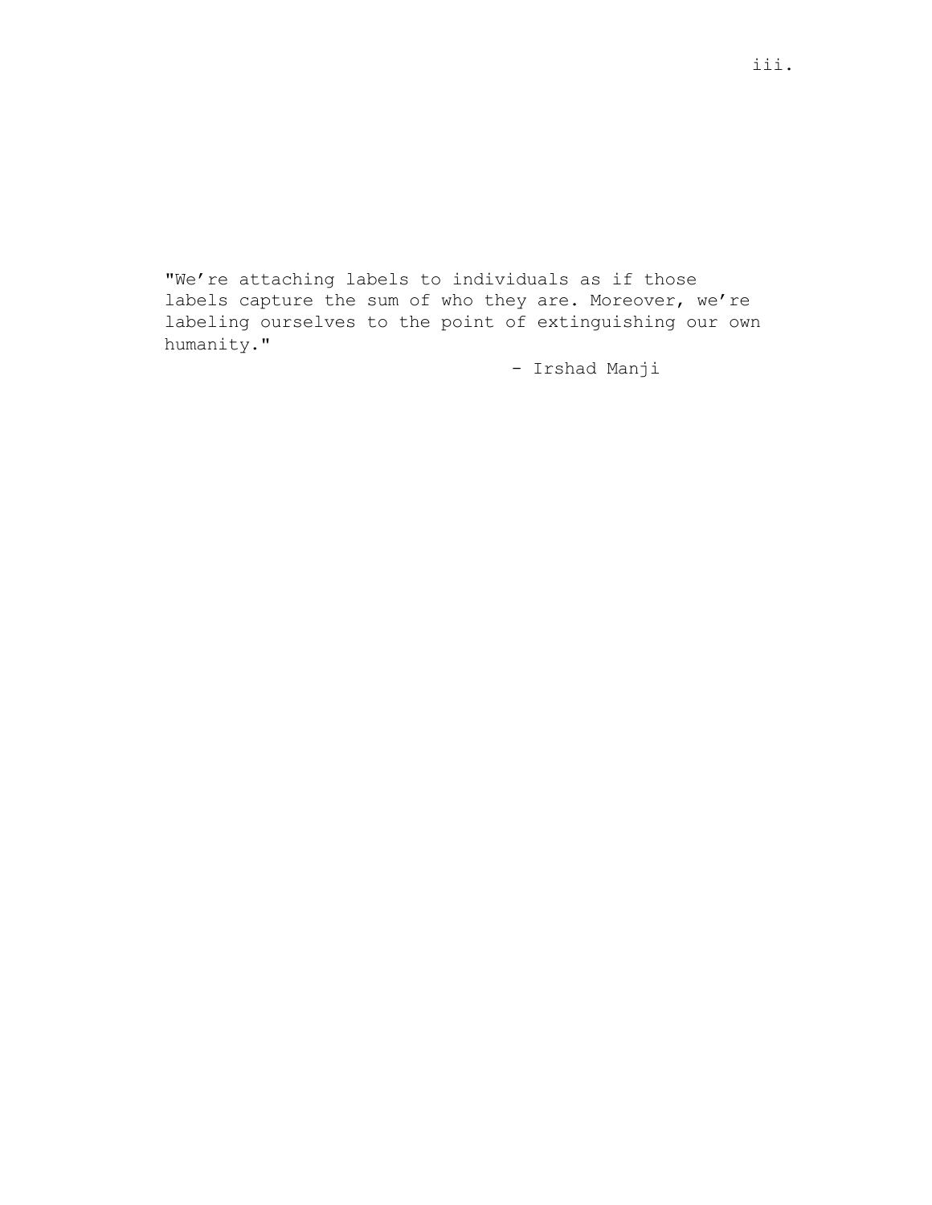"We're attaching labels to individuals as if those labels capture the sum of who they are. Moreover, we're labeling ourselves to the point of extinguishing our own humanity."

- Irshad Manji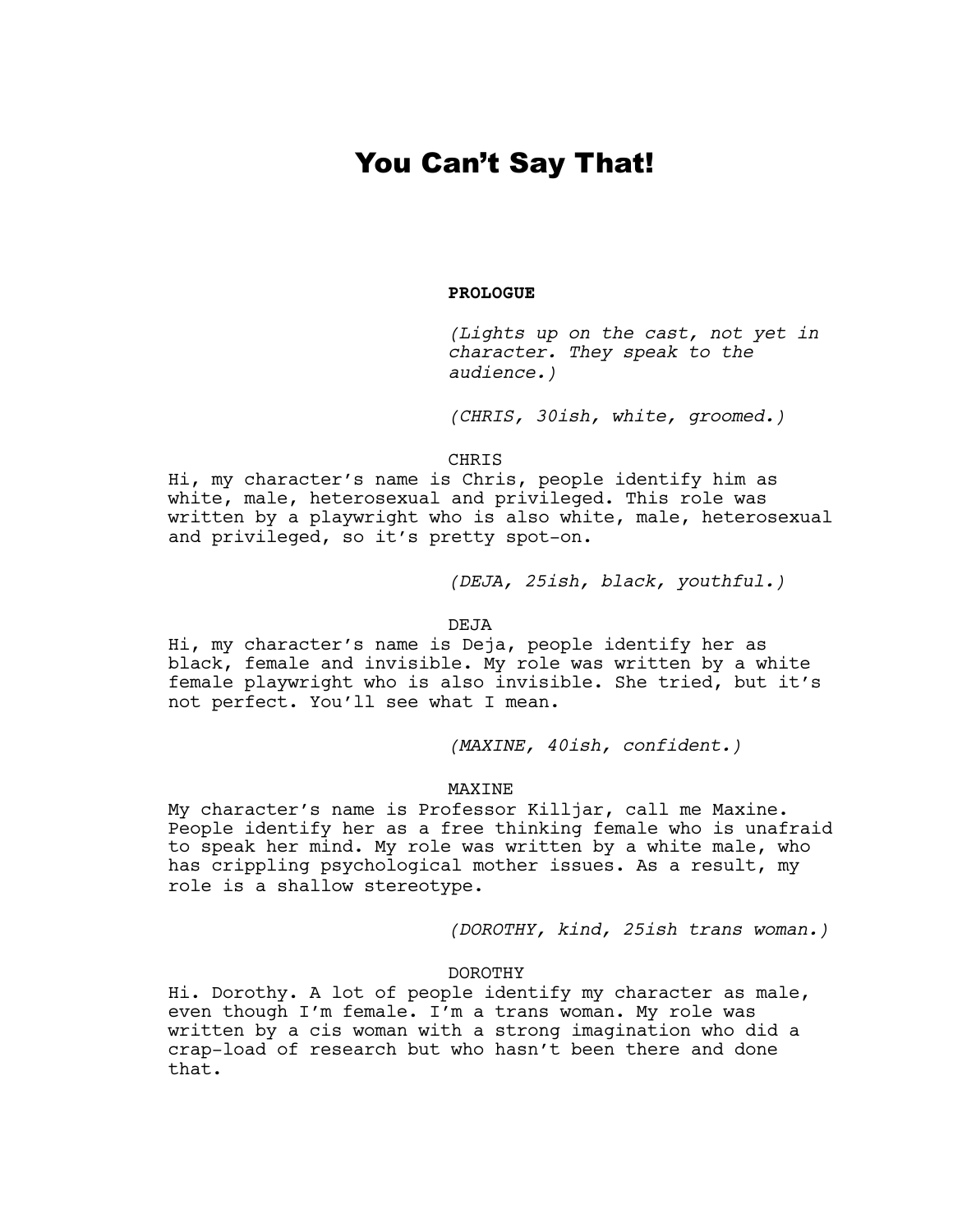# You Can't Say That!

**PROLOGUE**

*(Lights up on the cast, not yet in character. They speak to the audience.)*

*(CHRIS, 30ish, white, groomed.)*

CHRIS

Hi, my character's name is Chris, people identify him as white, male, heterosexual and privileged. This role was written by a playwright who is also white, male, heterosexual and privileged, so it's pretty spot-on.

*(DEJA, 25ish, black, youthful.)*

DEJA

Hi, my character's name is Deja, people identify her as black, female and invisible. My role was written by a white female playwright who is also invisible. She tried, but it's not perfect. You'll see what I mean.

*(MAXINE, 40ish, confident.)*

MAXINE

My character's name is Professor Killjar, call me Maxine. People identify her as a free thinking female who is unafraid to speak her mind. My role was written by a white male, who has crippling psychological mother issues. As a result, my role is a shallow stereotype.

*(DOROTHY, kind, 25ish trans woman.)*

DOROTHY

Hi. Dorothy. A lot of people identify my character as male, even though I'm female. I'm a trans woman. My role was written by a cis woman with a strong imagination who did a crap-load of research but who hasn't been there and done that.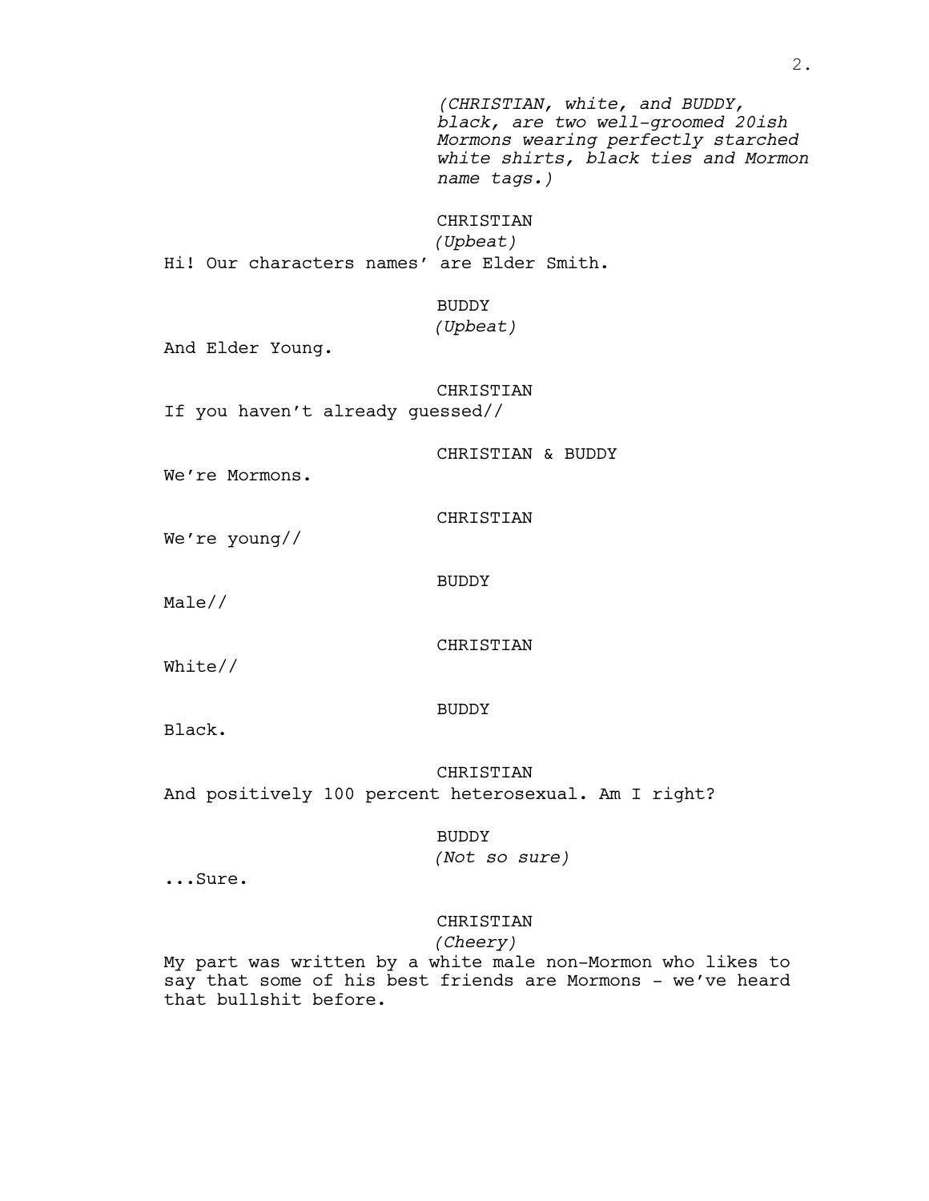*(CHRISTIAN, white, and BUDDY, black, are two well-groomed 20ish Mormons wearing perfectly starched white shirts, black ties and Mormon name tags.)*

CHRISTIAN
*(Upbeat)*
Hi! Our characters names' are Elder Smith.

BUDDY
*(Upbeat)*
And Elder Young.

CHRISTIAN
If you haven't already guessed//

CHRISTIAN & BUDDY
We're Mormons.

CHRISTIAN
We're young//

BUDDY
Male//

CHRISTIAN
White//

BUDDY
Black.

CHRISTIAN
And positively 100 percent heterosexual. Am I right?

BUDDY
*(Not so sure)*
...Sure.

CHRISTIAN
*(Cheery)*
My part was written by a white male non-Mormon who likes to say that some of his best friends are Mormons - we've heard that bullshit before.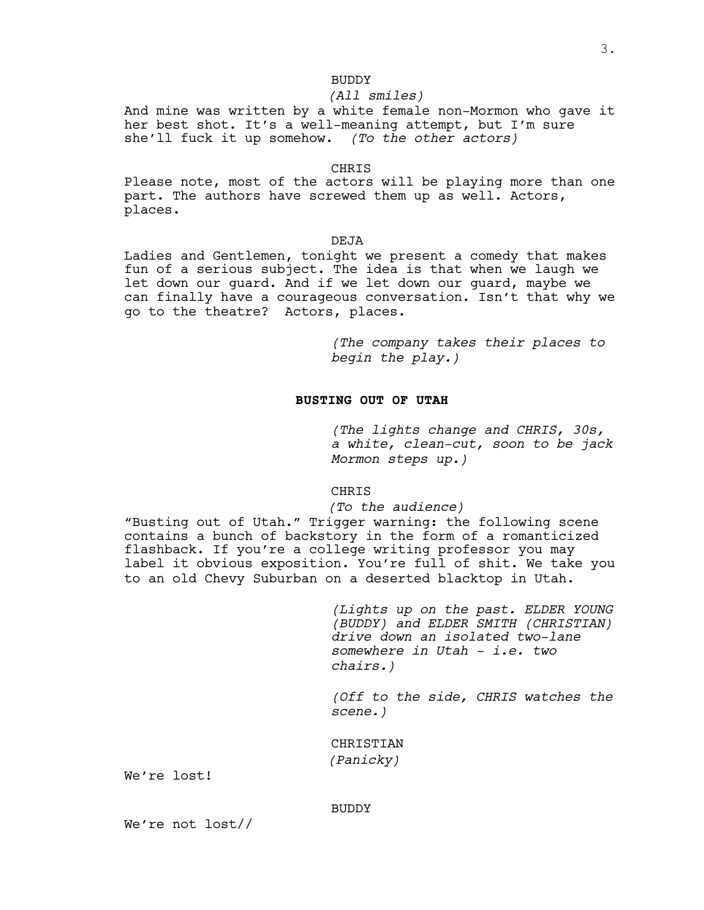BUDDY

*(All smiles)*

And mine was written by a white female non-Mormon who gave it her best shot. It's a well-meaning attempt, but I'm sure she'll fuck it up somehow. *(To the other actors)*

CHRIS

Please note, most of the actors will be playing more than one part. The authors have screwed them up as well. Actors, places.

DEJA

Ladies and Gentlemen, tonight we present a comedy that makes fun of a serious subject. The idea is that when we laugh we let down our guard. And if we let down our guard, maybe we can finally have a courageous conversation. Isn't that why we go to the theatre? Actors, places.

*(The company takes their places to begin the play.)*

**BUSTING OUT OF UTAH**

*(The lights change and CHRIS, 30s, a white, clean-cut, soon to be jack Mormon steps up.)*

CHRIS

*(To the audience)*

"Busting out of Utah." Trigger warning: the following scene contains a bunch of backstory in the form of a romanticized flashback. If you're a college writing professor you may label it obvious exposition. You're full of shit. We take you to an old Chevy Suburban on a deserted blacktop in Utah.

*(Lights up on the past. ELDER YOUNG (BUDDY) and ELDER SMITH (CHRISTIAN) drive down an isolated two-lane somewhere in Utah - i.e. two chairs.)*

*(Off to the side, CHRIS watches the scene.)*

CHRISTIAN

*(Panicky)*

We're lost!

BUDDY

We're not lost//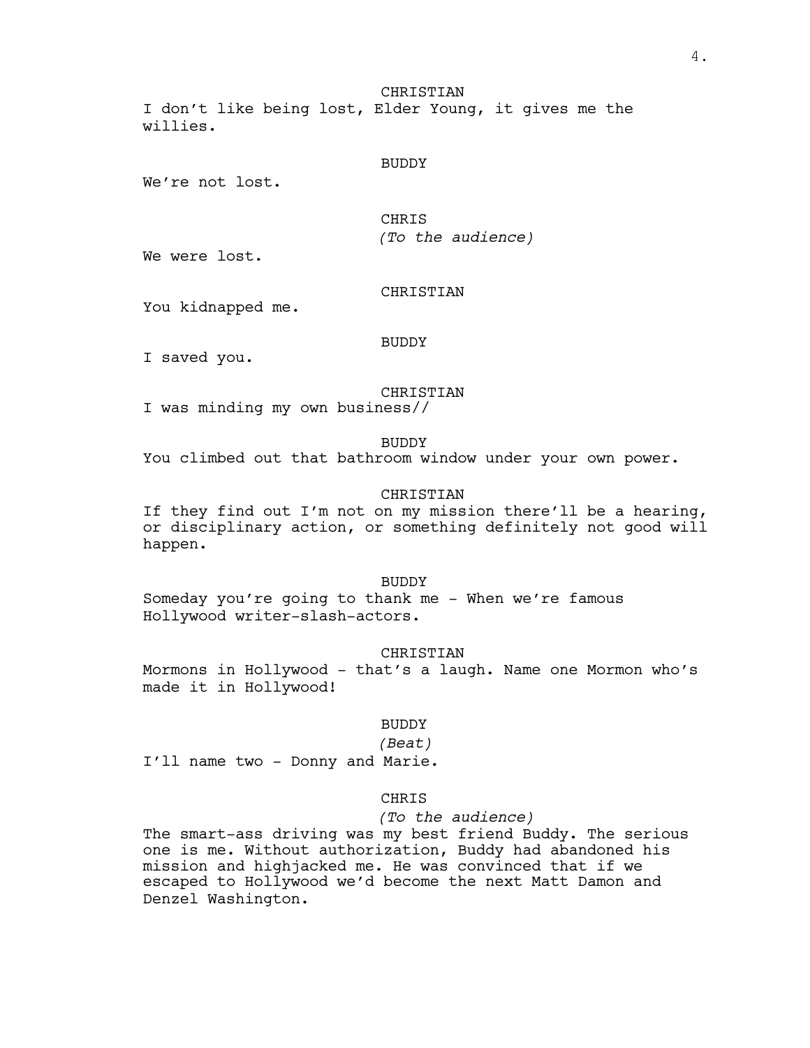CHRISTIAN

I don't like being lost, Elder Young, it gives me the willies.

BUDDY

We're not lost.

CHRIS

*(To the audience)*

We were lost.

CHRISTIAN

You kidnapped me.

BUDDY

I saved you.

CHRISTIAN

I was minding my own business//

BUDDY

You climbed out that bathroom window under your own power.

CHRISTIAN

If they find out I'm not on my mission there'll be a hearing, or disciplinary action, or something definitely not good will happen.

BUDDY

Someday you're going to thank me - When we're famous Hollywood writer-slash-actors.

CHRISTIAN

Mormons in Hollywood - that's a laugh. Name one Mormon who's made it in Hollywood!

BUDDY

*(Beat)*

I'll name two - Donny and Marie.

CHRIS

*(To the audience)*

The smart-ass driving was my best friend Buddy. The serious one is me. Without authorization, Buddy had abandoned his mission and highjacked me. He was convinced that if we escaped to Hollywood we'd become the next Matt Damon and Denzel Washington.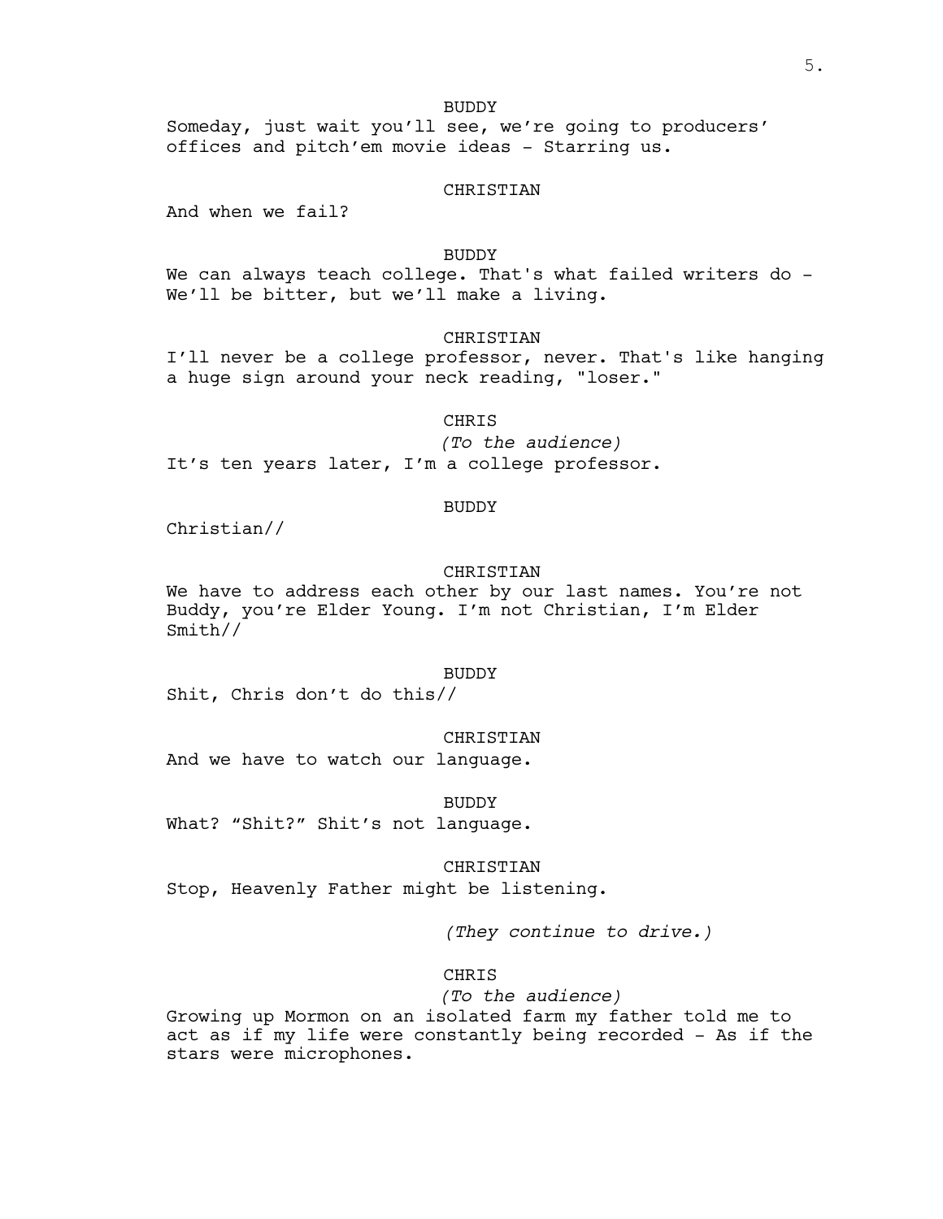BUDDY

Someday, just wait you'll see, we're going to producers' offices and pitch'em movie ideas - Starring us.

CHRISTIAN

And when we fail?

BUDDY

We can always teach college. That's what failed writers do - We'll be bitter, but we'll make a living.

CHRISTIAN

I'll never be a college professor, never. That's like hanging a huge sign around your neck reading, "loser."

CHRIS

*(To the audience)*

It's ten years later, I'm a college professor.

BUDDY

Christian//

CHRISTIAN

We have to address each other by our last names. You're not Buddy, you're Elder Young. I'm not Christian, I'm Elder Smith//

BUDDY

Shit, Chris don't do this//

CHRISTIAN

And we have to watch our language.

BUDDY

What? "Shit?" Shit's not language.

CHRISTIAN

Stop, Heavenly Father might be listening.

*(They continue to drive.)*

CHRIS

*(To the audience)*

Growing up Mormon on an isolated farm my father told me to act as if my life were constantly being recorded - As if the stars were microphones.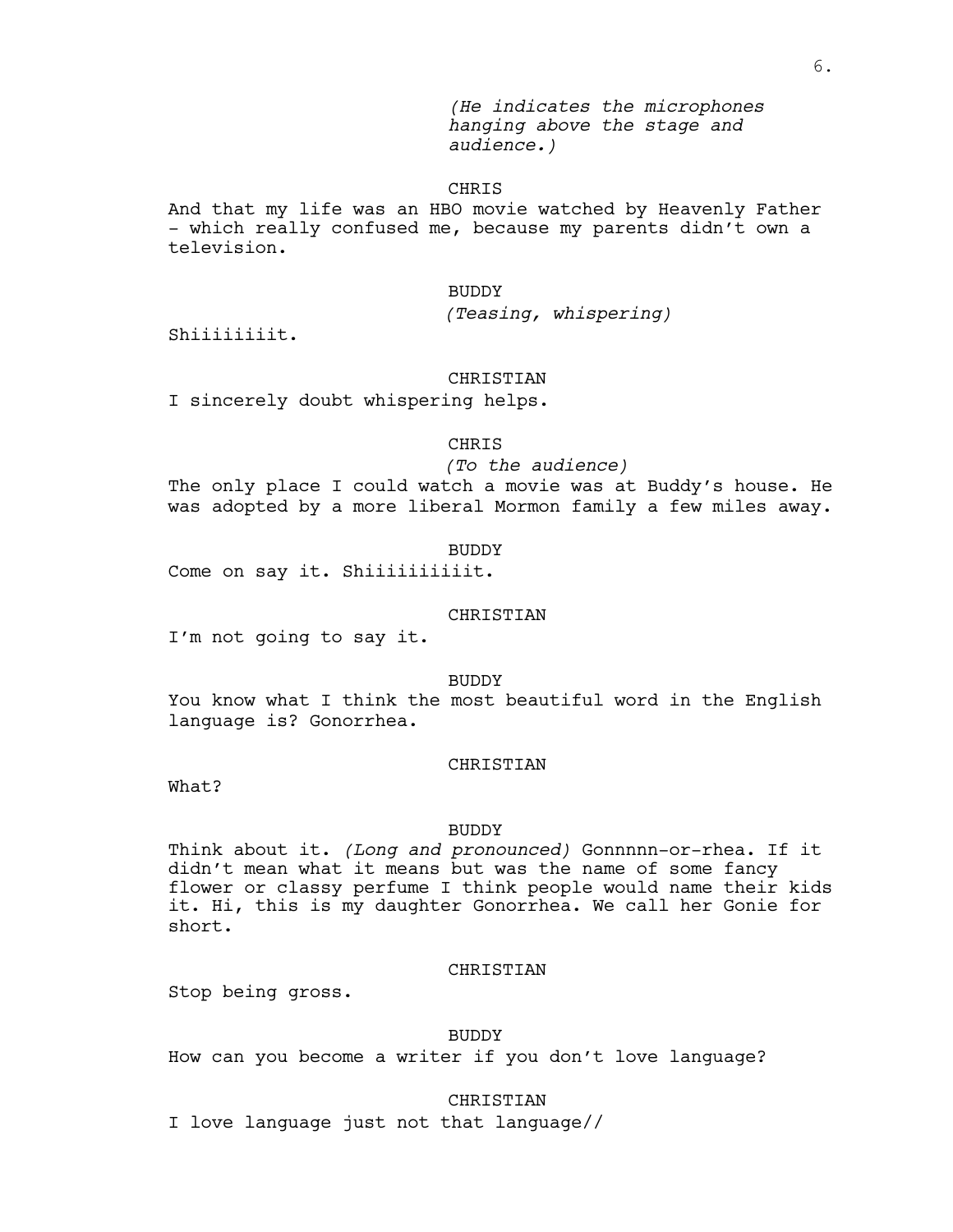*(He indicates the microphones hanging above the stage and audience.)*

CHRIS

And that my life was an HBO movie watched by Heavenly Father - which really confused me, because my parents didn't own a television.

BUDDY

*(Teasing, whispering)*

Shiiiiiiiit.

CHRISTIAN

I sincerely doubt whispering helps.

CHRIS

*(To the audience)*

The only place I could watch a movie was at Buddy's house. He was adopted by a more liberal Mormon family a few miles away.

BUDDY

Come on say it. Shiiiiiiiiit.

CHRISTIAN

I'm not going to say it.

BUDDY

You know what I think the most beautiful word in the English language is? Gonorrhea.

CHRISTIAN

What?

BUDDY

Think about it. *(Long and pronounced)* Gonnnnn-or-rhea. If it didn't mean what it means but was the name of some fancy flower or classy perfume I think people would name their kids it. Hi, this is my daughter Gonorrhea. We call her Gonie for short.

CHRISTIAN

Stop being gross.

BUDDY

How can you become a writer if you don't love language?

CHRISTIAN

I love language just not that language//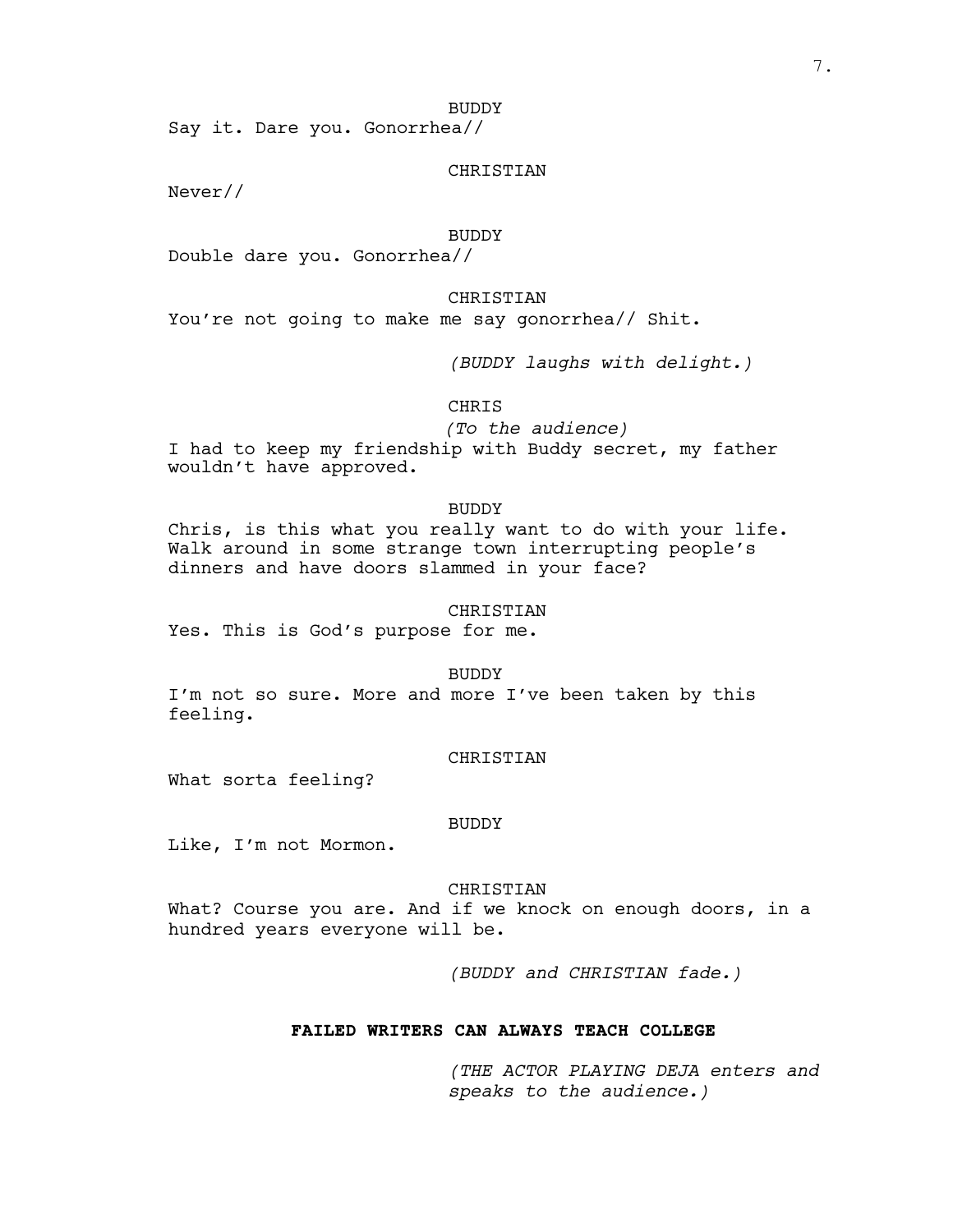BUDDY

Say it. Dare you. Gonorrhea//

CHRISTIAN

Never//

BUDDY

Double dare you. Gonorrhea//

CHRISTIAN

You're not going to make me say gonorrhea// Shit.

*(BUDDY laughs with delight.)*

CHRIS

*(To the audience)*

I had to keep my friendship with Buddy secret, my father wouldn't have approved.

BUDDY

Chris, is this what you really want to do with your life. Walk around in some strange town interrupting people's dinners and have doors slammed in your face?

CHRISTIAN

Yes. This is God's purpose for me.

BUDDY

I'm not so sure. More and more I've been taken by this feeling.

CHRISTIAN

What sorta feeling?

BUDDY

Like, I'm not Mormon.

CHRISTIAN

What? Course you are. And if we knock on enough doors, in a hundred years everyone will be.

*(BUDDY and CHRISTIAN fade.)*

**FAILED WRITERS CAN ALWAYS TEACH COLLEGE**

*(THE ACTOR PLAYING DEJA enters and speaks to the audience.)*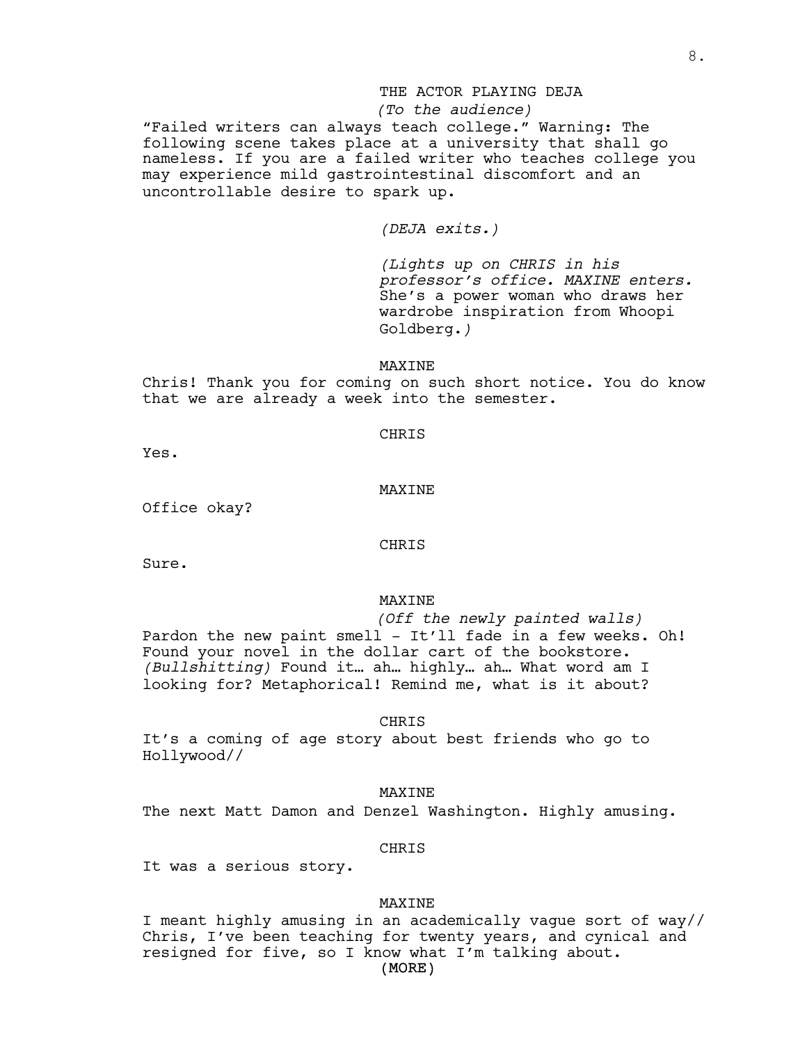THE ACTOR PLAYING DEJA
*(To the audience)*
"Failed writers can always teach college." Warning: The following scene takes place at a university that shall go nameless. If you are a failed writer who teaches college you may experience mild gastrointestinal discomfort and an uncontrollable desire to spark up.

*(DEJA exits.)*

*(Lights up on CHRIS in his professor's office. MAXINE enters.* She's a power woman who draws her wardrobe inspiration from Whoopi Goldberg.*)*

MAXINE
Chris! Thank you for coming on such short notice. You do know that we are already a week into the semester.

CHRIS
Yes.

MAXINE
Office okay?

CHRIS
Sure.

MAXINE
*(Off the newly painted walls)*
Pardon the new paint smell - It'll fade in a few weeks. Oh! Found your novel in the dollar cart of the bookstore. *(Bullshitting)* Found it… ah… highly… ah… What word am I looking for? Metaphorical! Remind me, what is it about?

CHRIS
It's a coming of age story about best friends who go to Hollywood//

MAXINE
The next Matt Damon and Denzel Washington. Highly amusing.

CHRIS
It was a serious story.

MAXINE
I meant highly amusing in an academically vague sort of way// Chris, I've been teaching for twenty years, and cynical and resigned for five, so I know what I'm talking about.
(MORE)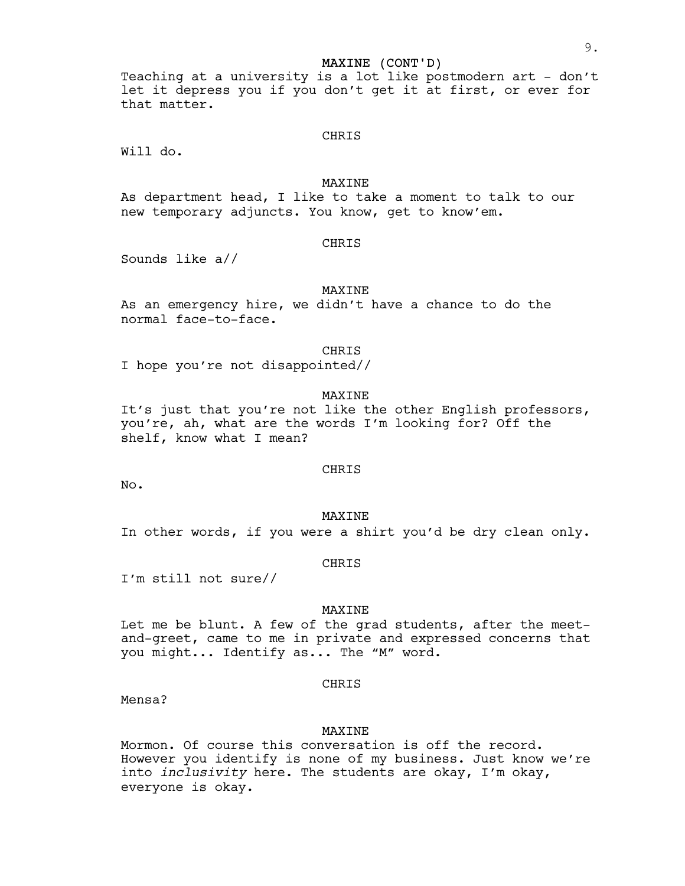MAXINE (CONT'D)

Teaching at a university is a lot like postmodern art - don't let it depress you if you don't get it at first, or ever for that matter.

CHRIS

Will do.

MAXINE

As department head, I like to take a moment to talk to our new temporary adjuncts. You know, get to know'em.

CHRIS

Sounds like a//

MAXINE

As an emergency hire, we didn't have a chance to do the normal face-to-face.

CHRIS

I hope you're not disappointed//

MAXINE

It's just that you're not like the other English professors, you're, ah, what are the words I'm looking for? Off the shelf, know what I mean?

CHRIS

No.

MAXINE

In other words, if you were a shirt you'd be dry clean only.

CHRIS

I'm still not sure//

MAXINE

Let me be blunt. A few of the grad students, after the meet-and-greet, came to me in private and expressed concerns that you might... Identify as... The "M" word.

CHRIS

Mensa?

MAXINE

Mormon. Of course this conversation is off the record. However you identify is none of my business. Just know we're into *inclusivity* here. The students are okay, I'm okay, everyone is okay.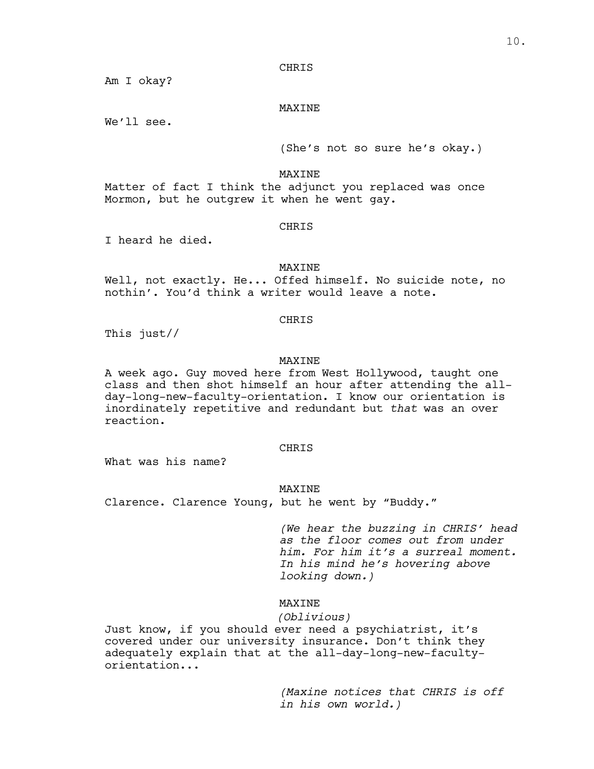CHRIS

Am I okay?

MAXINE

We'll see.

(She's not so sure he's okay.)

MAXINE

Matter of fact I think the adjunct you replaced was once Mormon, but he outgrew it when he went gay.

CHRIS

I heard he died.

MAXINE

Well, not exactly. He... Offed himself. No suicide note, no nothin'. You'd think a writer would leave a note.

CHRIS

This just//

MAXINE

A week ago. Guy moved here from West Hollywood, taught one class and then shot himself an hour after attending the all-day-long-new-faculty-orientation. I know our orientation is inordinately repetitive and redundant but *that* was an over reaction.

CHRIS

What was his name?

MAXINE

Clarence. Clarence Young, but he went by "Buddy."

*(We hear the buzzing in CHRIS' head as the floor comes out from under him. For him it's a surreal moment. In his mind he's hovering above looking down.)*

MAXINE

*(Oblivious)*

Just know, if you should ever need a psychiatrist, it's covered under our university insurance. Don't think they adequately explain that at the all-day-long-new-faculty-orientation...

*(Maxine notices that CHRIS is off in his own world.)*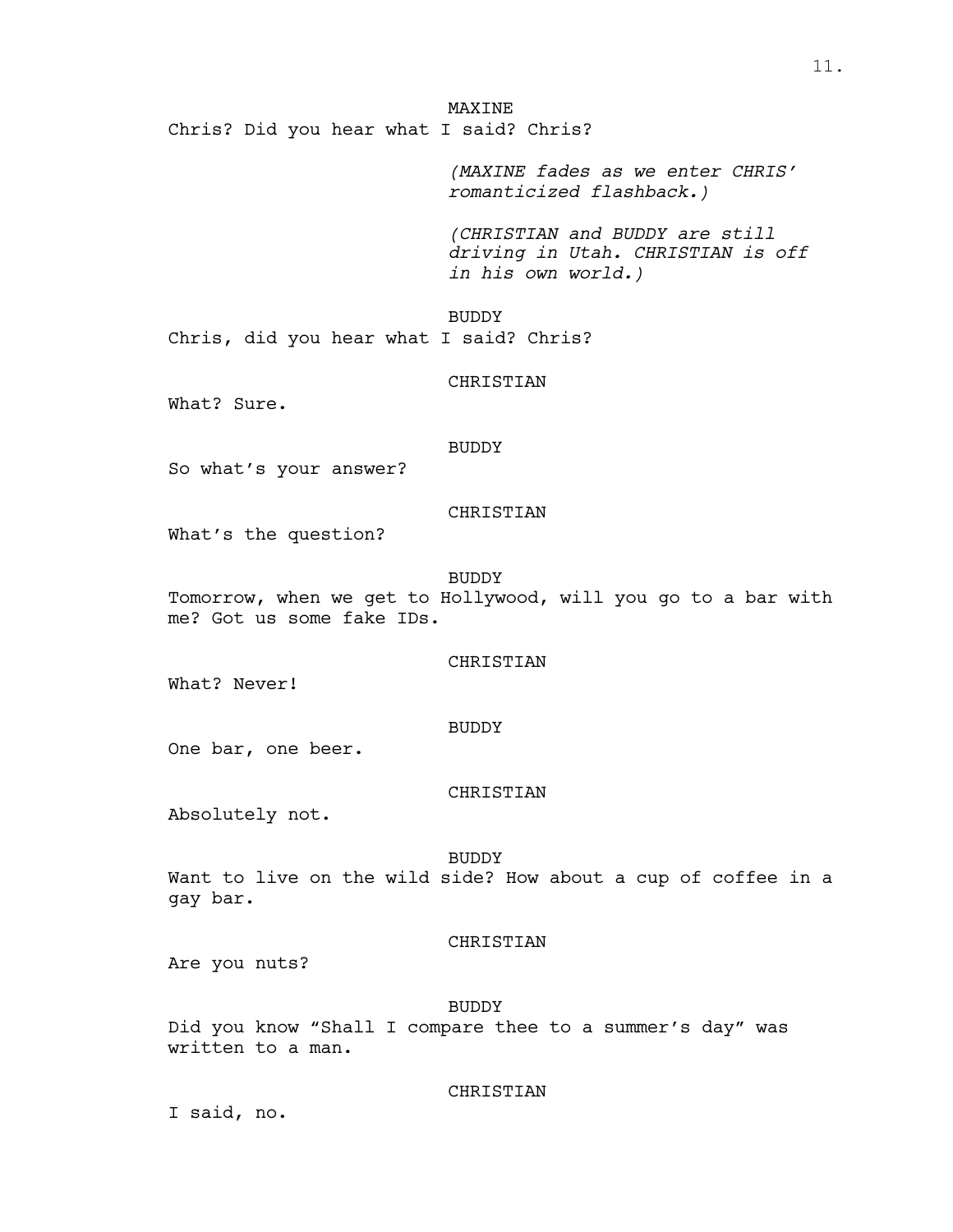MAXINE

Chris? Did you hear what I said? Chris?

*(MAXINE fades as we enter CHRIS' romanticized flashback.)*

*(CHRISTIAN and BUDDY are still driving in Utah. CHRISTIAN is off in his own world.)*

BUDDY

Chris, did you hear what I said? Chris?

CHRISTIAN

What? Sure.

BUDDY

So what's your answer?

CHRISTIAN

What's the question?

BUDDY

Tomorrow, when we get to Hollywood, will you go to a bar with me? Got us some fake IDs.

CHRISTIAN

What? Never!

BUDDY

One bar, one beer.

CHRISTIAN

Absolutely not.

BUDDY

Want to live on the wild side? How about a cup of coffee in a gay bar.

CHRISTIAN

Are you nuts?

BUDDY

Did you know "Shall I compare thee to a summer's day" was written to a man.

CHRISTIAN

I said, no.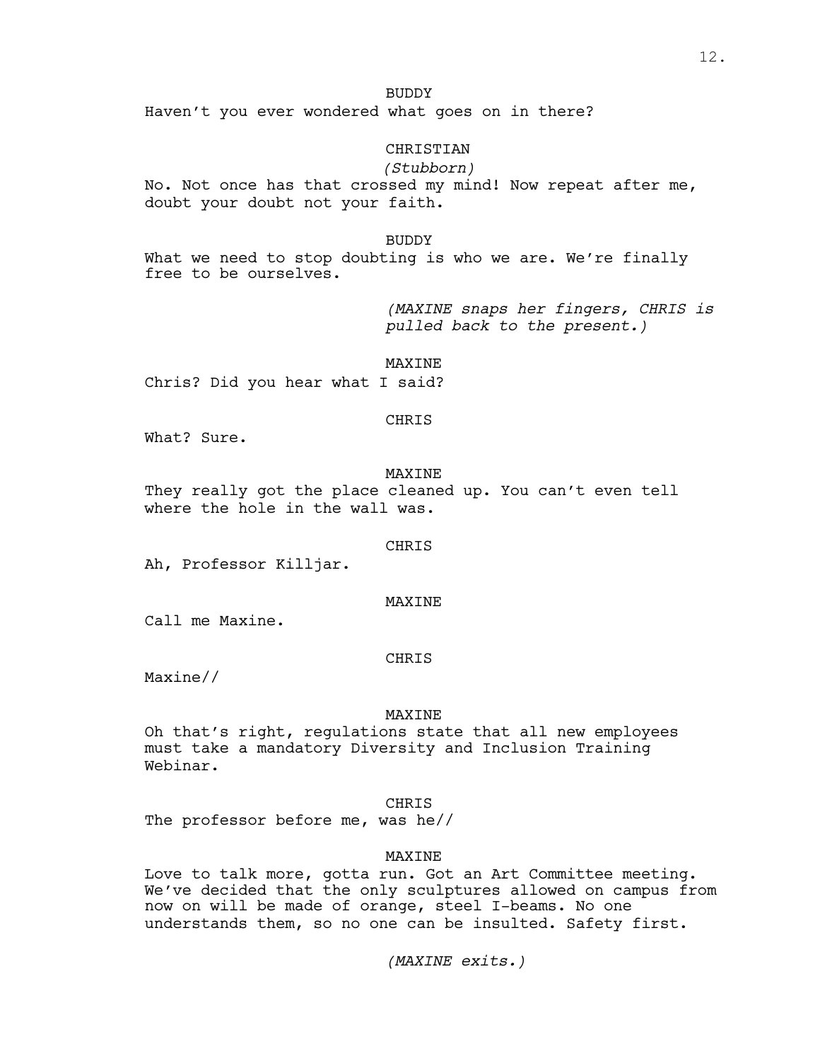BUDDY

Haven't you ever wondered what goes on in there?

CHRISTIAN

*(Stubborn)*

No. Not once has that crossed my mind! Now repeat after me, doubt your doubt not your faith.

BUDDY

What we need to stop doubting is who we are. We're finally free to be ourselves.

*(MAXINE snaps her fingers, CHRIS is pulled back to the present.)*

MAXINE

Chris? Did you hear what I said?

CHRIS

What? Sure.

MAXINE

They really got the place cleaned up. You can't even tell where the hole in the wall was.

CHRIS

Ah, Professor Killjar.

MAXINE

Call me Maxine.

CHRIS

Maxine//

MAXINE

Oh that's right, regulations state that all new employees must take a mandatory Diversity and Inclusion Training Webinar.

CHRIS

The professor before me, was he//

MAXINE

Love to talk more, gotta run. Got an Art Committee meeting. We've decided that the only sculptures allowed on campus from now on will be made of orange, steel I-beams. No one understands them, so no one can be insulted. Safety first.

*(MAXINE exits.)*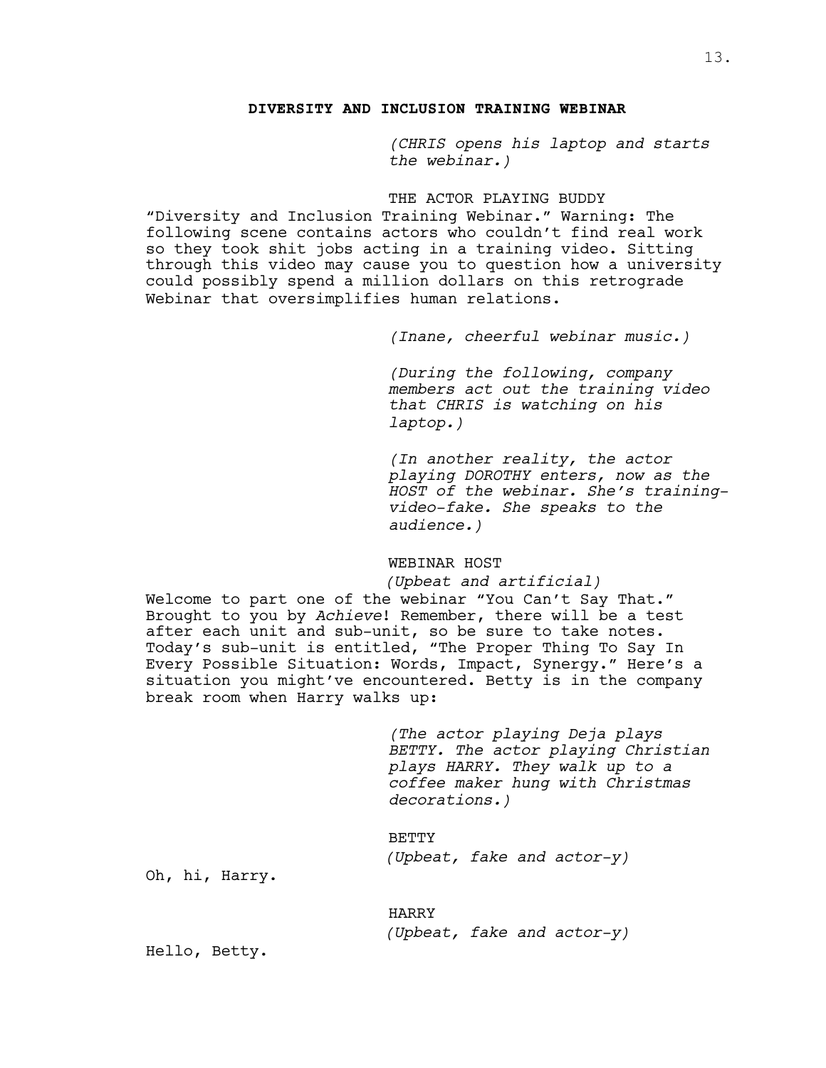**DIVERSITY AND INCLUSION TRAINING WEBINAR**

*(CHRIS opens his laptop and starts the webinar.)*

THE ACTOR PLAYING BUDDY

"Diversity and Inclusion Training Webinar." Warning: The following scene contains actors who couldn't find real work so they took shit jobs acting in a training video. Sitting through this video may cause you to question how a university could possibly spend a million dollars on this retrograde Webinar that oversimplifies human relations.

*(Inane, cheerful webinar music.)*

*(During the following, company members act out the training video that CHRIS is watching on his laptop.)*

*(In another reality, the actor playing DOROTHY enters, now as the HOST of the webinar. She's training-video-fake. She speaks to the audience.)*

WEBINAR HOST

*(Upbeat and artificial)*

Welcome to part one of the webinar "You Can't Say That." Brought to you by *Achieve*! Remember, there will be a test after each unit and sub-unit, so be sure to take notes. Today's sub-unit is entitled, "The Proper Thing To Say In Every Possible Situation: Words, Impact, Synergy." Here's a situation you might've encountered. Betty is in the company break room when Harry walks up:

*(The actor playing Deja plays BETTY. The actor playing Christian plays HARRY. They walk up to a coffee maker hung with Christmas decorations.)*

BETTY

*(Upbeat, fake and actor-y)*

Oh, hi, Harry.

HARRY

*(Upbeat, fake and actor-y)*

Hello, Betty.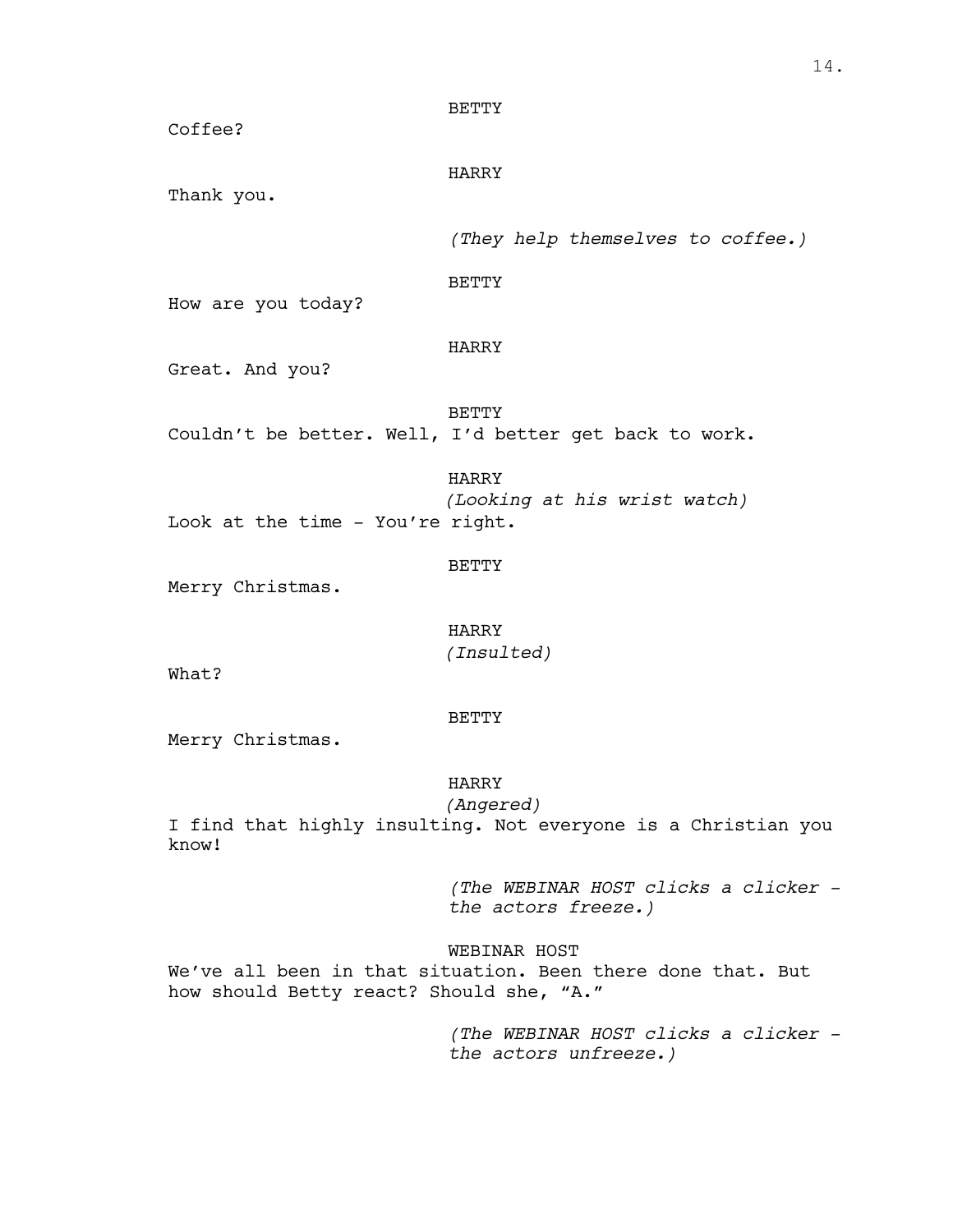BETTY

Coffee?

HARRY

Thank you.

*(They help themselves to coffee.)*

BETTY

How are you today?

HARRY

Great. And you?

BETTY

Couldn't be better. Well, I'd better get back to work.

HARRY

*(Looking at his wrist watch)*

Look at the time - You're right.

BETTY

Merry Christmas.

HARRY

*(Insulted)*

What?

BETTY

Merry Christmas.

HARRY

*(Angered)*

I find that highly insulting. Not everyone is a Christian you know!

*(The WEBINAR HOST clicks a clicker - the actors freeze.)*

WEBINAR HOST

We've all been in that situation. Been there done that. But how should Betty react? Should she, "A."

*(The WEBINAR HOST clicks a clicker - the actors unfreeze.)*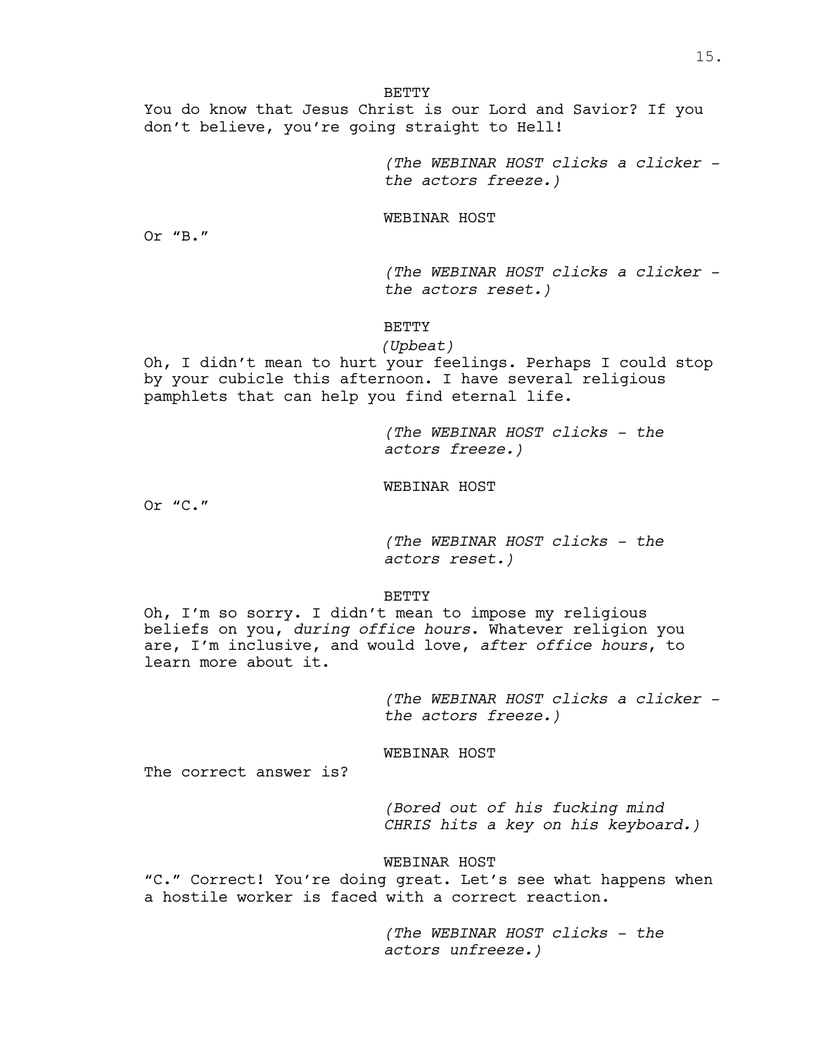BETTY

You do know that Jesus Christ is our Lord and Savior? If you don't believe, you're going straight to Hell!

*(The WEBINAR HOST clicks a clicker - the actors freeze.)*

WEBINAR HOST

Or "B."

*(The WEBINAR HOST clicks a clicker - the actors reset.)*

BETTY

*(Upbeat)*

Oh, I didn't mean to hurt your feelings. Perhaps I could stop by your cubicle this afternoon. I have several religious pamphlets that can help you find eternal life.

*(The WEBINAR HOST clicks - the actors freeze.)*

WEBINAR HOST

Or "C."

*(The WEBINAR HOST clicks - the actors reset.)*

BETTY

Oh, I'm so sorry. I didn't mean to impose my religious beliefs on you, *during office hours*. Whatever religion you are, I'm inclusive, and would love, *after office hours*, to learn more about it.

*(The WEBINAR HOST clicks a clicker - the actors freeze.)*

WEBINAR HOST

The correct answer is?

*(Bored out of his fucking mind CHRIS hits a key on his keyboard.)*

WEBINAR HOST

"C." Correct! You're doing great. Let's see what happens when a hostile worker is faced with a correct reaction.

*(The WEBINAR HOST clicks - the actors unfreeze.)*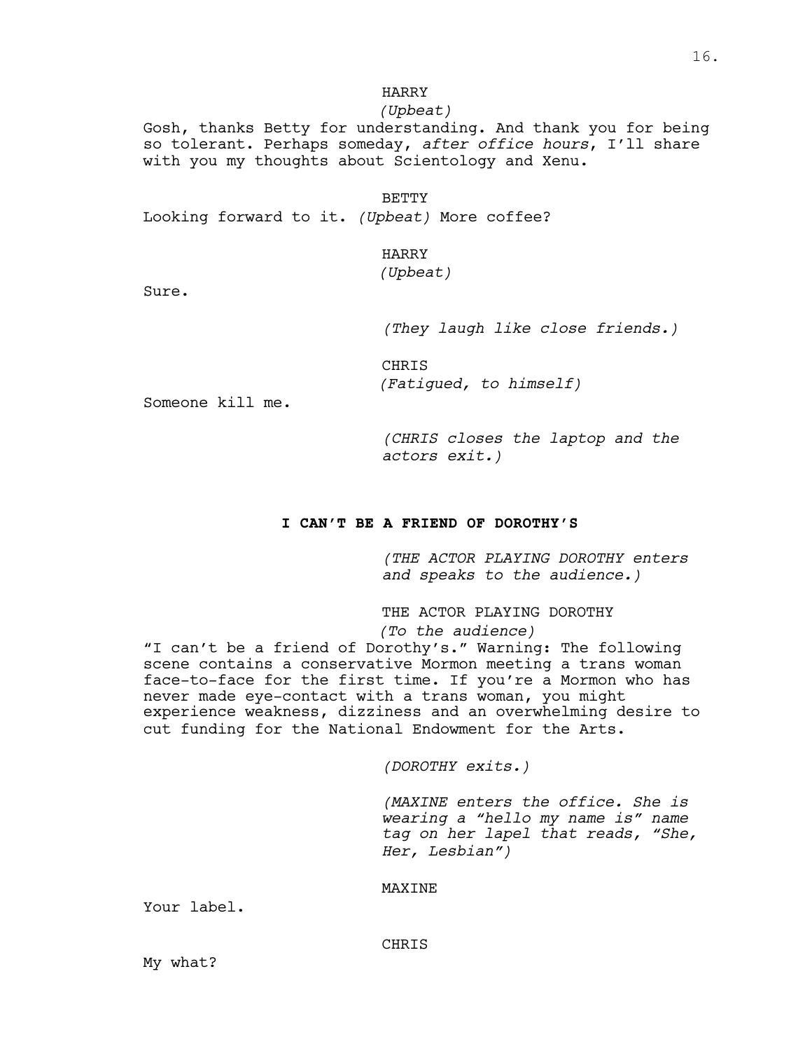HARRY
*(Upbeat)*
Gosh, thanks Betty for understanding. And thank you for being so tolerant. Perhaps someday, *after office hours*, I'll share with you my thoughts about Scientology and Xenu.

BETTY
Looking forward to it. *(Upbeat)* More coffee?

HARRY
*(Upbeat)*
Sure.

*(They laugh like close friends.)*

CHRIS
*(Fatigued, to himself)*
Someone kill me.

*(CHRIS closes the laptop and the actors exit.)*

**I CAN'T BE A FRIEND OF DOROTHY'S**

*(THE ACTOR PLAYING DOROTHY enters and speaks to the audience.)*

THE ACTOR PLAYING DOROTHY
*(To the audience)*
"I can't be a friend of Dorothy's." Warning: The following scene contains a conservative Mormon meeting a trans woman face-to-face for the first time. If you're a Mormon who has never made eye-contact with a trans woman, you might experience weakness, dizziness and an overwhelming desire to cut funding for the National Endowment for the Arts.

*(DOROTHY exits.)*

*(MAXINE enters the office. She is wearing a "hello my name is" name tag on her lapel that reads, "She, Her, Lesbian")*

MAXINE
Your label.

CHRIS
My what?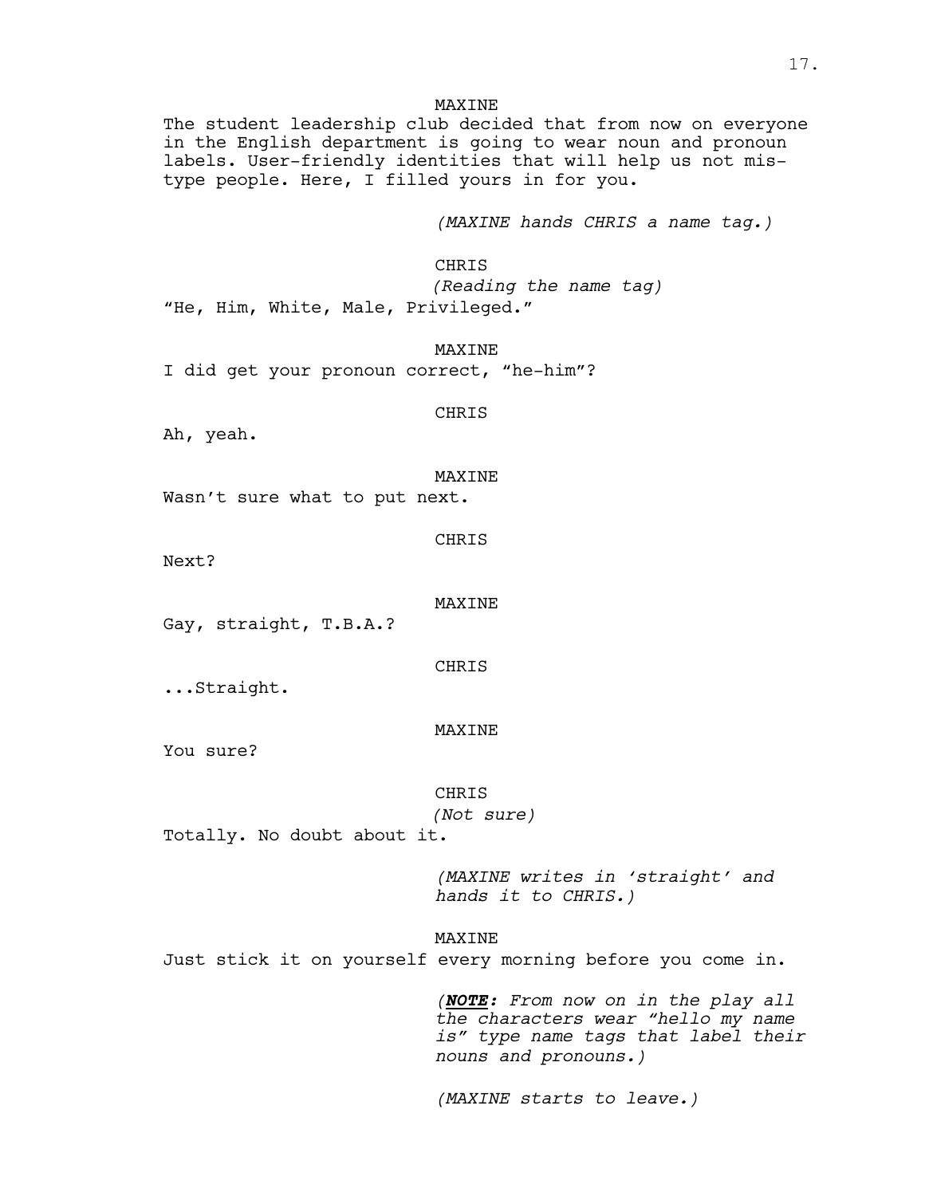MAXINE

The student leadership club decided that from now on everyone in the English department is going to wear noun and pronoun labels. User-friendly identities that will help us not mis-type people. Here, I filled yours in for you.

*(MAXINE hands CHRIS a name tag.)*

CHRIS

*(Reading the name tag)*

"He, Him, White, Male, Privileged."

MAXINE

I did get your pronoun correct, "he-him"?

CHRIS

Ah, yeah.

MAXINE

Wasn't sure what to put next.

CHRIS

Next?

MAXINE

Gay, straight, T.B.A.?

CHRIS

...Straight.

MAXINE

You sure?

CHRIS

*(Not sure)*

Totally. No doubt about it.

*(MAXINE writes in 'straight' and hands it to CHRIS.)*

MAXINE

Just stick it on yourself every morning before you come in.

*(**NOTE:** From now on in the play all the characters wear "hello my name is" type name tags that label their nouns and pronouns.)*

*(MAXINE starts to leave.)*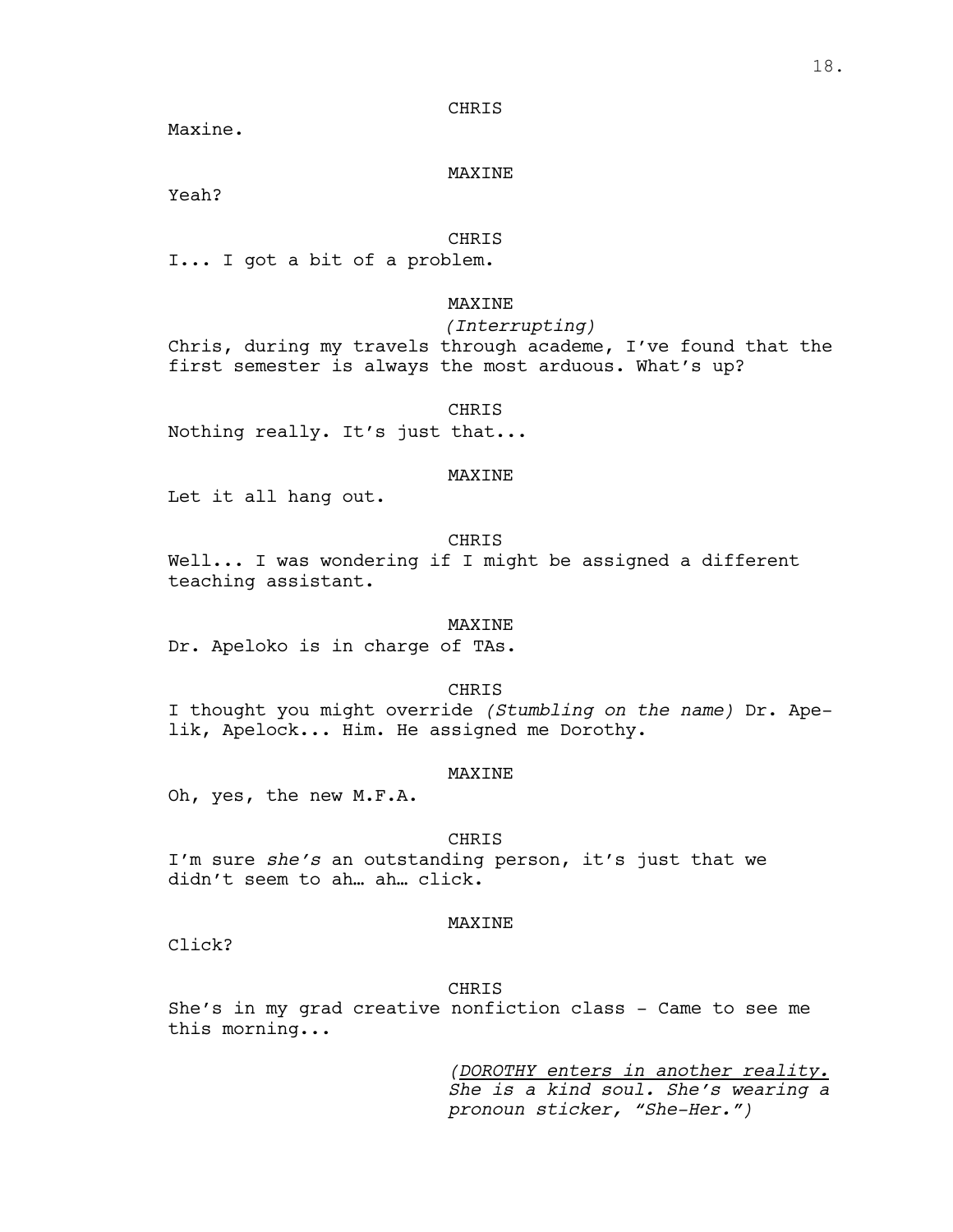CHRIS

Maxine.

MAXINE

Yeah?

CHRIS

I... I got a bit of a problem.

MAXINE

*(Interrupting)*

Chris, during my travels through academe, I've found that the first semester is always the most arduous. What's up?

CHRIS

Nothing really. It's just that...

MAXINE

Let it all hang out.

CHRIS

Well... I was wondering if I might be assigned a different teaching assistant.

MAXINE

Dr. Apeloko is in charge of TAs.

CHRIS

I thought you might override *(Stumbling on the name)* Dr. Ape-lik, Apelock... Him. He assigned me Dorothy.

MAXINE

Oh, yes, the new M.F.A.

CHRIS

I'm sure *she's* an outstanding person, it's just that we didn't seem to ah… ah… click.

MAXINE

Click?

CHRIS

She's in my grad creative nonfiction class - Came to see me this morning...

*(<u>DOROTHY enters in another reality.</u> She is a kind soul. She's wearing a pronoun sticker, "She-Her.")*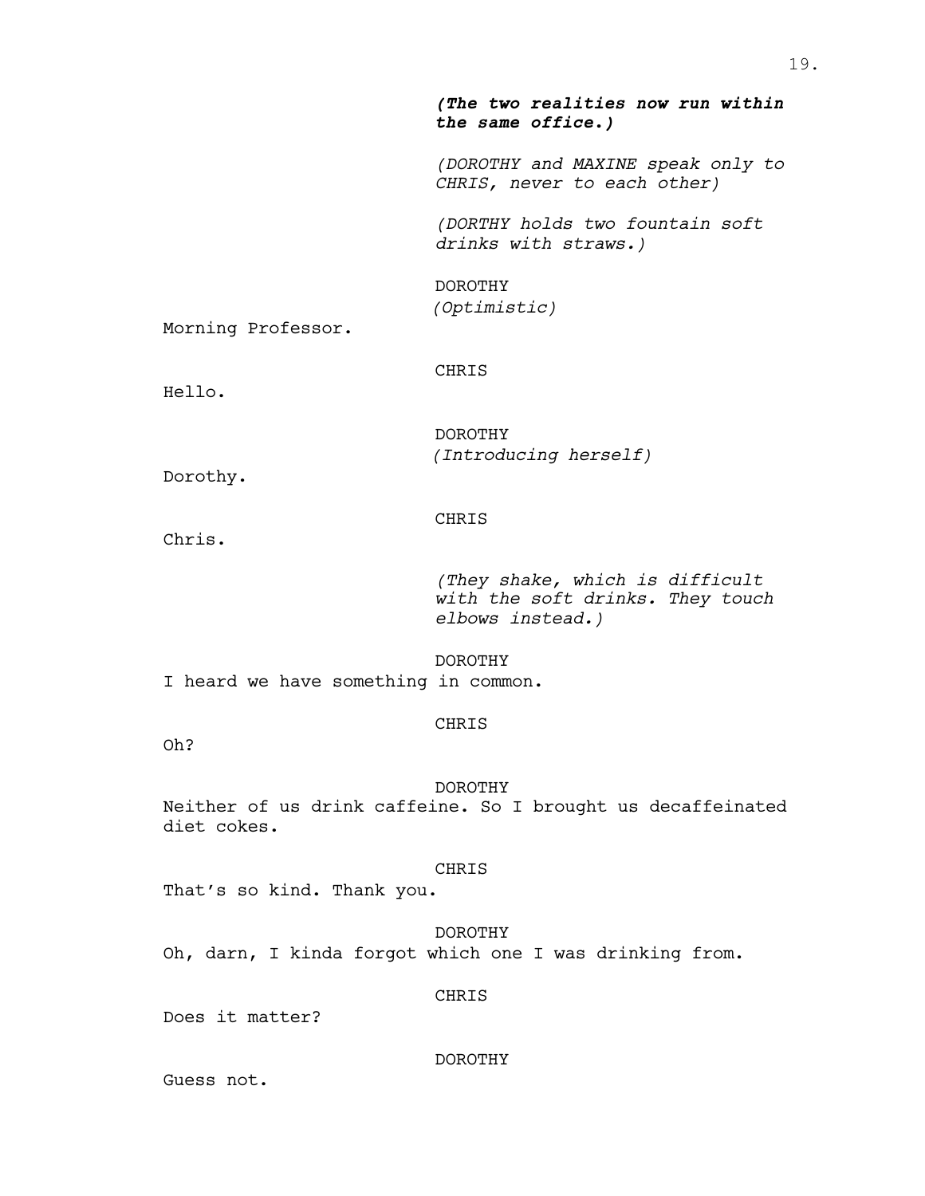***(The two realities now run within the same office.)***

*(DOROTHY and MAXINE speak only to CHRIS, never to each other)*

*(DORTHY holds two fountain soft drinks with straws.)*

DOROTHY
*(Optimistic)*

Morning Professor.

CHRIS

Hello.

DOROTHY
*(Introducing herself)*

Dorothy.

CHRIS

Chris.

*(They shake, which is difficult with the soft drinks. They touch elbows instead.)*

DOROTHY

I heard we have something in common.

CHRIS

Oh?

DOROTHY

Neither of us drink caffeine. So I brought us decaffeinated diet cokes.

CHRIS

That's so kind. Thank you.

DOROTHY

Oh, darn, I kinda forgot which one I was drinking from.

CHRIS

Does it matter?

DOROTHY

Guess not.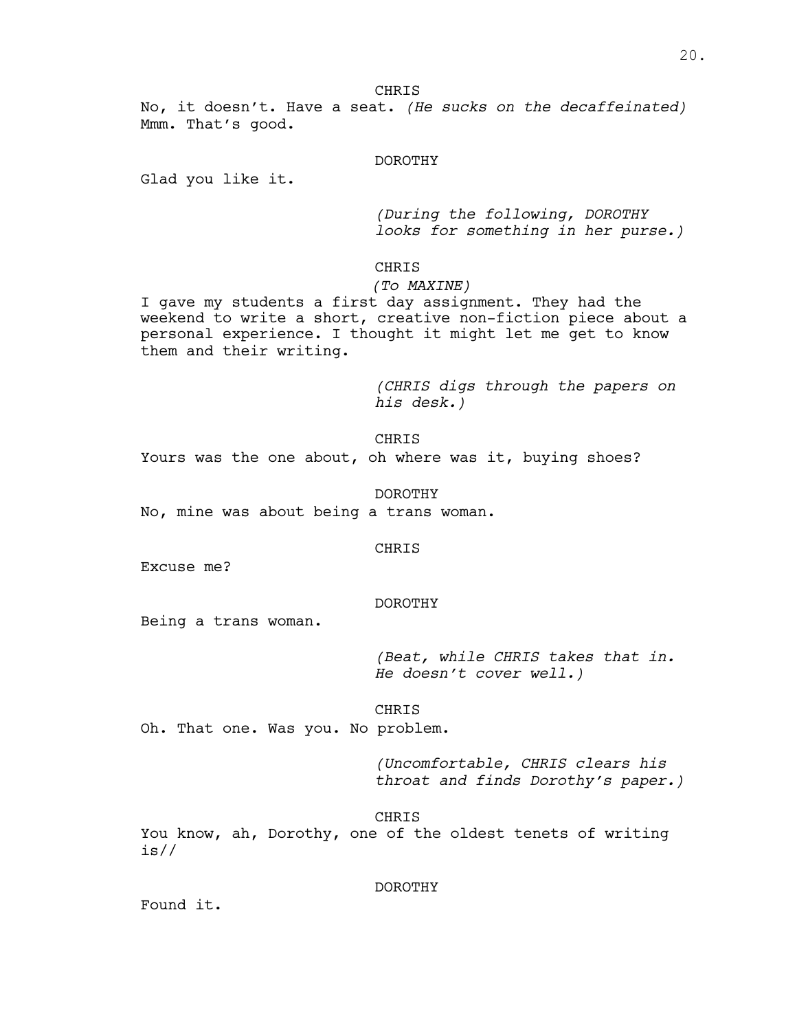CHRIS

No, it doesn't. Have a seat. *(He sucks on the decaffeinated)* Mmm. That's good.

DOROTHY

Glad you like it.

*(During the following, DOROTHY looks for something in her purse.)*

CHRIS

*(To MAXINE)*

I gave my students a first day assignment. They had the weekend to write a short, creative non-fiction piece about a personal experience. I thought it might let me get to know them and their writing.

*(CHRIS digs through the papers on his desk.)*

CHRIS

Yours was the one about, oh where was it, buying shoes?

DOROTHY

No, mine was about being a trans woman.

CHRIS

Excuse me?

DOROTHY

Being a trans woman.

*(Beat, while CHRIS takes that in. He doesn't cover well.)*

CHRIS

Oh. That one. Was you. No problem.

*(Uncomfortable, CHRIS clears his throat and finds Dorothy's paper.)*

CHRIS

You know, ah, Dorothy, one of the oldest tenets of writing is//

DOROTHY

Found it.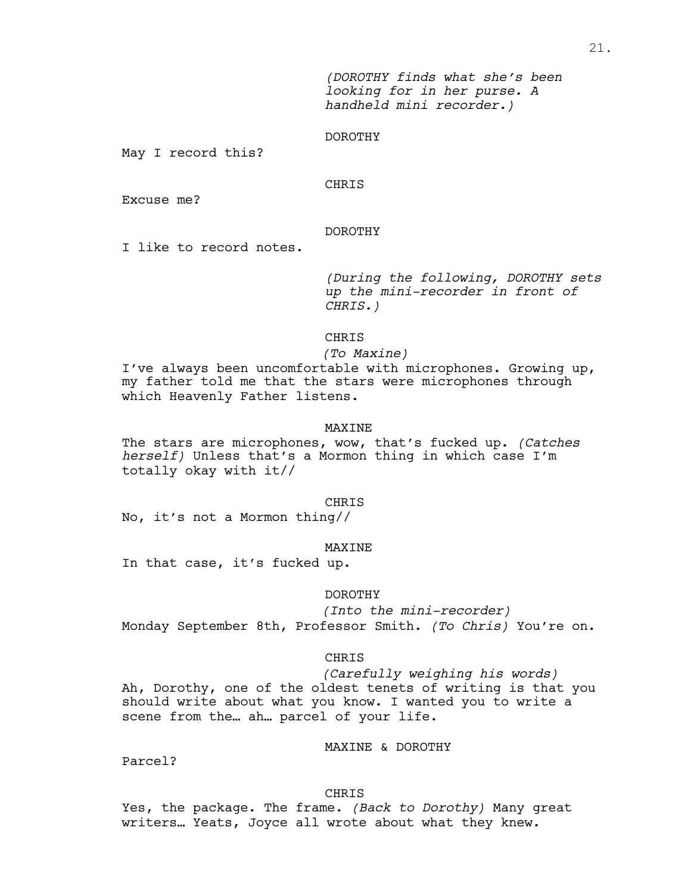*(DOROTHY finds what she's been looking for in her purse. A handheld mini recorder.)*

DOROTHY

May I record this?

CHRIS

Excuse me?

DOROTHY

I like to record notes.

*(During the following, DOROTHY sets up the mini-recorder in front of CHRIS.)*

CHRIS

*(To Maxine)*

I've always been uncomfortable with microphones. Growing up, my father told me that the stars were microphones through which Heavenly Father listens.

MAXINE

The stars are microphones, wow, that's fucked up. *(Catches herself)* Unless that's a Mormon thing in which case I'm totally okay with it//

CHRIS

No, it's not a Mormon thing//

MAXINE

In that case, it's fucked up.

DOROTHY

*(Into the mini-recorder)*

Monday September 8th, Professor Smith. *(To Chris)* You're on.

CHRIS

*(Carefully weighing his words)*

Ah, Dorothy, one of the oldest tenets of writing is that you should write about what you know. I wanted you to write a scene from the… ah… parcel of your life.

MAXINE & DOROTHY

Parcel?

CHRIS

Yes, the package. The frame. *(Back to Dorothy)* Many great writers… Yeats, Joyce all wrote about what they knew.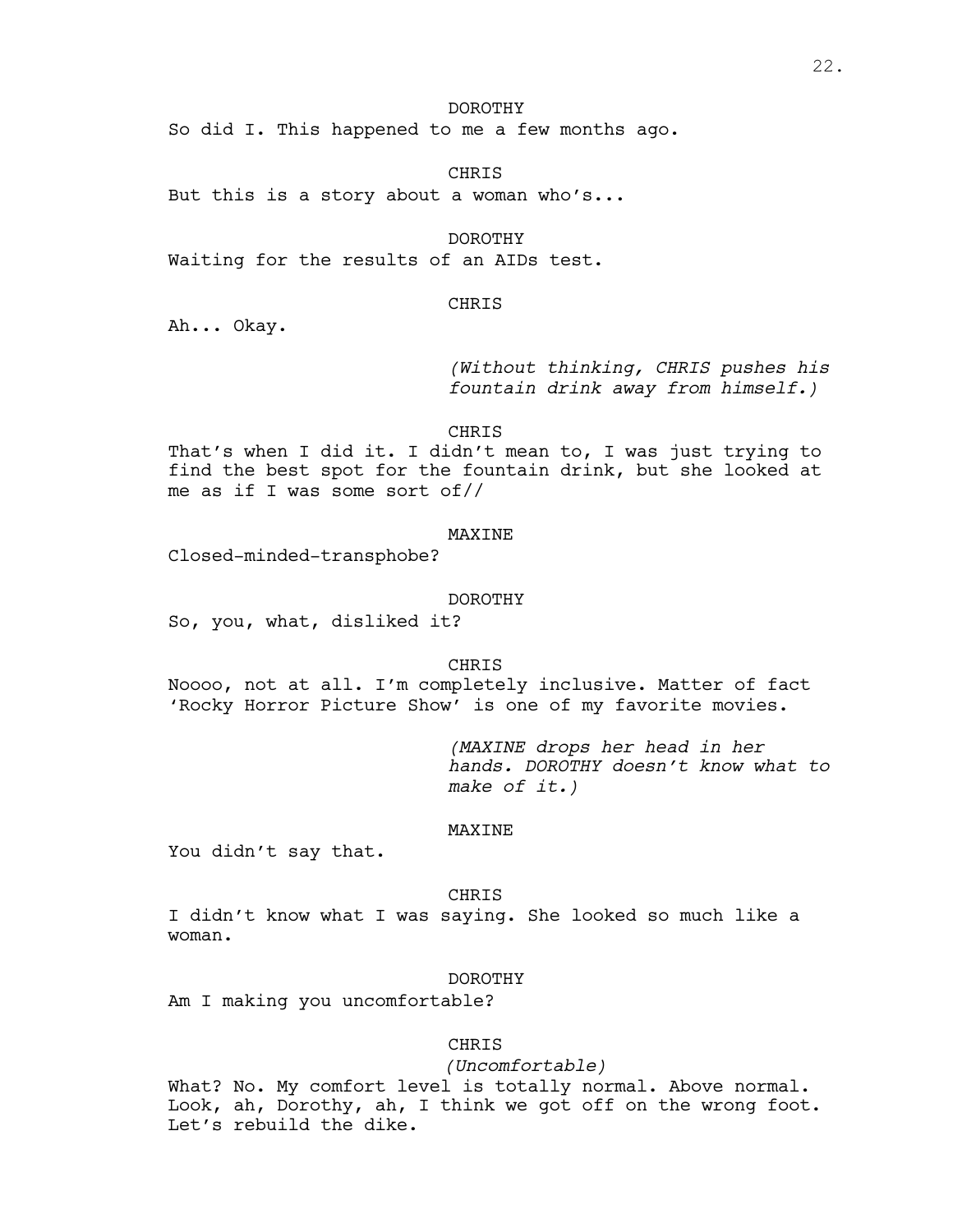DOROTHY

So did I. This happened to me a few months ago.

CHRIS

But this is a story about a woman who's...

DOROTHY

Waiting for the results of an AIDs test.

CHRIS

Ah... Okay.

*(Without thinking, CHRIS pushes his fountain drink away from himself.)*

CHRIS

That's when I did it. I didn't mean to, I was just trying to find the best spot for the fountain drink, but she looked at me as if I was some sort of//

MAXINE

Closed-minded-transphobe?

DOROTHY

So, you, what, disliked it?

CHRIS

Noooo, not at all. I'm completely inclusive. Matter of fact 'Rocky Horror Picture Show' is one of my favorite movies.

*(MAXINE drops her head in her hands. DOROTHY doesn't know what to make of it.)*

MAXINE

You didn't say that.

CHRIS

I didn't know what I was saying. She looked so much like a woman.

DOROTHY

Am I making you uncomfortable?

CHRIS

*(Uncomfortable)*

What? No. My comfort level is totally normal. Above normal. Look, ah, Dorothy, ah, I think we got off on the wrong foot. Let's rebuild the dike.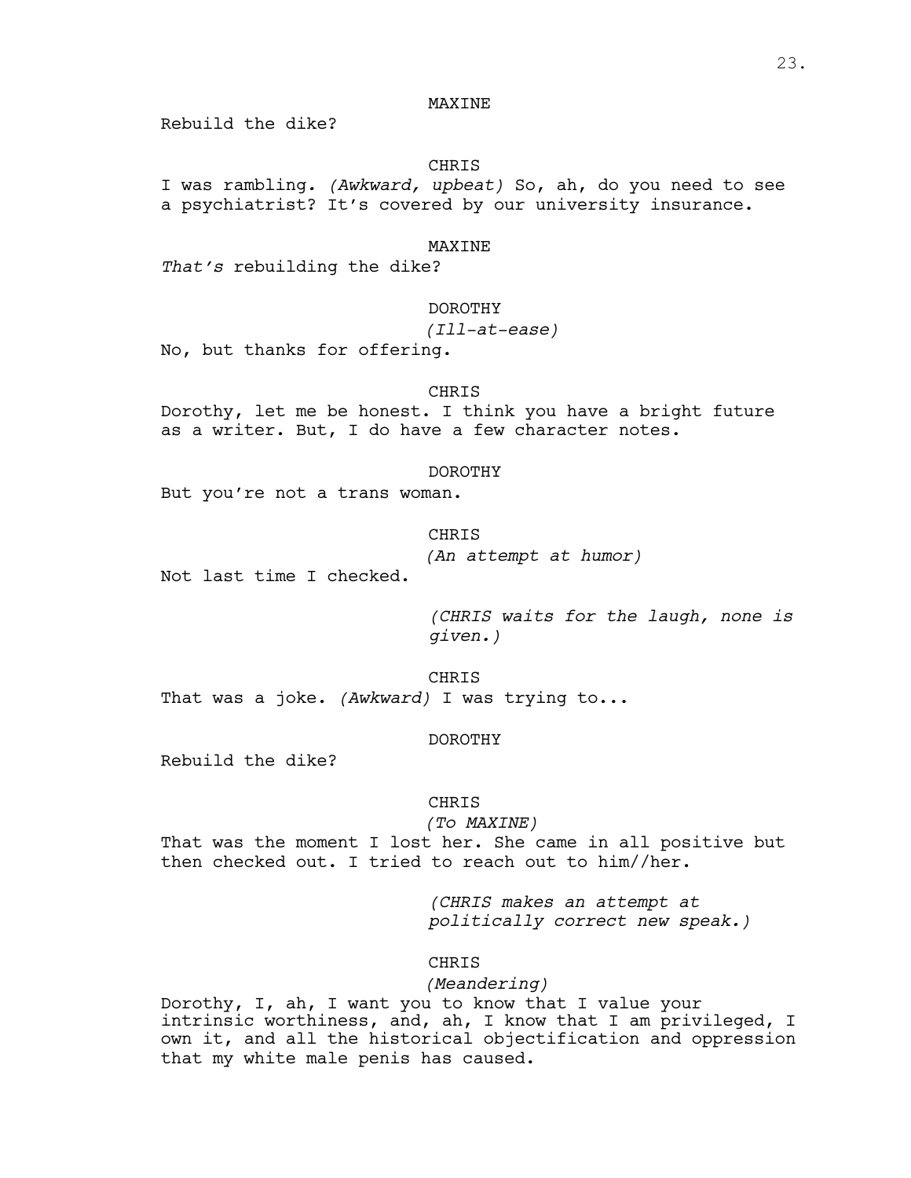MAXINE

Rebuild the dike?

CHRIS

I was rambling. *(Awkward, upbeat)* So, ah, do you need to see a psychiatrist? It's covered by our university insurance.

MAXINE

*That's* rebuilding the dike?

DOROTHY

*(Ill-at-ease)*

No, but thanks for offering.

CHRIS

Dorothy, let me be honest. I think you have a bright future as a writer. But, I do have a few character notes.

DOROTHY

But you're not a trans woman.

CHRIS

*(An attempt at humor)*

Not last time I checked.

*(CHRIS waits for the laugh, none is given.)*

CHRIS

That was a joke. *(Awkward)* I was trying to...

DOROTHY

Rebuild the dike?

CHRIS

*(To MAXINE)*

That was the moment I lost her. She came in all positive but then checked out. I tried to reach out to him//her.

*(CHRIS makes an attempt at politically correct new speak.)*

CHRIS

*(Meandering)*

Dorothy, I, ah, I want you to know that I value your intrinsic worthiness, and, ah, I know that I am privileged, I own it, and all the historical objectification and oppression that my white male penis has caused.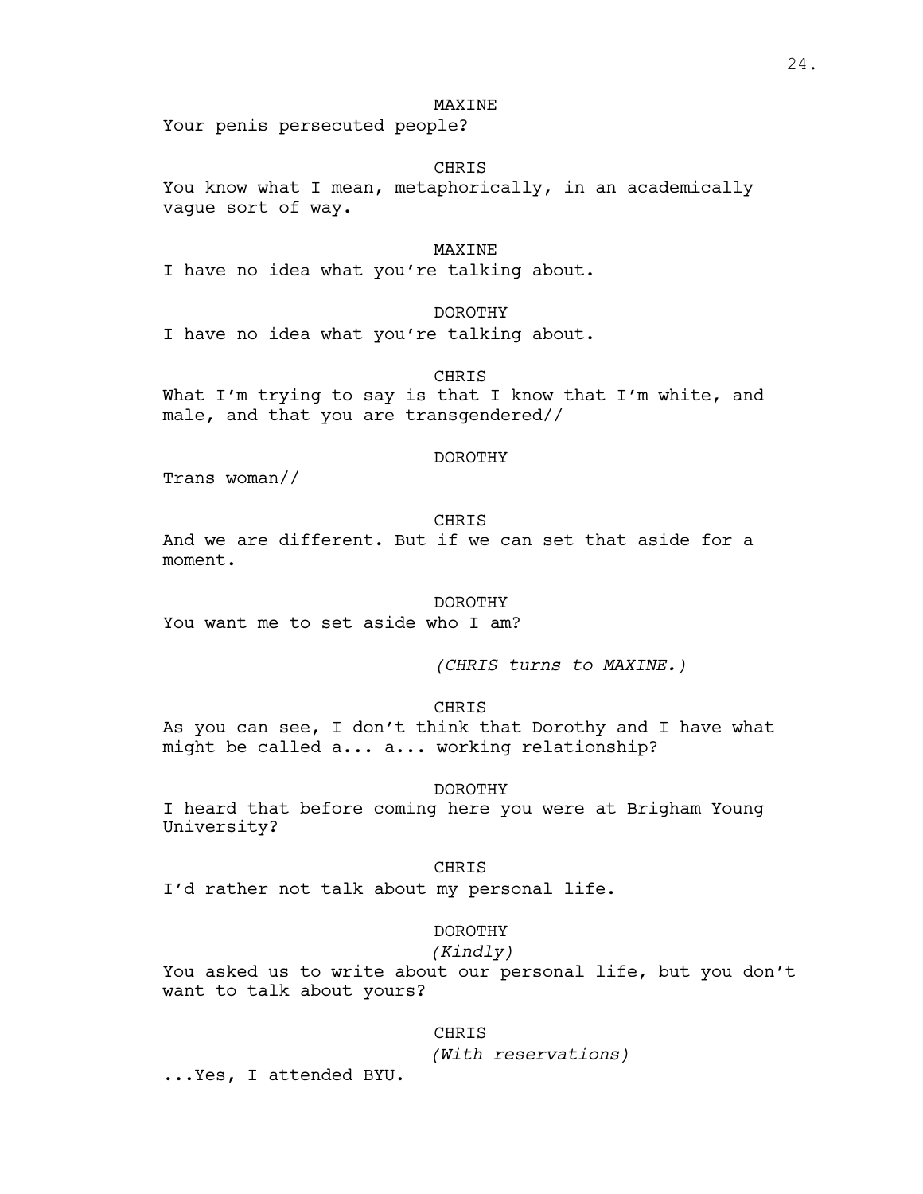MAXINE

Your penis persecuted people?

CHRIS

You know what I mean, metaphorically, in an academically vague sort of way.

MAXINE

I have no idea what you're talking about.

DOROTHY

I have no idea what you're talking about.

CHRIS

What I'm trying to say is that I know that I'm white, and male, and that you are transgendered//

DOROTHY

Trans woman//

CHRIS

And we are different. But if we can set that aside for a moment.

DOROTHY

You want me to set aside who I am?

*(CHRIS turns to MAXINE.)*

CHRIS

As you can see, I don't think that Dorothy and I have what might be called a... a... working relationship?

DOROTHY

I heard that before coming here you were at Brigham Young University?

CHRIS

I'd rather not talk about my personal life.

DOROTHY

*(Kindly)*

You asked us to write about our personal life, but you don't want to talk about yours?

CHRIS

*(With reservations)*

...Yes, I attended BYU.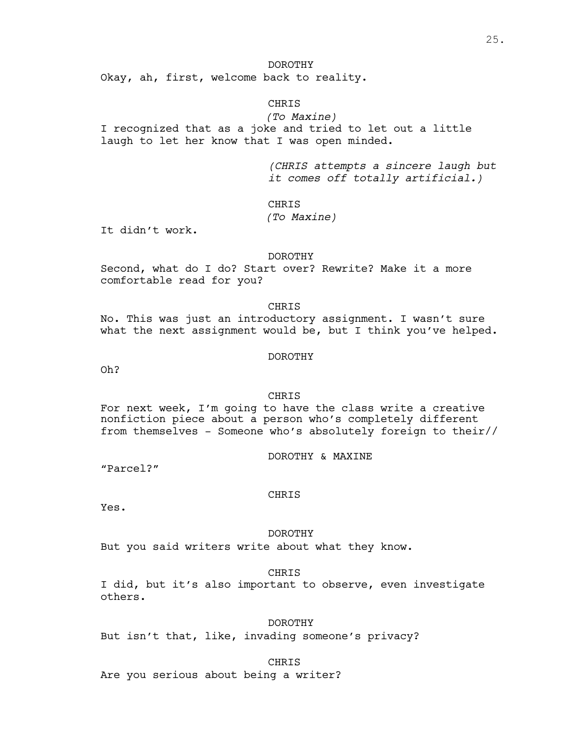DOROTHY

Okay, ah, first, welcome back to reality.

CHRIS

*(To Maxine)*

I recognized that as a joke and tried to let out a little laugh to let her know that I was open minded.

*(CHRIS attempts a sincere laugh but it comes off totally artificial.)*

CHRIS

*(To Maxine)*

It didn't work.

DOROTHY

Second, what do I do? Start over? Rewrite? Make it a more comfortable read for you?

CHRIS

No. This was just an introductory assignment. I wasn't sure what the next assignment would be, but I think you've helped.

DOROTHY

Oh?

CHRIS

For next week, I'm going to have the class write a creative nonfiction piece about a person who's completely different from themselves - Someone who's absolutely foreign to their//

DOROTHY & MAXINE

"Parcel?"

CHRIS

Yes.

DOROTHY

But you said writers write about what they know.

CHRIS

I did, but it's also important to observe, even investigate others.

DOROTHY

But isn't that, like, invading someone's privacy?

CHRIS

Are you serious about being a writer?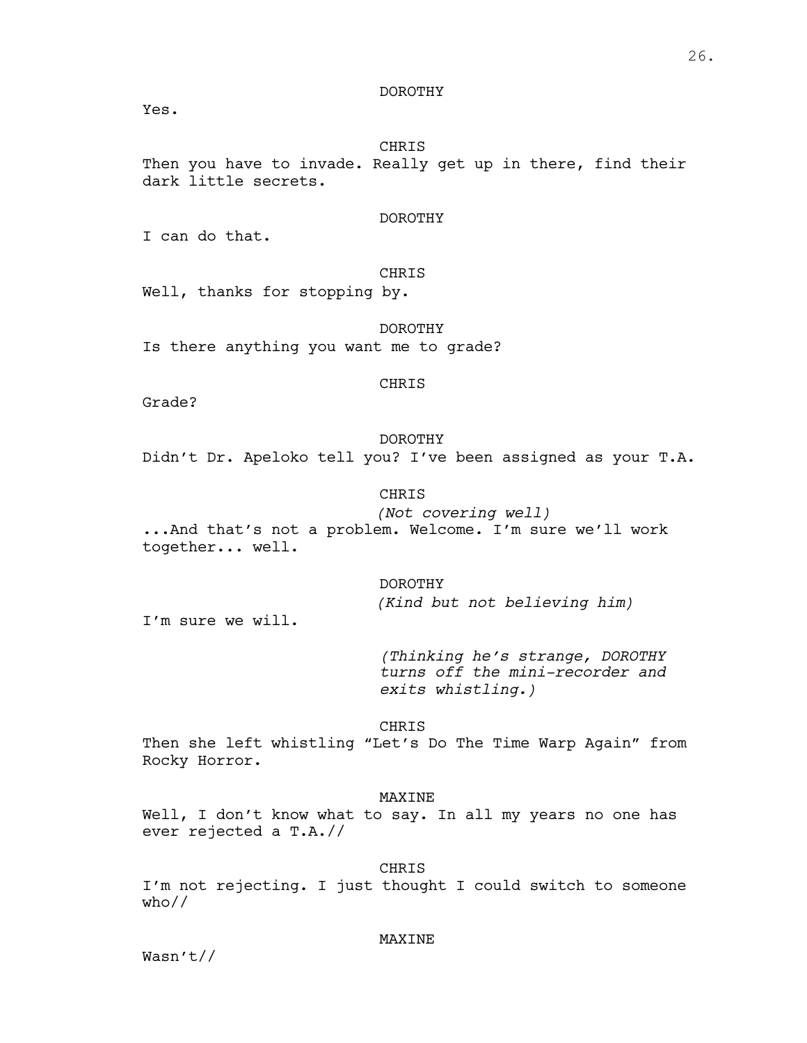DOROTHY

Yes.

CHRIS

Then you have to invade. Really get up in there, find their dark little secrets.

DOROTHY

I can do that.

CHRIS

Well, thanks for stopping by.

DOROTHY

Is there anything you want me to grade?

CHRIS

Grade?

DOROTHY

Didn't Dr. Apeloko tell you? I've been assigned as your T.A.

CHRIS

*(Not covering well)*

...And that's not a problem. Welcome. I'm sure we'll work together... well.

DOROTHY

*(Kind but not believing him)*

I'm sure we will.

*(Thinking he's strange, DOROTHY turns off the mini-recorder and exits whistling.)*

CHRIS

Then she left whistling "Let's Do The Time Warp Again" from Rocky Horror.

MAXINE

Well, I don't know what to say. In all my years no one has ever rejected a T.A.//

CHRIS

I'm not rejecting. I just thought I could switch to someone who//

MAXINE

Wasn't//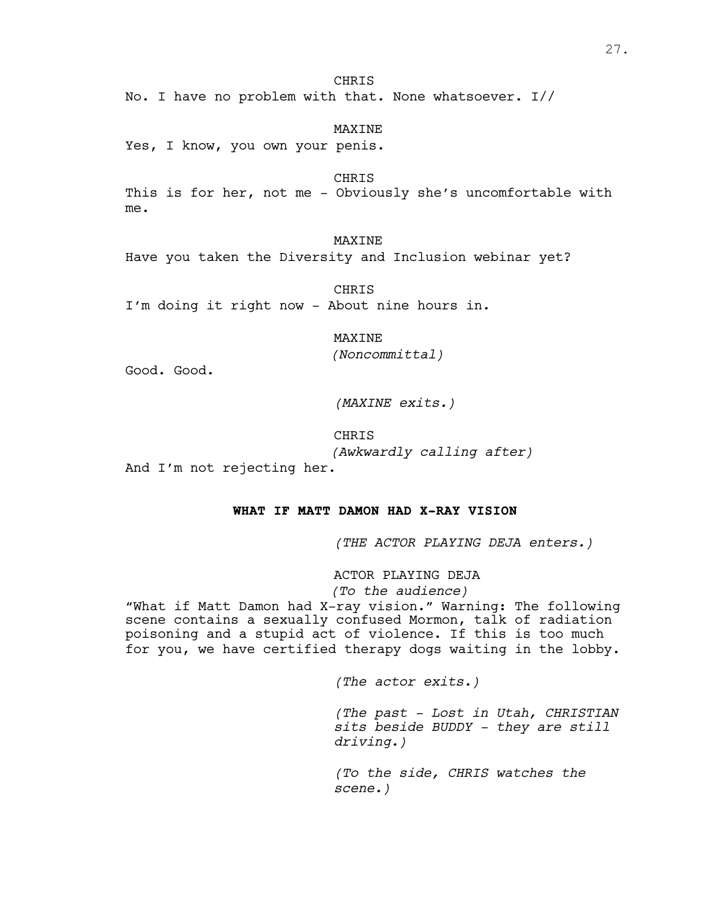CHRIS

No. I have no problem with that. None whatsoever. I//

MAXINE

Yes, I know, you own your penis.

CHRIS

This is for her, not me - Obviously she's uncomfortable with me.

MAXINE

Have you taken the Diversity and Inclusion webinar yet?

CHRIS

I'm doing it right now - About nine hours in.

MAXINE

*(Noncommittal)*

Good. Good.

*(MAXINE exits.)*

CHRIS

*(Awkwardly calling after)*

And I'm not rejecting her.

**WHAT IF MATT DAMON HAD X-RAY VISION**

*(THE ACTOR PLAYING DEJA enters.)*

ACTOR PLAYING DEJA

*(To the audience)*

"What if Matt Damon had X-ray vision." Warning: The following scene contains a sexually confused Mormon, talk of radiation poisoning and a stupid act of violence. If this is too much for you, we have certified therapy dogs waiting in the lobby.

*(The actor exits.)*

*(The past - Lost in Utah, CHRISTIAN sits beside BUDDY - they are still driving.)*

*(To the side, CHRIS watches the scene.)*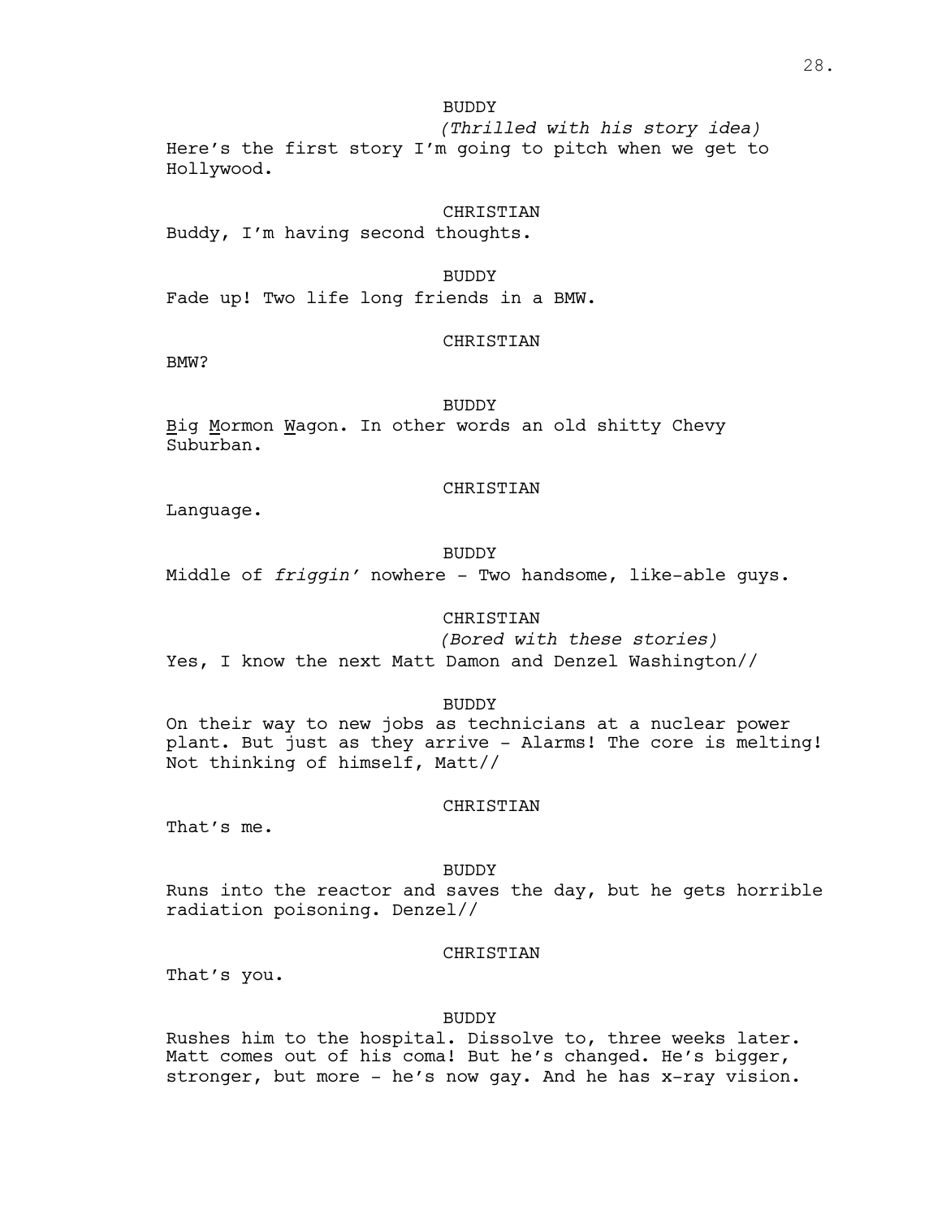BUDDY

*(Thrilled with his story idea)*

Here's the first story I'm going to pitch when we get to Hollywood.

CHRISTIAN

Buddy, I'm having second thoughts.

BUDDY

Fade up! Two life long friends in a BMW.

CHRISTIAN

BMW?

BUDDY

B̲ig M̲ormon W̲agon. In other words an old shitty Chevy Suburban.

CHRISTIAN

Language.

BUDDY

Middle of *friggin'* nowhere - Two handsome, like-able guys.

CHRISTIAN

*(Bored with these stories)*

Yes, I know the next Matt Damon and Denzel Washington//

BUDDY

On their way to new jobs as technicians at a nuclear power plant. But just as they arrive - Alarms! The core is melting! Not thinking of himself, Matt//

CHRISTIAN

That's me.

BUDDY

Runs into the reactor and saves the day, but he gets horrible radiation poisoning. Denzel//

CHRISTIAN

That's you.

BUDDY

Rushes him to the hospital. Dissolve to, three weeks later. Matt comes out of his coma! But he's changed. He's bigger, stronger, but more - he's now gay. And he has x-ray vision.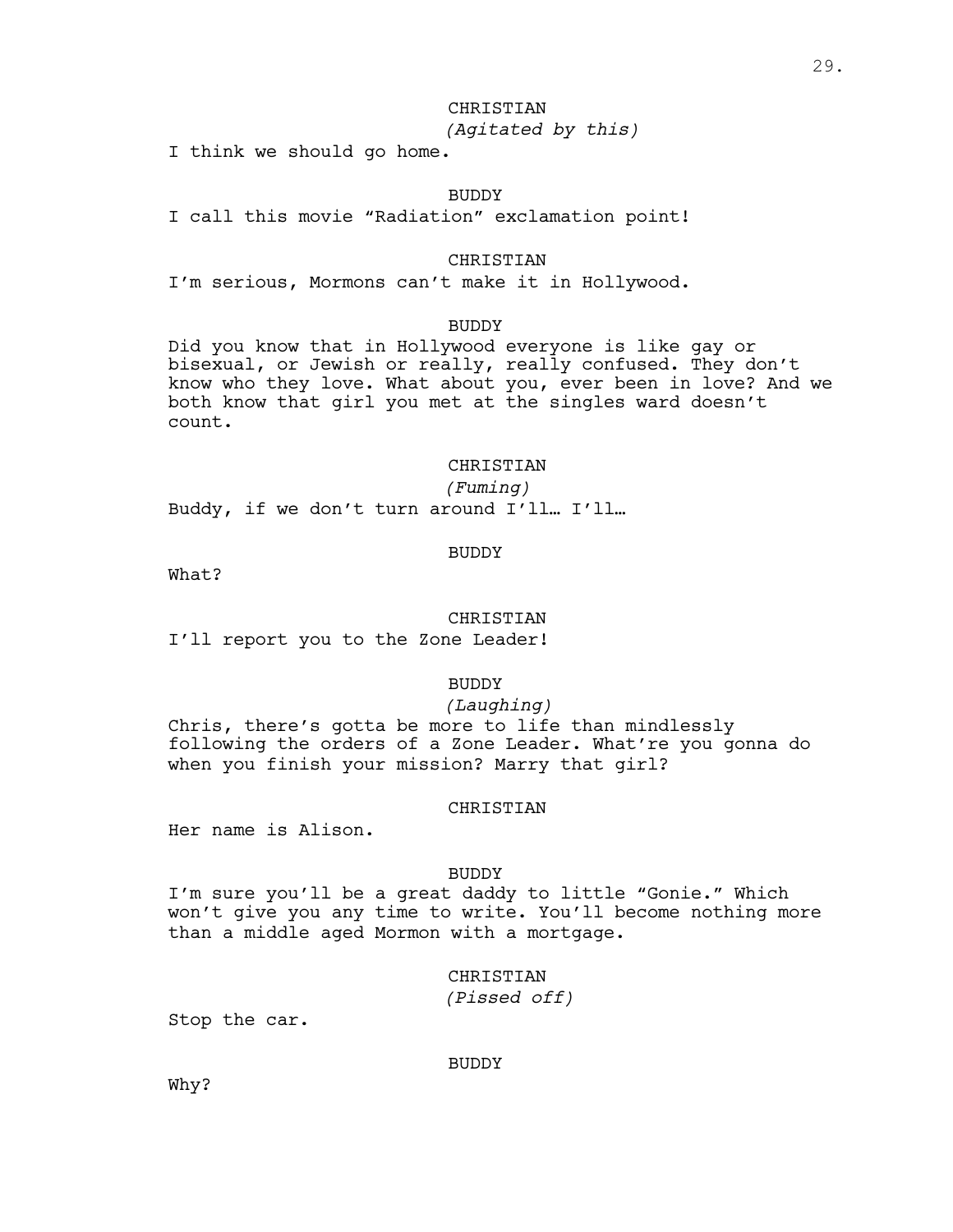CHRISTIAN

*(Agitated by this)*

I think we should go home.

BUDDY

I call this movie “Radiation” exclamation point!

CHRISTIAN

I’m serious, Mormons can’t make it in Hollywood.

BUDDY

Did you know that in Hollywood everyone is like gay or bisexual, or Jewish or really, really confused. They don’t know who they love. What about you, ever been in love? And we both know that girl you met at the singles ward doesn’t count.

CHRISTIAN

*(Fuming)*

Buddy, if we don’t turn around I’ll… I’ll…

BUDDY

What?

CHRISTIAN

I’ll report you to the Zone Leader!

BUDDY

*(Laughing)*

Chris, there’s gotta be more to life than mindlessly following the orders of a Zone Leader. What’re you gonna do when you finish your mission? Marry that girl?

CHRISTIAN

Her name is Alison.

BUDDY

I’m sure you’ll be a great daddy to little “Gonie.” Which won’t give you any time to write. You’ll become nothing more than a middle aged Mormon with a mortgage.

CHRISTIAN

*(Pissed off)*

Stop the car.

BUDDY

Why?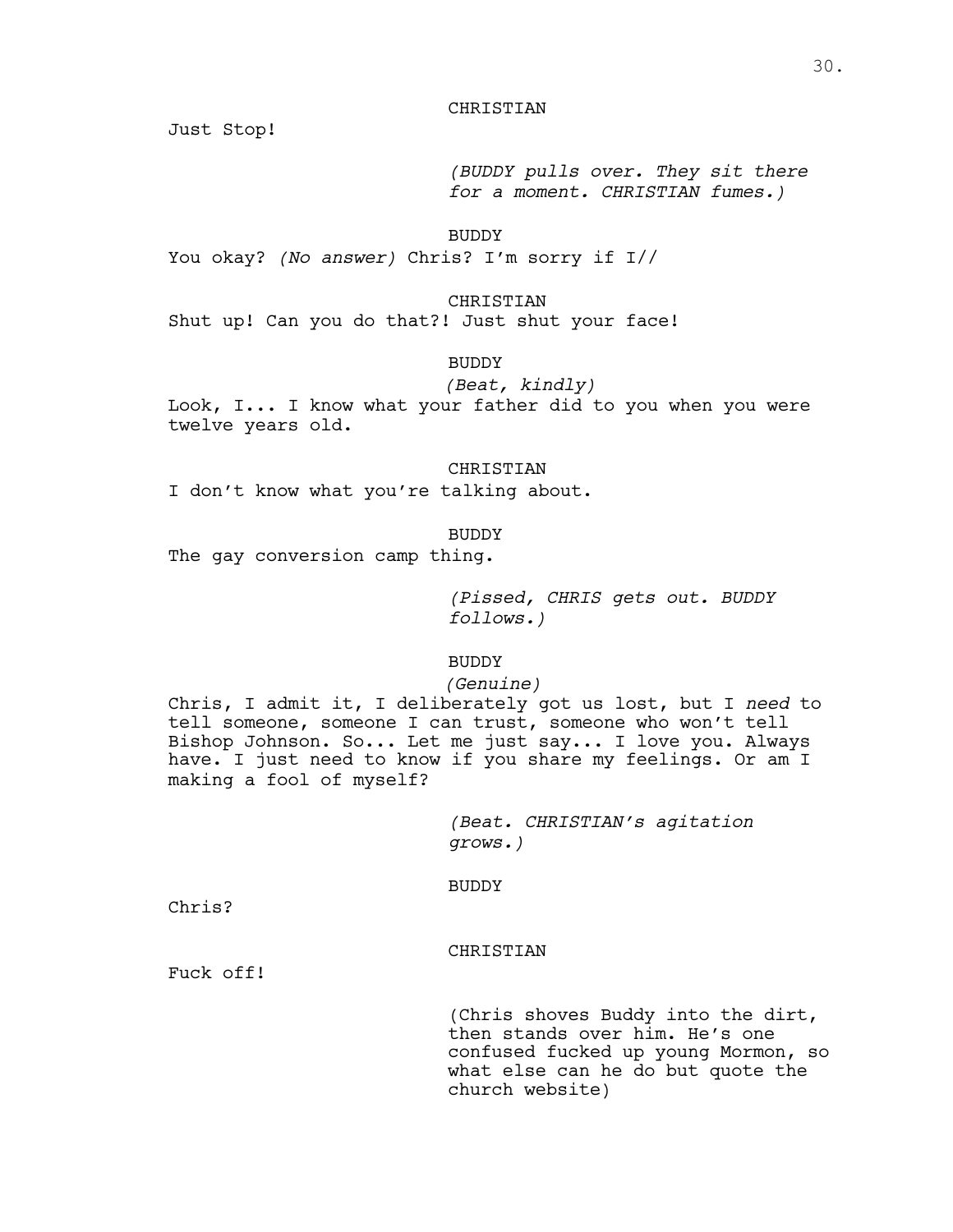CHRISTIAN

Just Stop!

*(BUDDY pulls over. They sit there for a moment. CHRISTIAN fumes.)*

BUDDY

You okay? *(No answer)* Chris? I'm sorry if I//

CHRISTIAN

Shut up! Can you do that?! Just shut your face!

BUDDY

*(Beat, kindly)*

Look, I... I know what your father did to you when you were twelve years old.

CHRISTIAN

I don't know what you're talking about.

BUDDY

The gay conversion camp thing.

*(Pissed, CHRIS gets out. BUDDY follows.)*

BUDDY

*(Genuine)*

Chris, I admit it, I deliberately got us lost, but I *need* to tell someone, someone I can trust, someone who won't tell Bishop Johnson. So... Let me just say... I love you. Always have. I just need to know if you share my feelings. Or am I making a fool of myself?

*(Beat. CHRISTIAN's agitation grows.)*

BUDDY

Chris?

CHRISTIAN

Fuck off!

(Chris shoves Buddy into the dirt, then stands over him. He's one confused fucked up young Mormon, so what else can he do but quote the church website)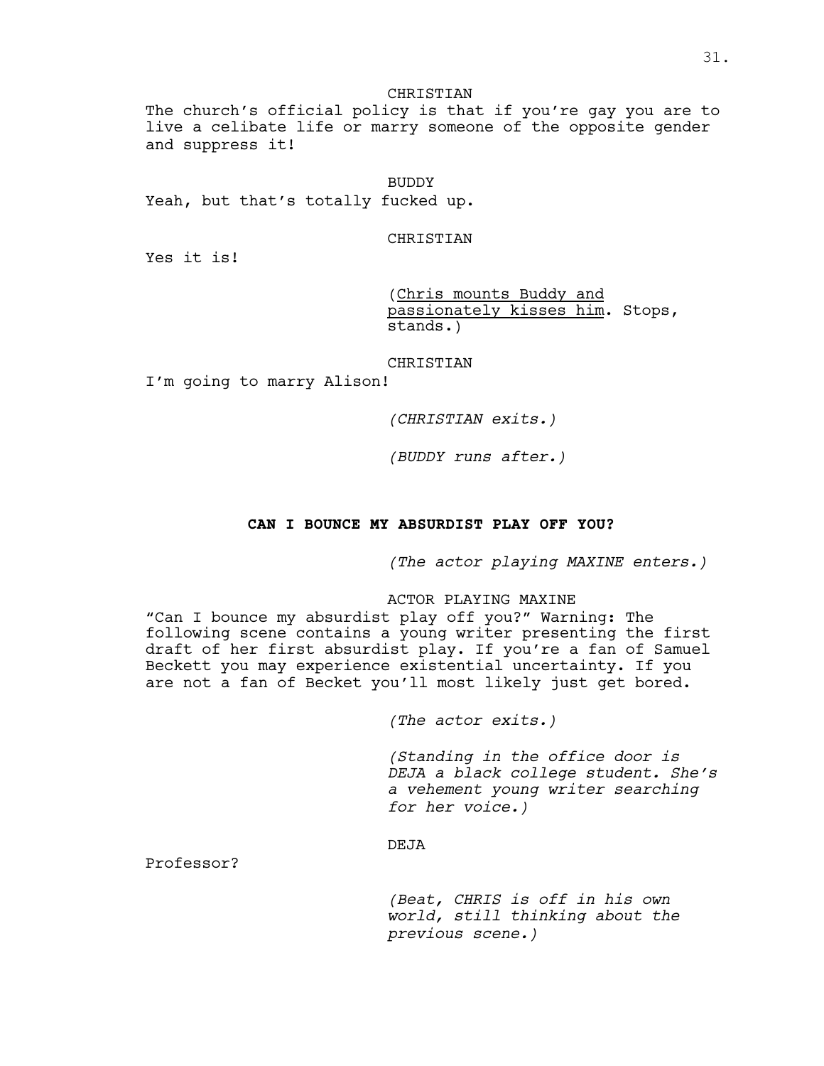CHRISTIAN

The church's official policy is that if you're gay you are to live a celibate life or marry someone of the opposite gender and suppress it!

BUDDY

Yeah, but that's totally fucked up.

CHRISTIAN

Yes it is!

(<u>Chris mounts Buddy and passionately kisses him</u>. Stops, stands.)

CHRISTIAN

I'm going to marry Alison!

*(CHRISTIAN exits.)*

*(BUDDY runs after.)*

**CAN I BOUNCE MY ABSURDIST PLAY OFF YOU?**

*(The actor playing MAXINE enters.)*

ACTOR PLAYING MAXINE

"Can I bounce my absurdist play off you?" Warning: The following scene contains a young writer presenting the first draft of her first absurdist play. If you're a fan of Samuel Beckett you may experience existential uncertainty. If you are not a fan of Becket you'll most likely just get bored.

*(The actor exits.)*

*(Standing in the office door is DEJA a black college student. She's a vehement young writer searching for her voice.)*

DEJA

Professor?

*(Beat, CHRIS is off in his own world, still thinking about the previous scene.)*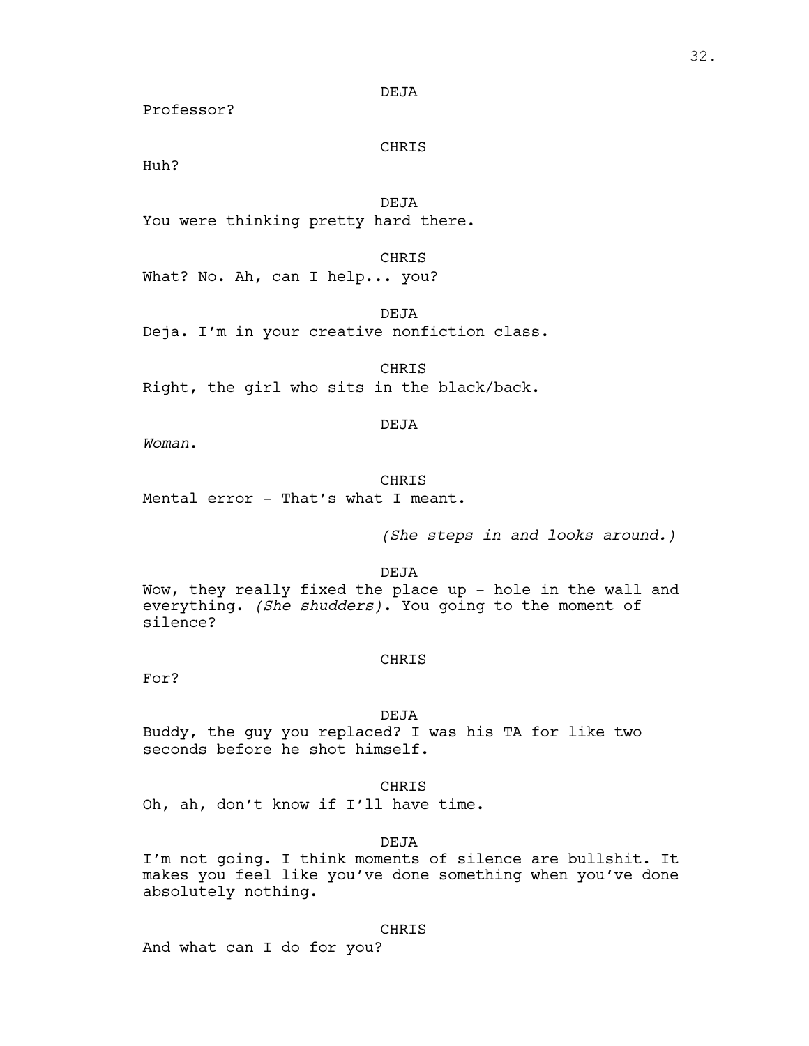DEJA

Professor?

CHRIS

Huh?

DEJA

You were thinking pretty hard there.

CHRIS

What? No. Ah, can I help... you?

DEJA

Deja. I'm in your creative nonfiction class.

CHRIS

Right, the girl who sits in the black/back.

DEJA

*Woman.*

CHRIS

Mental error - That's what I meant.

*(She steps in and looks around.)*

DEJA

Wow, they really fixed the place up - hole in the wall and everything. *(She shudders)*. You going to the moment of silence?

CHRIS

For?

DEJA

Buddy, the guy you replaced? I was his TA for like two seconds before he shot himself.

CHRIS

Oh, ah, don't know if I'll have time.

DEJA

I'm not going. I think moments of silence are bullshit. It makes you feel like you've done something when you've done absolutely nothing.

CHRIS

And what can I do for you?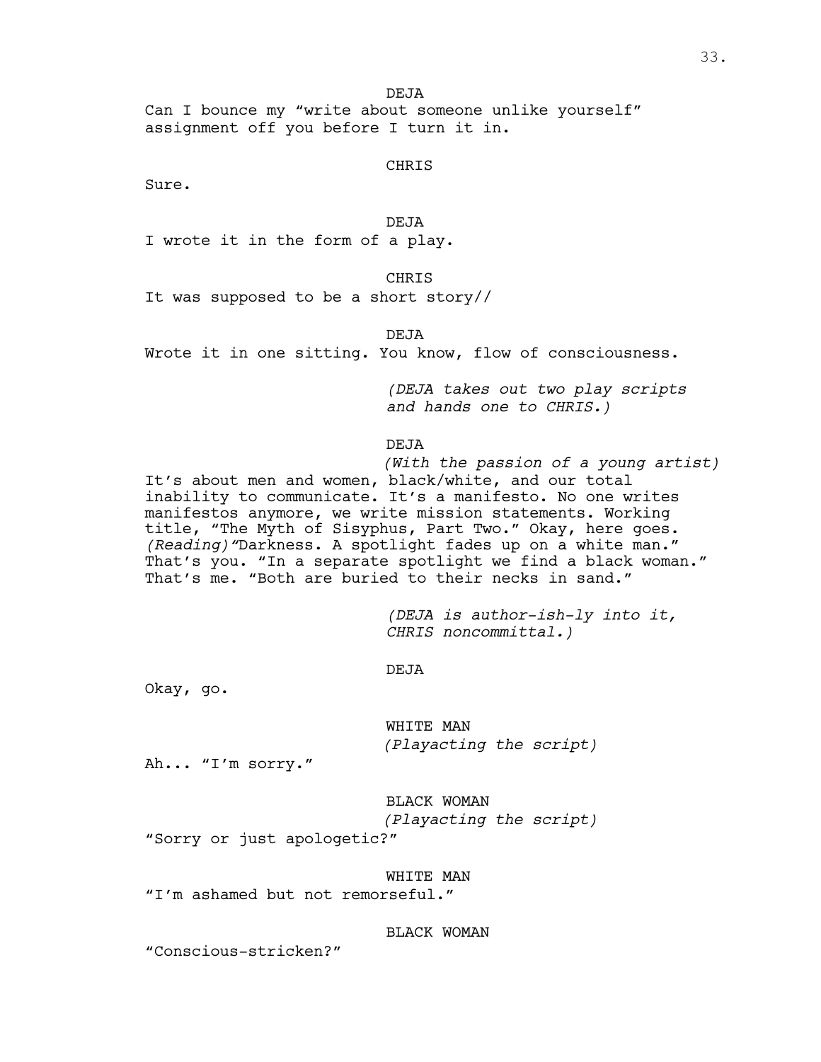DEJA

Can I bounce my "write about someone unlike yourself" assignment off you before I turn it in.

CHRIS

Sure.

DEJA

I wrote it in the form of a play.

CHRIS

It was supposed to be a short story//

DEJA

Wrote it in one sitting. You know, flow of consciousness.

*(DEJA takes out two play scripts and hands one to CHRIS.)*

DEJA

*(With the passion of a young artist)*

It's about men and women, black/white, and our total inability to communicate. It's a manifesto. No one writes manifestos anymore, we write mission statements. Working title, "The Myth of Sisyphus, Part Two." Okay, here goes. *(Reading)*"Darkness. A spotlight fades up on a white man." That's you. "In a separate spotlight we find a black woman." That's me. "Both are buried to their necks in sand."

*(DEJA is author-ish-ly into it, CHRIS noncommittal.)*

DEJA

Okay, go.

WHITE MAN

*(Playacting the script)*

Ah... "I'm sorry."

BLACK WOMAN

*(Playacting the script)*

"Sorry or just apologetic?"

WHITE MAN

"I'm ashamed but not remorseful."

BLACK WOMAN

"Conscious-stricken?"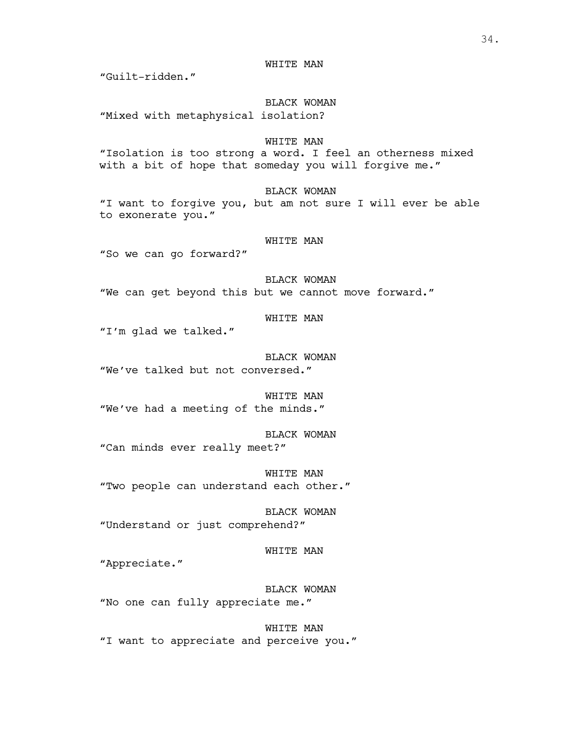WHITE MAN

"Guilt-ridden."

BLACK WOMAN

"Mixed with metaphysical isolation?

WHITE MAN

"Isolation is too strong a word. I feel an otherness mixed with a bit of hope that someday you will forgive me."

BLACK WOMAN

"I want to forgive you, but am not sure I will ever be able to exonerate you."

WHITE MAN

"So we can go forward?"

BLACK WOMAN

"We can get beyond this but we cannot move forward."

WHITE MAN

"I'm glad we talked."

BLACK WOMAN

"We've talked but not conversed."

WHITE MAN

"We've had a meeting of the minds."

BLACK WOMAN

"Can minds ever really meet?"

WHITE MAN

"Two people can understand each other."

BLACK WOMAN

"Understand or just comprehend?"

WHITE MAN

"Appreciate."

BLACK WOMAN

"No one can fully appreciate me."

WHITE MAN

"I want to appreciate and perceive you."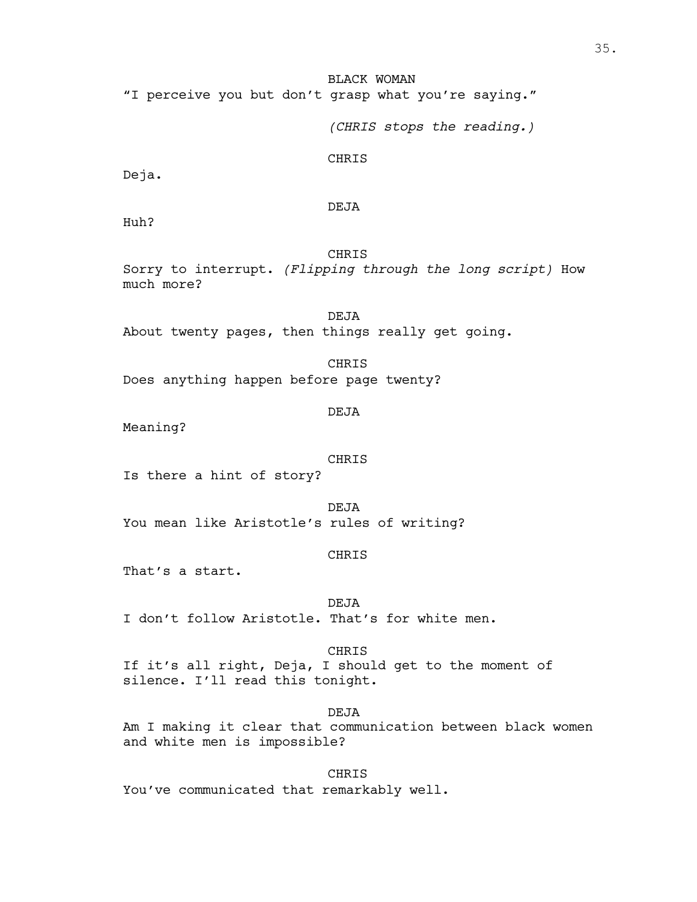BLACK WOMAN

"I perceive you but don't grasp what you're saying."

*(CHRIS stops the reading.)*

CHRIS

Deja.

DEJA

Huh?

CHRIS

Sorry to interrupt. *(Flipping through the long script)* How much more?

DEJA

About twenty pages, then things really get going.

CHRIS

Does anything happen before page twenty?

DEJA

Meaning?

CHRIS

Is there a hint of story?

DEJA

You mean like Aristotle's rules of writing?

CHRIS

That's a start.

DEJA

I don't follow Aristotle. That's for white men.

CHRIS

If it's all right, Deja, I should get to the moment of silence. I'll read this tonight.

DEJA

Am I making it clear that communication between black women and white men is impossible?

CHRIS

You've communicated that remarkably well.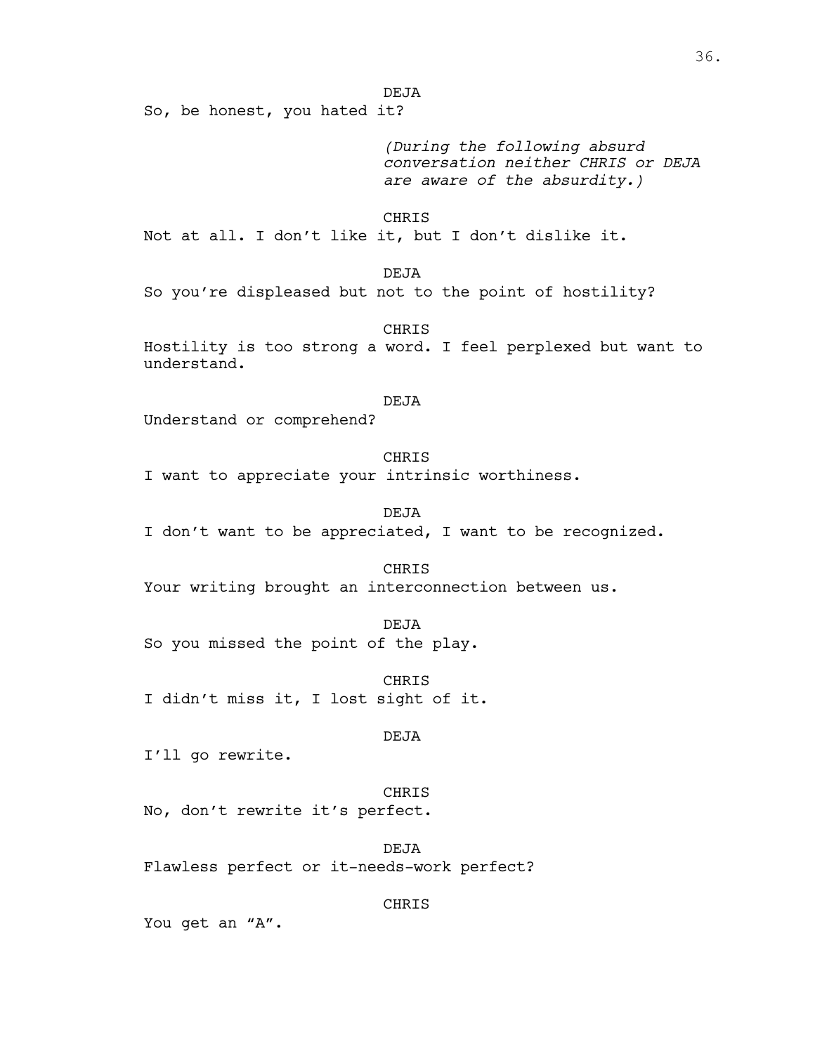DEJA

So, be honest, you hated it?

*(During the following absurd conversation neither CHRIS or DEJA are aware of the absurdity.)*

CHRIS

Not at all. I don't like it, but I don't dislike it.

DEJA

So you're displeased but not to the point of hostility?

CHRIS

Hostility is too strong a word. I feel perplexed but want to understand.

DEJA

Understand or comprehend?

CHRIS

I want to appreciate your intrinsic worthiness.

DEJA

I don't want to be appreciated, I want to be recognized.

CHRIS

Your writing brought an interconnection between us.

DEJA

So you missed the point of the play.

CHRIS

I didn't miss it, I lost sight of it.

DEJA

I'll go rewrite.

CHRIS

No, don't rewrite it's perfect.

DEJA

Flawless perfect or it-needs-work perfect?

CHRIS

You get an "A".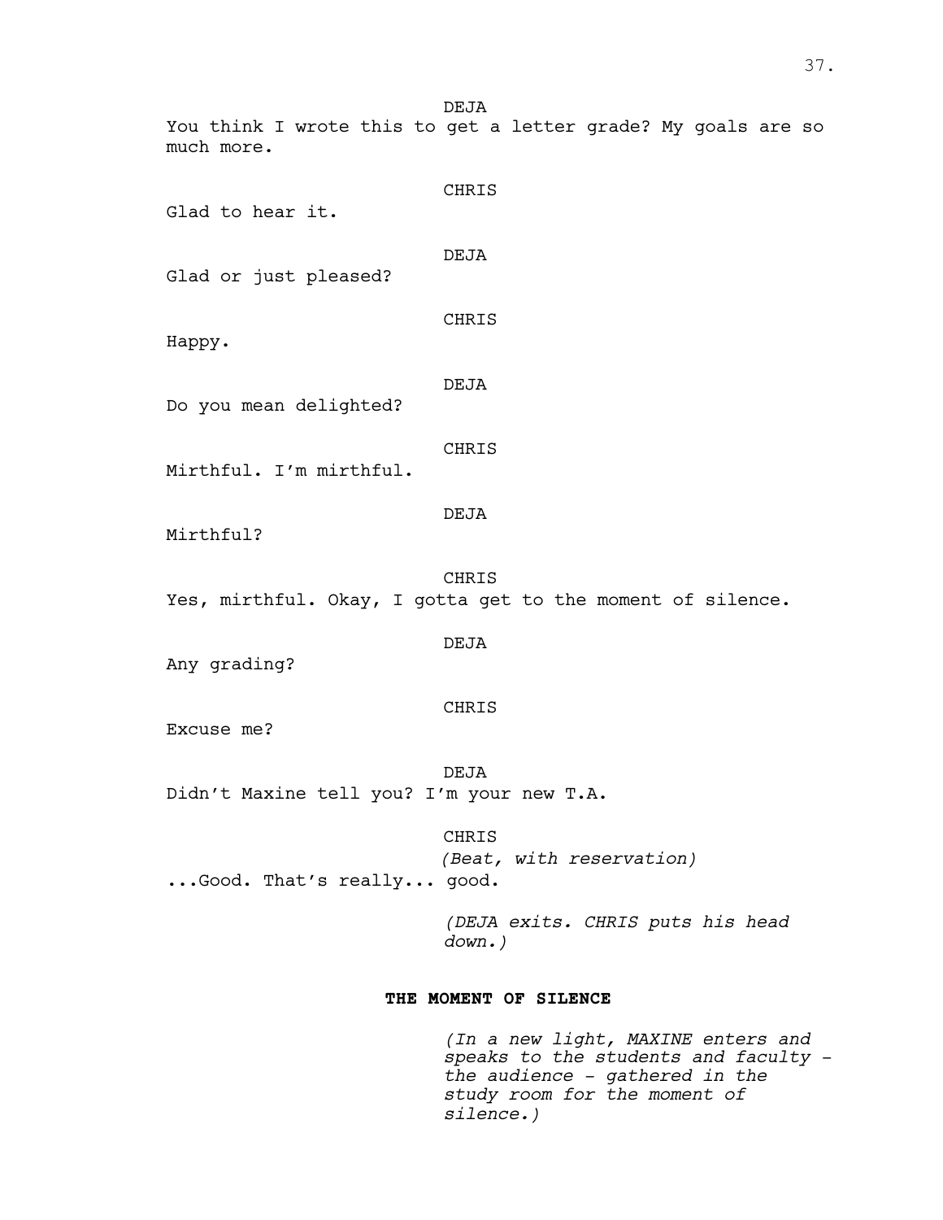DEJA

You think I wrote this to get a letter grade? My goals are so much more.

CHRIS

Glad to hear it.

DEJA

Glad or just pleased?

CHRIS

Happy.

DEJA

Do you mean delighted?

CHRIS

Mirthful. I'm mirthful.

DEJA

Mirthful?

CHRIS

Yes, mirthful. Okay, I gotta get to the moment of silence.

DEJA

Any grading?

CHRIS

Excuse me?

DEJA

Didn't Maxine tell you? I'm your new T.A.

CHRIS

*(Beat, with reservation)*

...Good. That's really... good.

*(DEJA exits. CHRIS puts his head down.)*

**THE MOMENT OF SILENCE**

*(In a new light, MAXINE enters and speaks to the students and faculty - the audience - gathered in the study room for the moment of silence.)*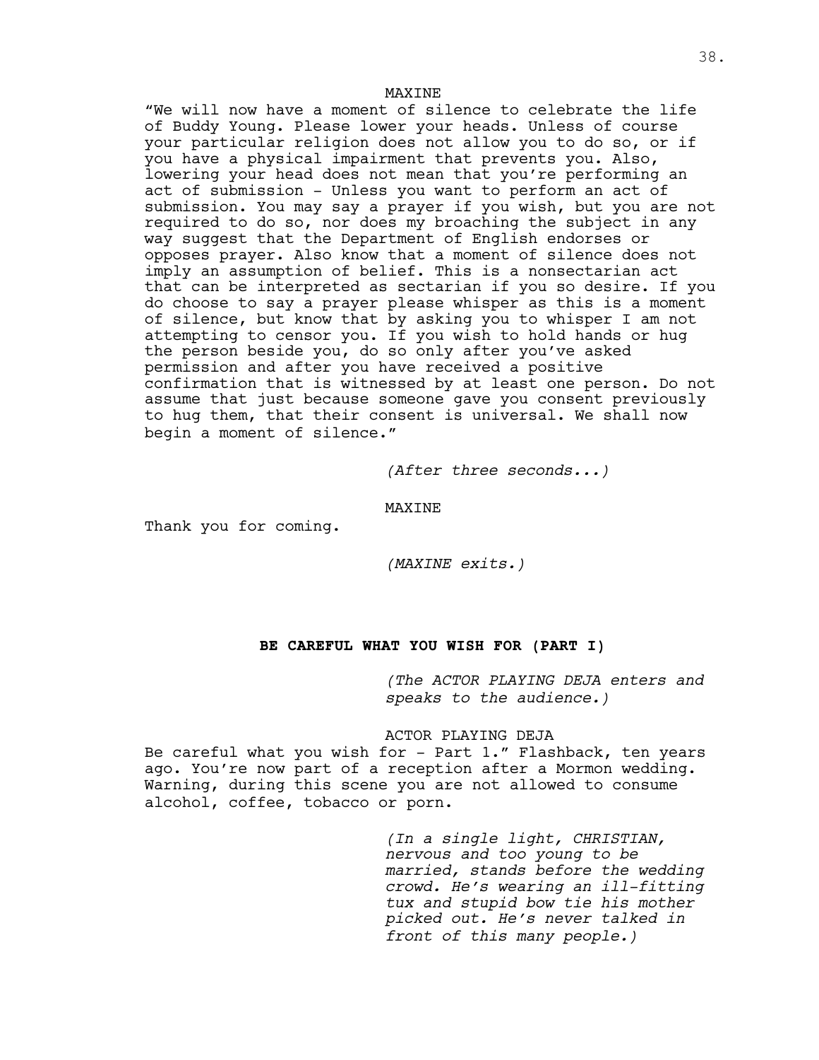MAXINE

"We will now have a moment of silence to celebrate the life of Buddy Young. Please lower your heads. Unless of course your particular religion does not allow you to do so, or if you have a physical impairment that prevents you. Also, lowering your head does not mean that you're performing an act of submission - Unless you want to perform an act of submission. You may say a prayer if you wish, but you are not required to do so, nor does my broaching the subject in any way suggest that the Department of English endorses or opposes prayer. Also know that a moment of silence does not imply an assumption of belief. This is a nonsectarian act that can be interpreted as sectarian if you so desire. If you do choose to say a prayer please whisper as this is a moment of silence, but know that by asking you to whisper I am not attempting to censor you. If you wish to hold hands or hug the person beside you, do so only after you've asked permission and after you have received a positive confirmation that is witnessed by at least one person. Do not assume that just because someone gave you consent previously to hug them, that their consent is universal. We shall now begin a moment of silence."

*(After three seconds...)*

MAXINE

Thank you for coming.

*(MAXINE exits.)*

**BE CAREFUL WHAT YOU WISH FOR (PART I)**

*(The ACTOR PLAYING DEJA enters and speaks to the audience.)*

ACTOR PLAYING DEJA

Be careful what you wish for - Part 1." Flashback, ten years ago. You're now part of a reception after a Mormon wedding. Warning, during this scene you are not allowed to consume alcohol, coffee, tobacco or porn.

*(In a single light, CHRISTIAN, nervous and too young to be married, stands before the wedding crowd. He's wearing an ill-fitting tux and stupid bow tie his mother picked out. He's never talked in front of this many people.)*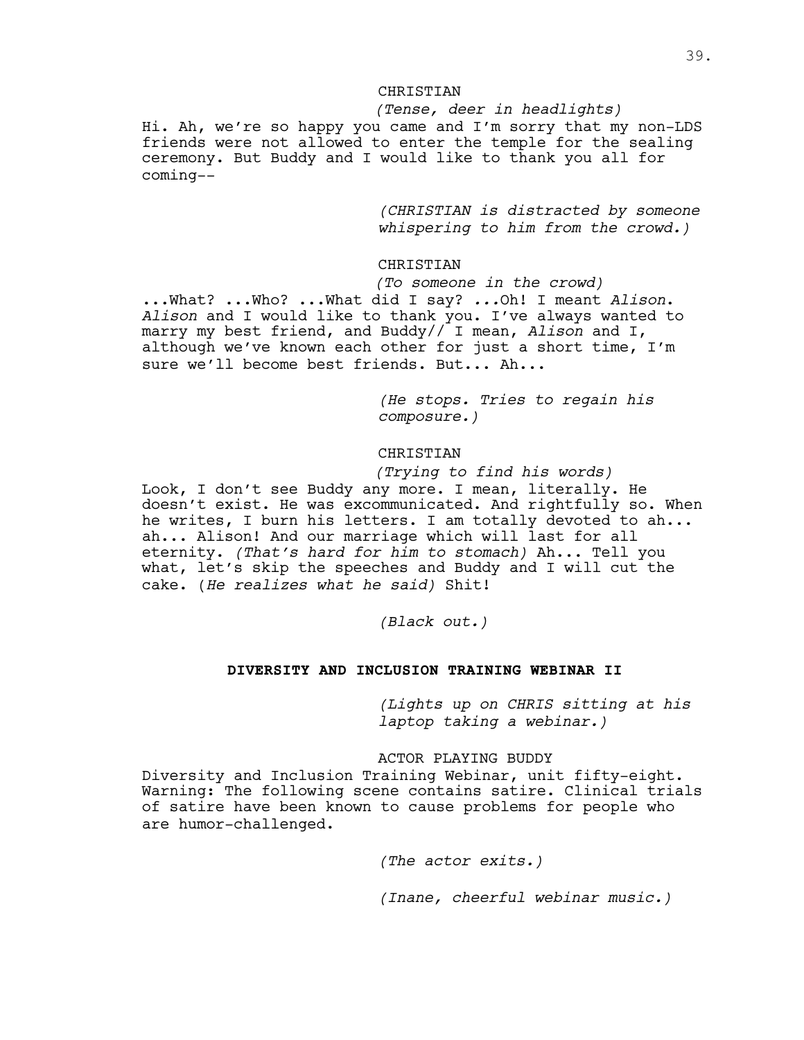CHRISTIAN

*(Tense, deer in headlights)*

Hi. Ah, we're so happy you came and I'm sorry that my non-LDS friends were not allowed to enter the temple for the sealing ceremony. But Buddy and I would like to thank you all for coming--

*(CHRISTIAN is distracted by someone whispering to him from the crowd.)*

CHRISTIAN

*(To someone in the crowd)*

...What? ...Who? ...What did I say? ...Oh! I meant *Alison*. *Alison* and I would like to thank you. I've always wanted to marry my best friend, and Buddy// I mean, *Alison* and I, although we've known each other for just a short time, I'm sure we'll become best friends. But... Ah...

*(He stops. Tries to regain his composure.)*

CHRISTIAN

*(Trying to find his words)*

Look, I don't see Buddy any more. I mean, literally. He doesn't exist. He was excommunicated. And rightfully so. When he writes, I burn his letters. I am totally devoted to ah... ah... Alison! And our marriage which will last for all eternity. *(That's hard for him to stomach)* Ah... Tell you what, let's skip the speeches and Buddy and I will cut the cake. (*He realizes what he said*) Shit!

*(Black out.)*

**DIVERSITY AND INCLUSION TRAINING WEBINAR II**

*(Lights up on CHRIS sitting at his laptop taking a webinar.)*

ACTOR PLAYING BUDDY

Diversity and Inclusion Training Webinar, unit fifty-eight. Warning: The following scene contains satire. Clinical trials of satire have been known to cause problems for people who are humor-challenged.

*(The actor exits.)*

*(Inane, cheerful webinar music.)*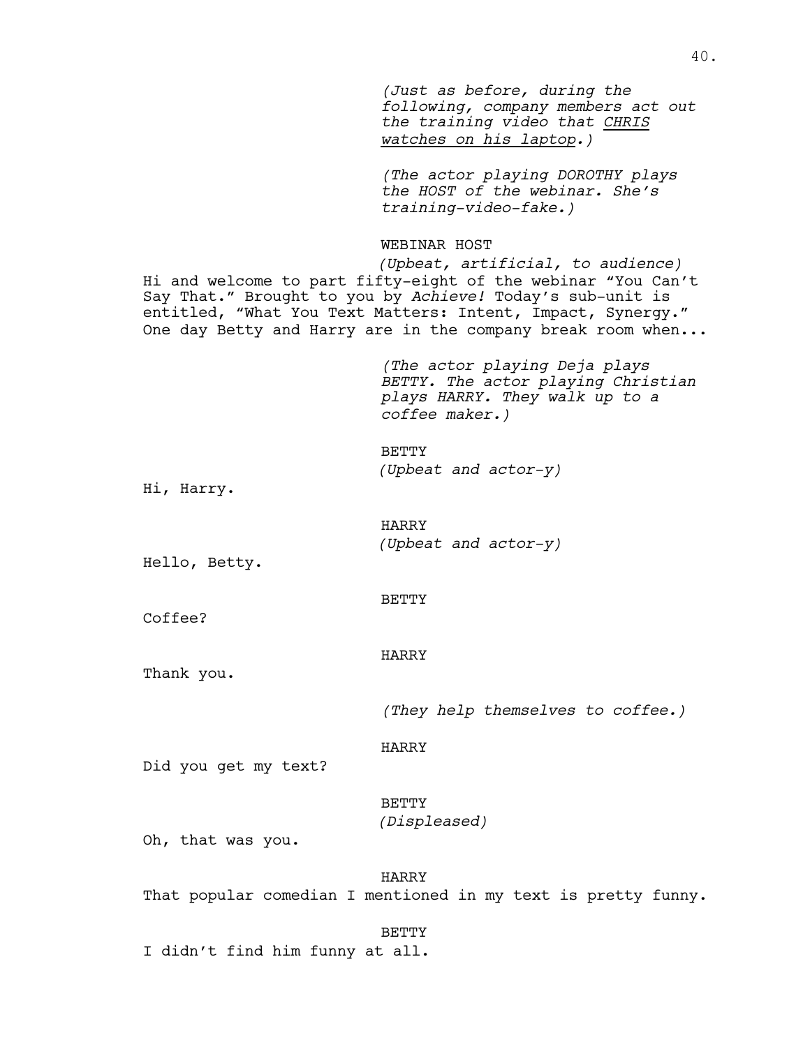*(Just as before, during the following, company members act out the training video that <u>CHRIS watches on his laptop</u>.)*

*(The actor playing DOROTHY plays the HOST of the webinar. She's training-video-fake.)*

WEBINAR HOST
*(Upbeat, artificial, to audience)*
Hi and welcome to part fifty-eight of the webinar "You Can't Say That." Brought to you by *Achieve!* Today's sub-unit is entitled, "What You Text Matters: Intent, Impact, Synergy." One day Betty and Harry are in the company break room when...

*(The actor playing Deja plays BETTY. The actor playing Christian plays HARRY. They walk up to a coffee maker.)*

BETTY
*(Upbeat and actor-y)*
Hi, Harry.

HARRY
*(Upbeat and actor-y)*
Hello, Betty.

BETTY
Coffee?

HARRY
Thank you.

*(They help themselves to coffee.)*

HARRY
Did you get my text?

BETTY
*(Displeased)*
Oh, that was you.

HARRY
That popular comedian I mentioned in my text is pretty funny.

BETTY
I didn't find him funny at all.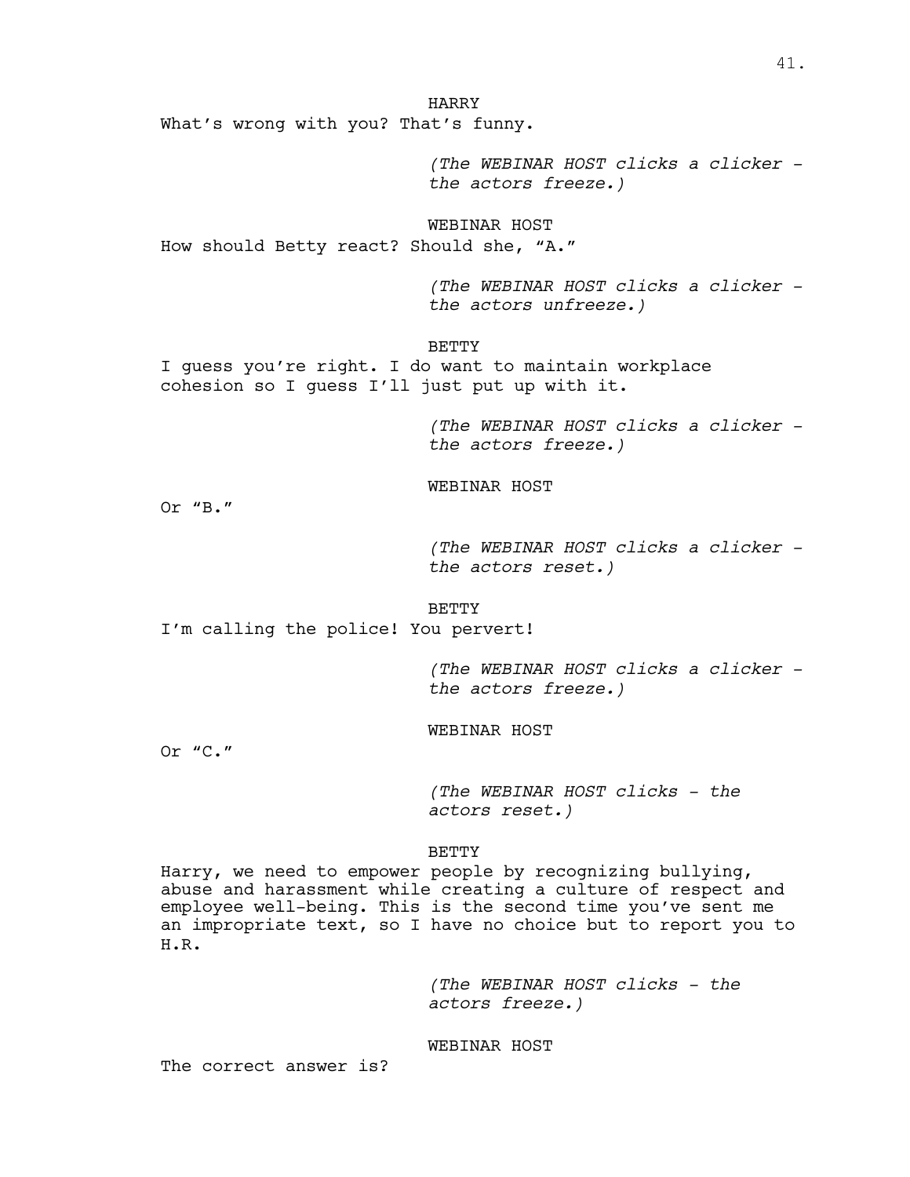HARRY

What's wrong with you? That's funny.

*(The WEBINAR HOST clicks a clicker - the actors freeze.)*

WEBINAR HOST

How should Betty react? Should she, "A."

*(The WEBINAR HOST clicks a clicker - the actors unfreeze.)*

BETTY

I guess you're right. I do want to maintain workplace cohesion so I guess I'll just put up with it.

*(The WEBINAR HOST clicks a clicker - the actors freeze.)*

WEBINAR HOST

Or "B."

*(The WEBINAR HOST clicks a clicker - the actors reset.)*

BETTY

I'm calling the police! You pervert!

*(The WEBINAR HOST clicks a clicker - the actors freeze.)*

WEBINAR HOST

Or "C."

*(The WEBINAR HOST clicks - the actors reset.)*

BETTY

Harry, we need to empower people by recognizing bullying, abuse and harassment while creating a culture of respect and employee well-being. This is the second time you've sent me an impropriate text, so I have no choice but to report you to H.R.

*(The WEBINAR HOST clicks - the actors freeze.)*

WEBINAR HOST

The correct answer is?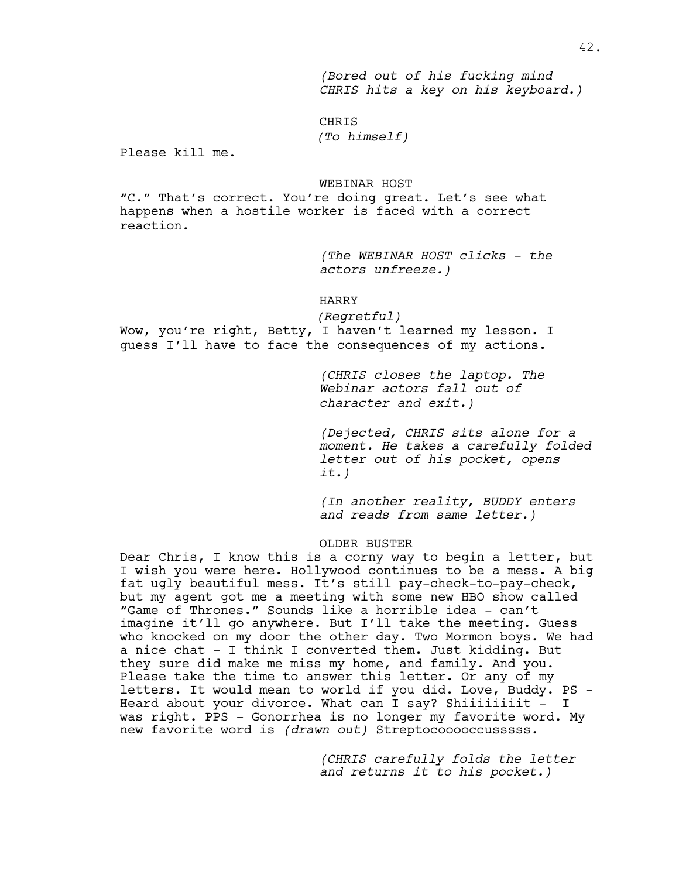*(Bored out of his fucking mind CHRIS hits a key on his keyboard.)*

CHRIS
*(To himself)*

Please kill me.

WEBINAR HOST

"C." That's correct. You're doing great. Let's see what happens when a hostile worker is faced with a correct reaction.

*(The WEBINAR HOST clicks - the actors unfreeze.)*

HARRY
*(Regretful)*

Wow, you're right, Betty, I haven't learned my lesson. I guess I'll have to face the consequences of my actions.

*(CHRIS closes the laptop. The Webinar actors fall out of character and exit.)*

*(Dejected, CHRIS sits alone for a moment. He takes a carefully folded letter out of his pocket, opens it.)*

*(In another reality, BUDDY enters and reads from same letter.)*

OLDER BUSTER

Dear Chris, I know this is a corny way to begin a letter, but I wish you were here. Hollywood continues to be a mess. A big fat ugly beautiful mess. It's still pay-check-to-pay-check, but my agent got me a meeting with some new HBO show called "Game of Thrones." Sounds like a horrible idea - can't imagine it'll go anywhere. But I'll take the meeting. Guess who knocked on my door the other day. Two Mormon boys. We had a nice chat - I think I converted them. Just kidding. But they sure did make me miss my home, and family. And you. Please take the time to answer this letter. Or any of my letters. It would mean to world if you did. Love, Buddy. PS - Heard about your divorce. What can I say? Shiiiiiiiit - I was right. PPS - Gonorrhea is no longer my favorite word. My new favorite word is *(drawn out)* Streptocooooccusssss.

*(CHRIS carefully folds the letter and returns it to his pocket.)*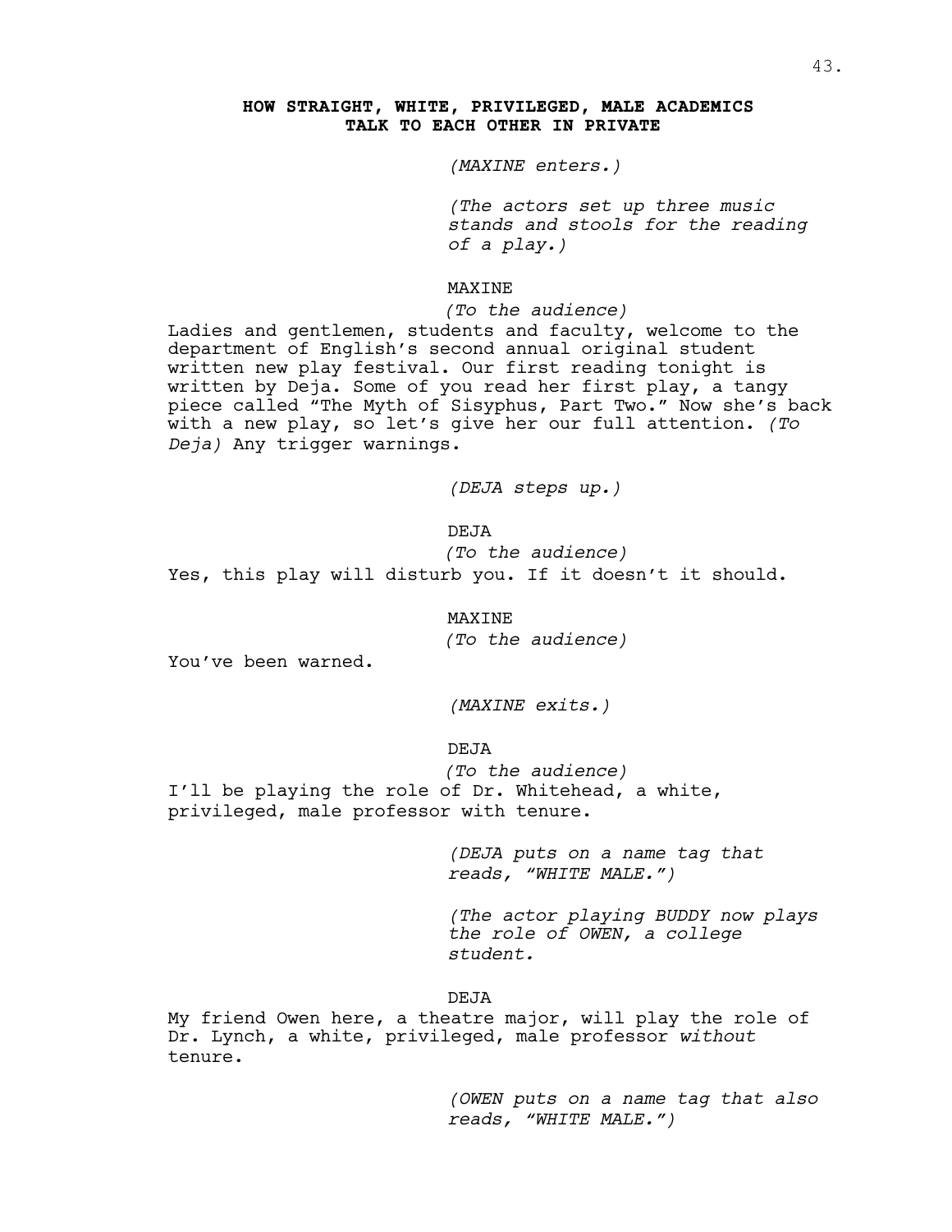**HOW STRAIGHT, WHITE, PRIVILEGED, MALE ACADEMICS TALK TO EACH OTHER IN PRIVATE**

*(MAXINE enters.)*

*(The actors set up three music stands and stools for the reading of a play.)*

MAXINE

*(To the audience)*

Ladies and gentlemen, students and faculty, welcome to the department of English's second annual original student written new play festival. Our first reading tonight is written by Deja. Some of you read her first play, a tangy piece called "The Myth of Sisyphus, Part Two." Now she's back with a new play, so let's give her our full attention. *(To Deja)* Any trigger warnings.

*(DEJA steps up.)*

DEJA

*(To the audience)*

Yes, this play will disturb you. If it doesn't it should.

MAXINE

*(To the audience)*

You've been warned.

*(MAXINE exits.)*

DEJA

*(To the audience)*

I'll be playing the role of Dr. Whitehead, a white, privileged, male professor with tenure.

*(DEJA puts on a name tag that reads, "WHITE MALE.")*

*(The actor playing BUDDY now plays the role of OWEN, a college student.*

DEJA

My friend Owen here, a theatre major, will play the role of Dr. Lynch, a white, privileged, male professor *without* tenure.

*(OWEN puts on a name tag that also reads, "WHITE MALE.")*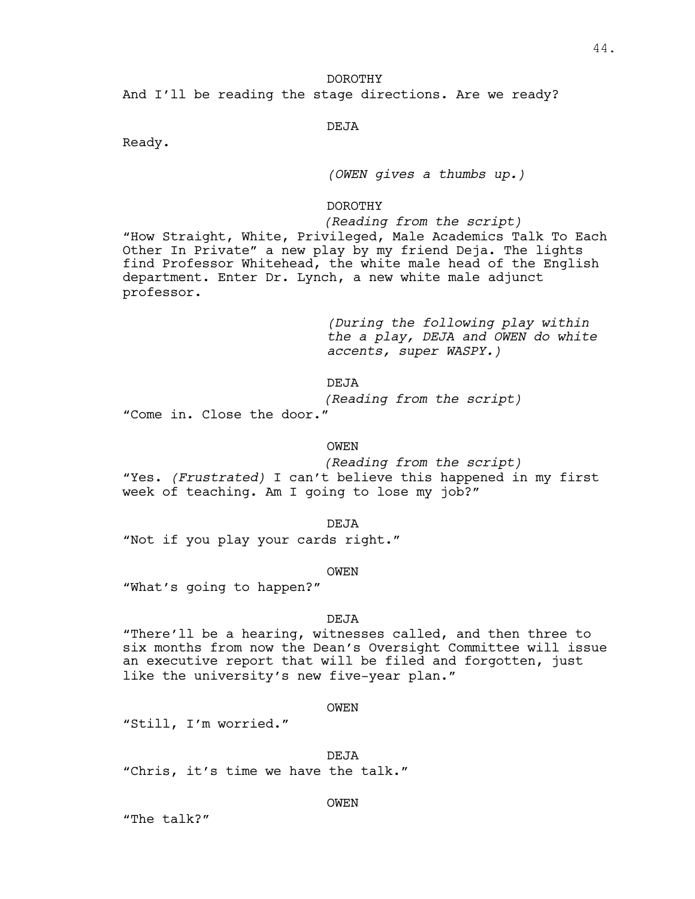DOROTHY

And I'll be reading the stage directions. Are we ready?

DEJA

Ready.

*(OWEN gives a thumbs up.)*

DOROTHY

*(Reading from the script)*

"How Straight, White, Privileged, Male Academics Talk To Each Other In Private" a new play by my friend Deja. The lights find Professor Whitehead, the white male head of the English department. Enter Dr. Lynch, a new white male adjunct professor.

*(During the following play within the a play, DEJA and OWEN do white accents, super WASPY.)*

DEJA

*(Reading from the script)*

"Come in. Close the door."

OWEN

*(Reading from the script)*

"Yes. *(Frustrated)* I can't believe this happened in my first week of teaching. Am I going to lose my job?"

DEJA

"Not if you play your cards right."

OWEN

"What's going to happen?"

DEJA

"There'll be a hearing, witnesses called, and then three to six months from now the Dean's Oversight Committee will issue an executive report that will be filed and forgotten, just like the university's new five-year plan."

OWEN

"Still, I'm worried."

DEJA

"Chris, it's time we have the talk."

OWEN

"The talk?"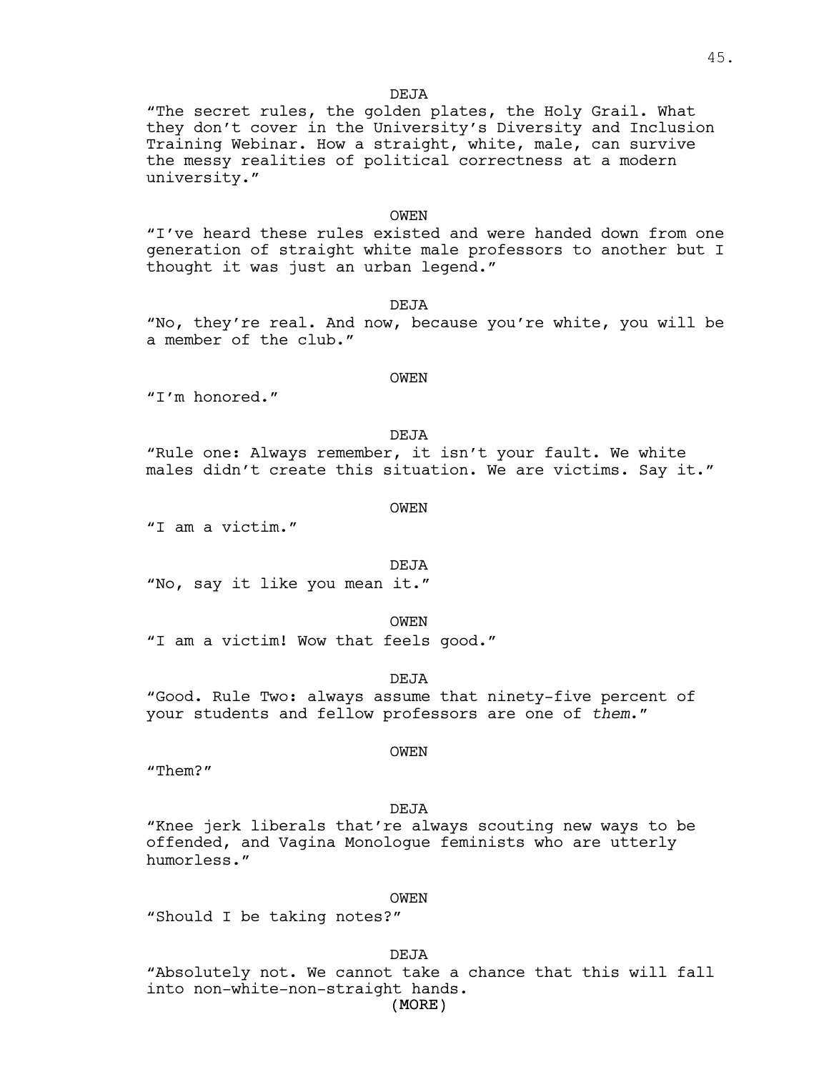DEJA

"The secret rules, the golden plates, the Holy Grail. What they don't cover in the University's Diversity and Inclusion Training Webinar. How a straight, white, male, can survive the messy realities of political correctness at a modern university."

OWEN

"I've heard these rules existed and were handed down from one generation of straight white male professors to another but I thought it was just an urban legend."

DEJA

"No, they're real. And now, because you're white, you will be a member of the club."

OWEN

"I'm honored."

DEJA

"Rule one: Always remember, it isn't your fault. We white males didn't create this situation. We are victims. Say it."

OWEN

"I am a victim."

DEJA

"No, say it like you mean it."

OWEN

"I am a victim! Wow that feels good."

DEJA

"Good. Rule Two: always assume that ninety-five percent of your students and fellow professors are one of *them*."

OWEN

"Them?"

DEJA

"Knee jerk liberals that're always scouting new ways to be offended, and Vagina Monologue feminists who are utterly humorless."

OWEN

"Should I be taking notes?"

DEJA

"Absolutely not. We cannot take a chance that this will fall into non-white-non-straight hands.

(MORE)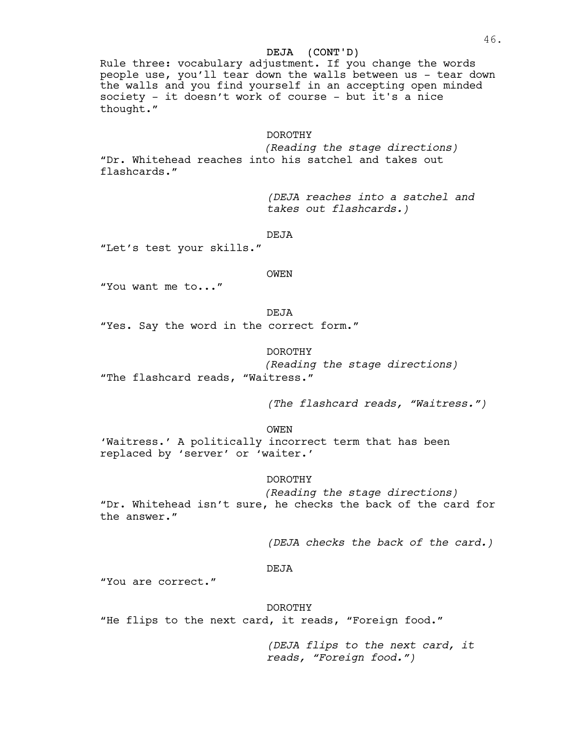DEJA (CONT'D)

Rule three: vocabulary adjustment. If you change the words people use, you'll tear down the walls between us - tear down the walls and you find yourself in an accepting open minded society - it doesn't work of course - but it's a nice thought."

DOROTHY

*(Reading the stage directions)*

"Dr. Whitehead reaches into his satchel and takes out flashcards."

*(DEJA reaches into a satchel and takes out flashcards.)*

DEJA

"Let's test your skills."

OWEN

"You want me to..."

DEJA

"Yes. Say the word in the correct form."

DOROTHY

*(Reading the stage directions)*

"The flashcard reads, "Waitress."

*(The flashcard reads, "Waitress.")*

OWEN

'Waitress.' A politically incorrect term that has been replaced by 'server' or 'waiter.'

DOROTHY

*(Reading the stage directions)*

"Dr. Whitehead isn't sure, he checks the back of the card for the answer."

*(DEJA checks the back of the card.)*

DEJA

"You are correct."

DOROTHY

"He flips to the next card, it reads, "Foreign food."

*(DEJA flips to the next card, it reads, "Foreign food.")*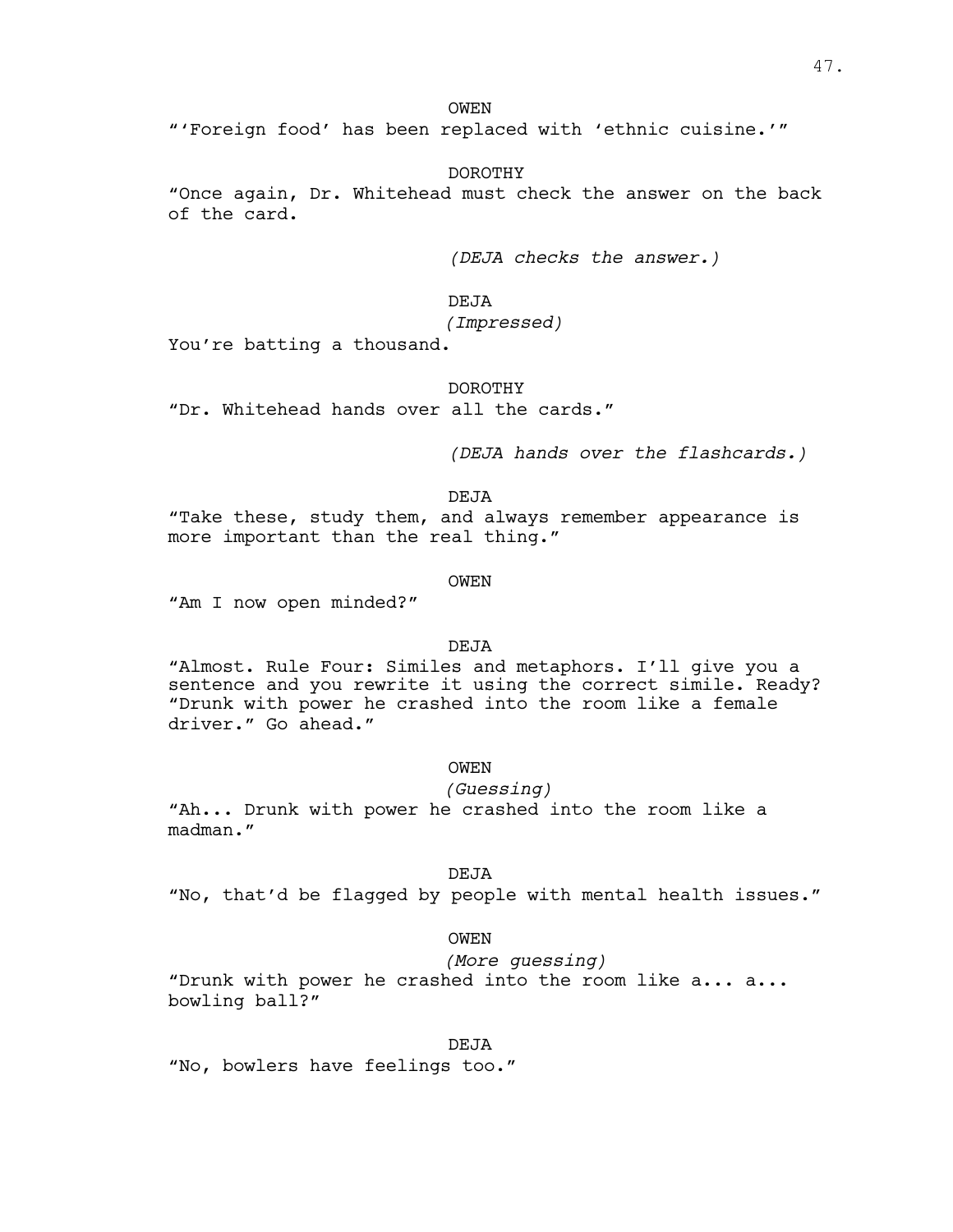OWEN

"'Foreign food' has been replaced with 'ethnic cuisine.'"

DOROTHY

"Once again, Dr. Whitehead must check the answer on the back of the card.

*(DEJA checks the answer.)*

DEJA

*(Impressed)*

You're batting a thousand.

DOROTHY

"Dr. Whitehead hands over all the cards."

*(DEJA hands over the flashcards.)*

DEJA

"Take these, study them, and always remember appearance is more important than the real thing."

OWEN

"Am I now open minded?"

DEJA

"Almost. Rule Four: Similes and metaphors. I'll give you a sentence and you rewrite it using the correct simile. Ready? "Drunk with power he crashed into the room like a female driver." Go ahead."

OWEN

*(Guessing)*

"Ah... Drunk with power he crashed into the room like a madman."

DEJA

"No, that'd be flagged by people with mental health issues."

OWEN

*(More guessing)*

"Drunk with power he crashed into the room like a... a... bowling ball?"

DEJA

"No, bowlers have feelings too."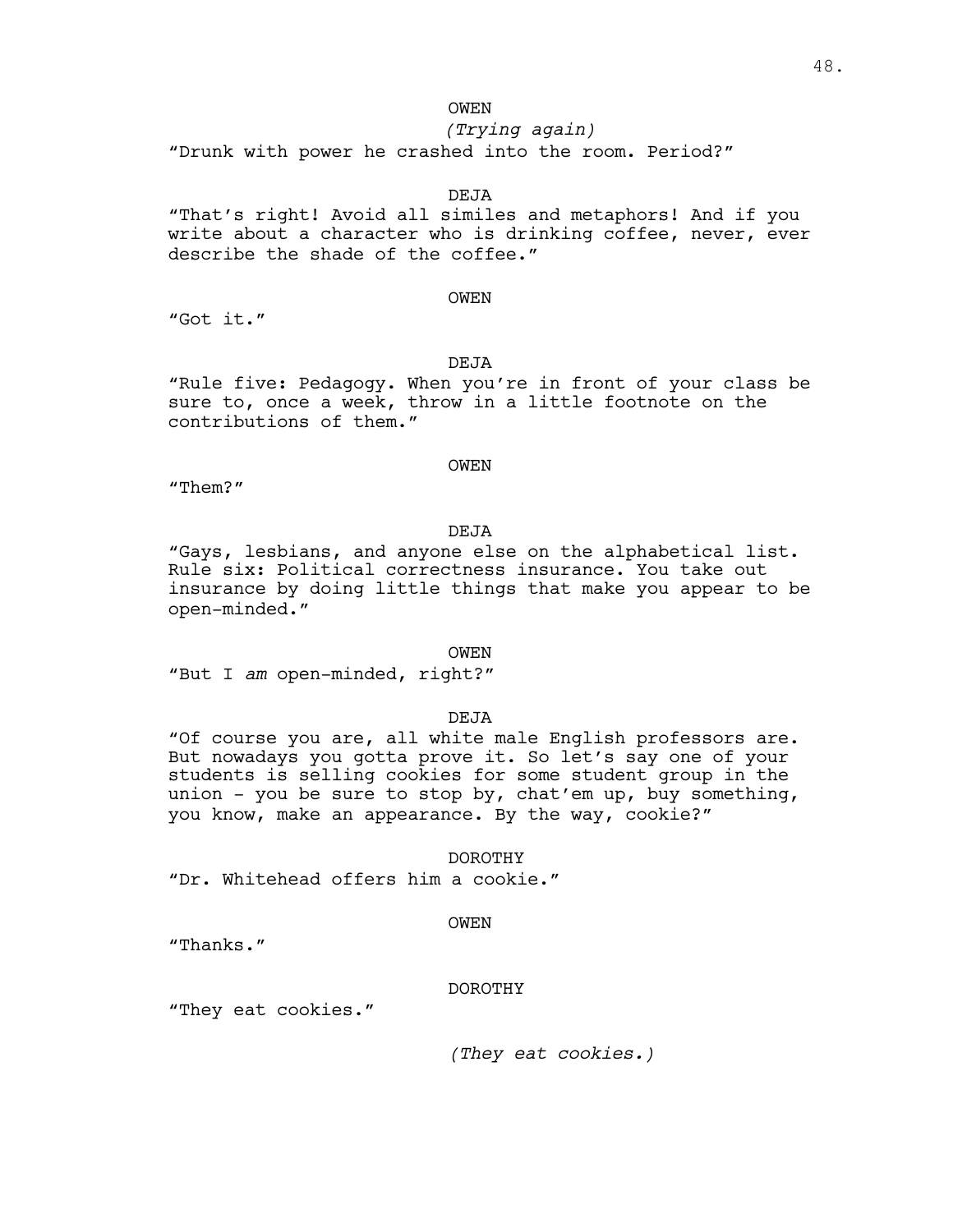OWEN

*(Trying again)*

"Drunk with power he crashed into the room. Period?"

DEJA

"That's right! Avoid all similes and metaphors! And if you write about a character who is drinking coffee, never, ever describe the shade of the coffee."

OWEN

"Got it."

DEJA

"Rule five: Pedagogy. When you're in front of your class be sure to, once a week, throw in a little footnote on the contributions of them."

OWEN

"Them?"

DEJA

"Gays, lesbians, and anyone else on the alphabetical list. Rule six: Political correctness insurance. You take out insurance by doing little things that make you appear to be open-minded."

OWEN

"But I *am* open-minded, right?"

DEJA

"Of course you are, all white male English professors are. But nowadays you gotta prove it. So let's say one of your students is selling cookies for some student group in the union - you be sure to stop by, chat'em up, buy something, you know, make an appearance. By the way, cookie?"

DOROTHY

"Dr. Whitehead offers him a cookie."

OWEN

"Thanks."

DOROTHY

"They eat cookies."

*(They eat cookies.)*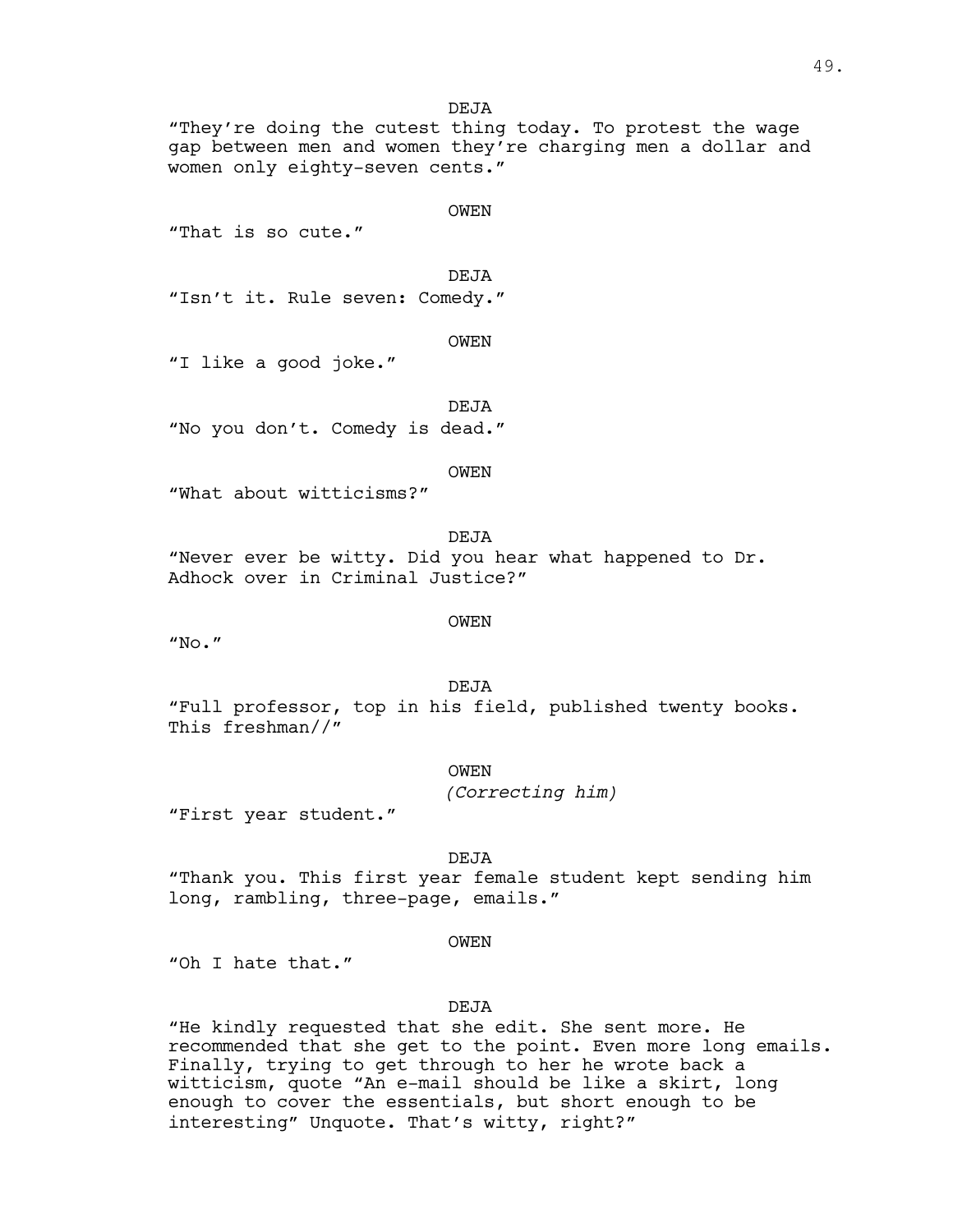DEJA

"They're doing the cutest thing today. To protest the wage gap between men and women they're charging men a dollar and women only eighty-seven cents."

OWEN

"That is so cute."

DEJA

"Isn't it. Rule seven: Comedy."

OWEN

"I like a good joke."

DEJA

"No you don't. Comedy is dead."

OWEN

"What about witticisms?"

DEJA

"Never ever be witty. Did you hear what happened to Dr. Adhock over in Criminal Justice?"

OWEN

"No."

DEJA

"Full professor, top in his field, published twenty books. This freshman//"

OWEN

*(Correcting him)*

"First year student."

DEJA

"Thank you. This first year female student kept sending him long, rambling, three-page, emails."

OWEN

"Oh I hate that."

DEJA

"He kindly requested that she edit. She sent more. He recommended that she get to the point. Even more long emails. Finally, trying to get through to her he wrote back a witticism, quote "An e-mail should be like a skirt, long enough to cover the essentials, but short enough to be interesting" Unquote. That's witty, right?"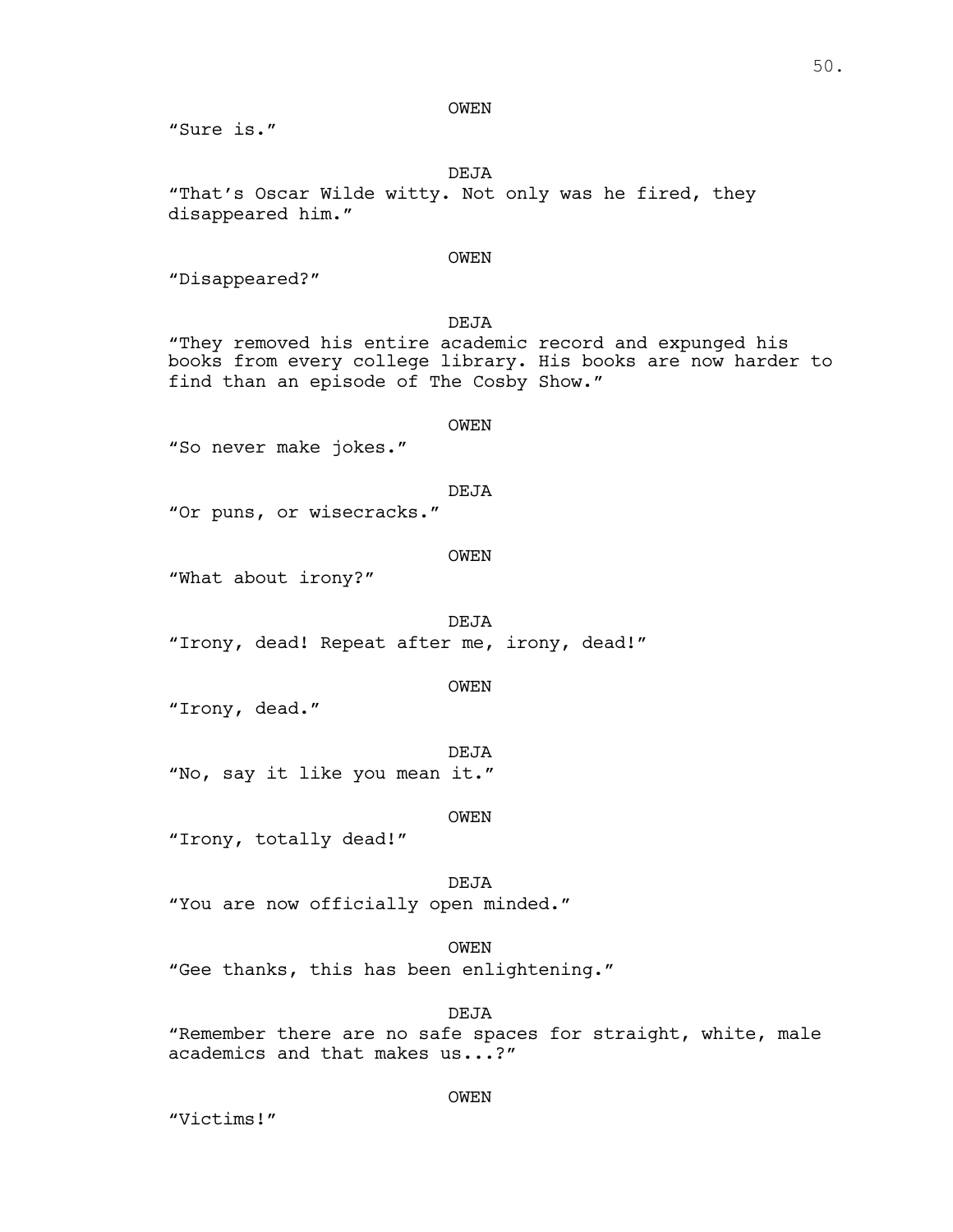OWEN

"Sure is."

DEJA

"That's Oscar Wilde witty. Not only was he fired, they disappeared him."

OWEN

"Disappeared?"

DEJA

"They removed his entire academic record and expunged his books from every college library. His books are now harder to find than an episode of The Cosby Show."

OWEN

"So never make jokes."

DEJA

"Or puns, or wisecracks."

OWEN

"What about irony?"

DEJA

"Irony, dead! Repeat after me, irony, dead!"

OWEN

"Irony, dead."

DEJA

"No, say it like you mean it."

OWEN

"Irony, totally dead!"

DEJA

"You are now officially open minded."

OWEN

"Gee thanks, this has been enlightening."

DEJA

"Remember there are no safe spaces for straight, white, male academics and that makes us...?"

OWEN

"Victims!"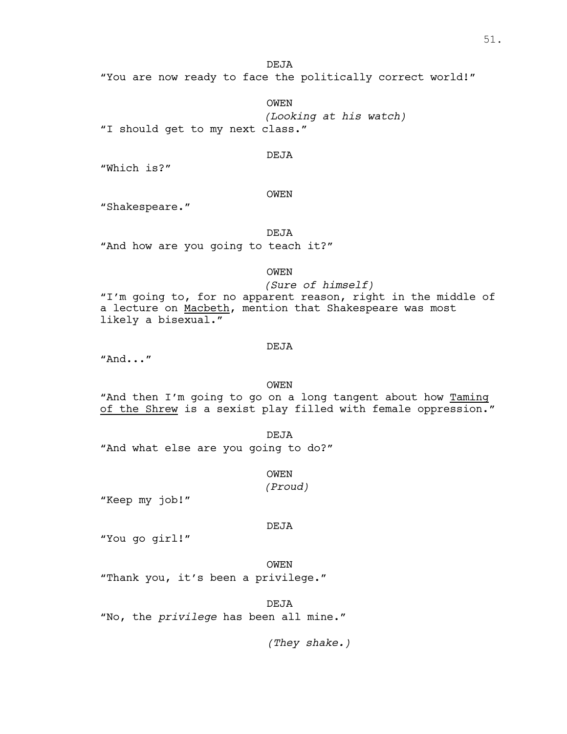DEJA

"You are now ready to face the politically correct world!"

OWEN

*(Looking at his watch)*

"I should get to my next class."

DEJA

"Which is?"

OWEN

"Shakespeare."

DEJA

"And how are you going to teach it?"

OWEN

*(Sure of himself)*

"I'm going to, for no apparent reason, right in the middle of a lecture on <u>Macbeth</u>, mention that Shakespeare was most likely a bisexual."

DEJA

"And..."

OWEN

"And then I'm going to go on a long tangent about how <u>Taming of the Shrew</u> is a sexist play filled with female oppression."

DEJA

"And what else are you going to do?"

OWEN

*(Proud)*

"Keep my job!"

DEJA

"You go girl!"

OWEN

"Thank you, it's been a privilege."

DEJA

"No, the *privilege* has been all mine."

*(They shake.)*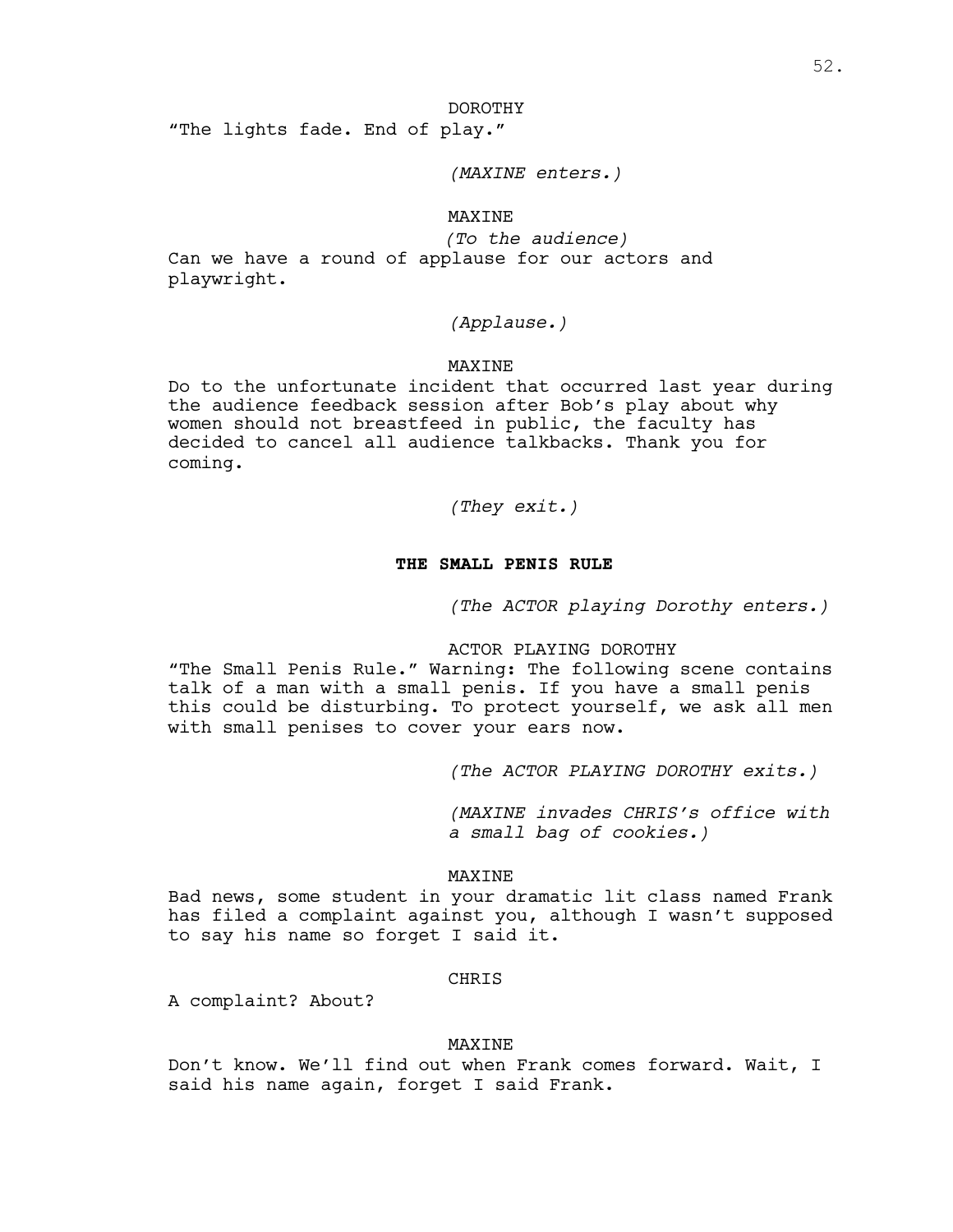DOROTHY

"The lights fade. End of play."

*(MAXINE enters.)*

MAXINE

*(To the audience)*

Can we have a round of applause for our actors and playwright.

*(Applause.)*

MAXINE

Do to the unfortunate incident that occurred last year during the audience feedback session after Bob's play about why women should not breastfeed in public, the faculty has decided to cancel all audience talkbacks. Thank you for coming.

*(They exit.)*

**THE SMALL PENIS RULE**

*(The ACTOR playing Dorothy enters.)*

ACTOR PLAYING DOROTHY

"The Small Penis Rule." Warning: The following scene contains talk of a man with a small penis. If you have a small penis this could be disturbing. To protect yourself, we ask all men with small penises to cover your ears now.

*(The ACTOR PLAYING DOROTHY exits.)*

*(MAXINE invades CHRIS's office with a small bag of cookies.)*

MAXINE

Bad news, some student in your dramatic lit class named Frank has filed a complaint against you, although I wasn't supposed to say his name so forget I said it.

CHRIS

A complaint? About?

MAXINE

Don't know. We'll find out when Frank comes forward. Wait, I said his name again, forget I said Frank.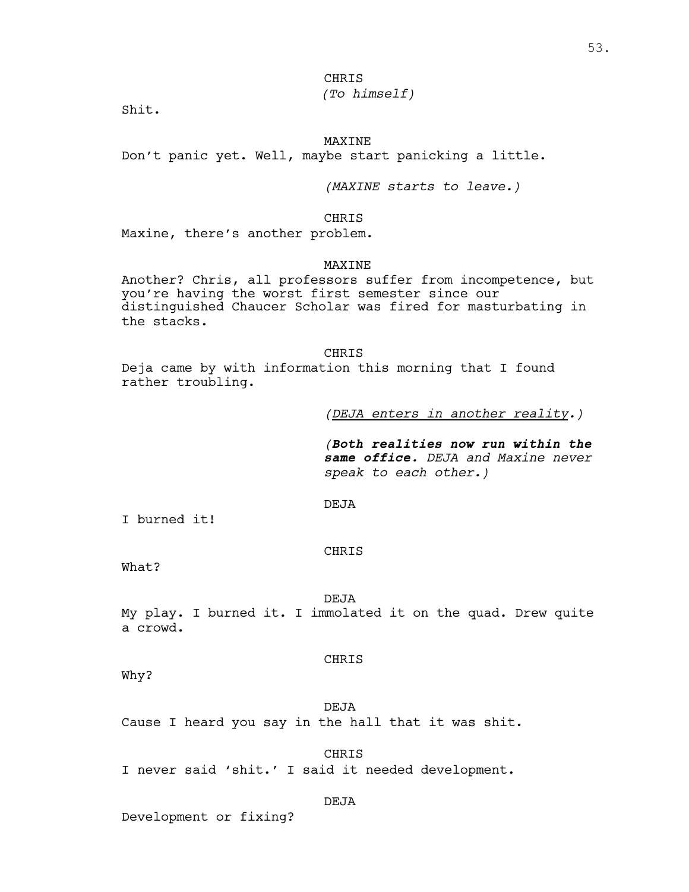CHRIS
*(To himself)*

Shit.

MAXINE

Don't panic yet. Well, maybe start panicking a little.

*(MAXINE starts to leave.)*

CHRIS

Maxine, there's another problem.

MAXINE

Another? Chris, all professors suffer from incompetence, but you're having the worst first semester since our distinguished Chaucer Scholar was fired for masturbating in the stacks.

CHRIS

Deja came by with information this morning that I found rather troubling.

*(<u>DEJA enters in another reality</u>.)*

*(**Both realities now run within the same office.** DEJA and Maxine never speak to each other.)*

DEJA

I burned it!

CHRIS

What?

DEJA

My play. I burned it. I immolated it on the quad. Drew quite a crowd.

CHRIS

Why?

DEJA

Cause I heard you say in the hall that it was shit.

CHRIS

I never said 'shit.' I said it needed development.

DEJA

Development or fixing?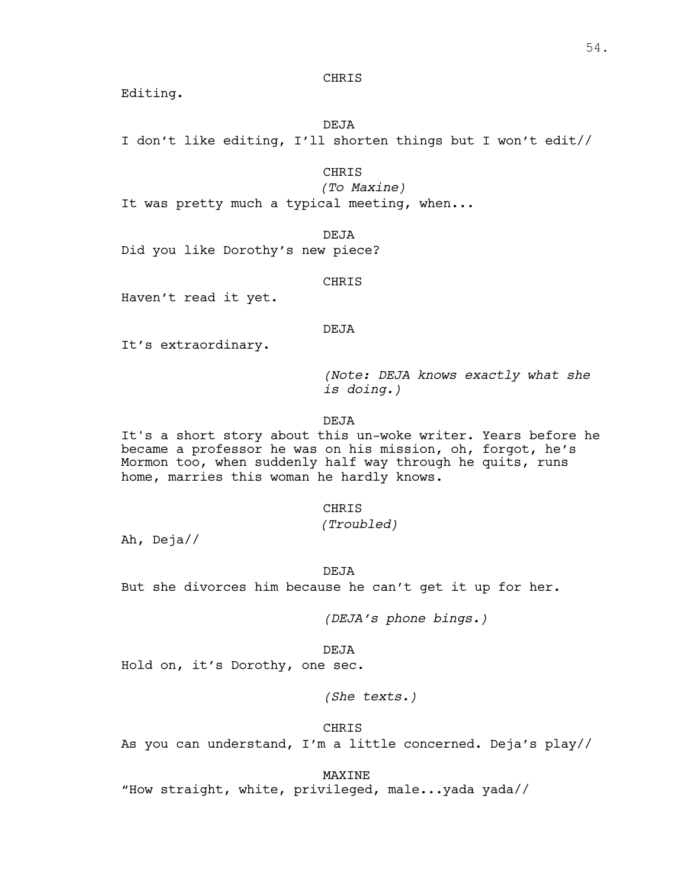CHRIS

Editing.

DEJA

I don't like editing, I'll shorten things but I won't edit//

CHRIS

*(To Maxine)*

It was pretty much a typical meeting, when...

DEJA

Did you like Dorothy's new piece?

CHRIS

Haven't read it yet.

DEJA

It's extraordinary.

*(Note: DEJA knows exactly what she is doing.)*

DEJA

It's a short story about this un-woke writer. Years before he became a professor he was on his mission, oh, forgot, he's Mormon too, when suddenly half way through he quits, runs home, marries this woman he hardly knows.

CHRIS

*(Troubled)*

Ah, Deja//

DEJA

But she divorces him because he can't get it up for her.

*(DEJA's phone bings.)*

DEJA

Hold on, it's Dorothy, one sec.

*(She texts.)*

CHRIS

As you can understand, I'm a little concerned. Deja's play//

MAXINE

"How straight, white, privileged, male...yada yada//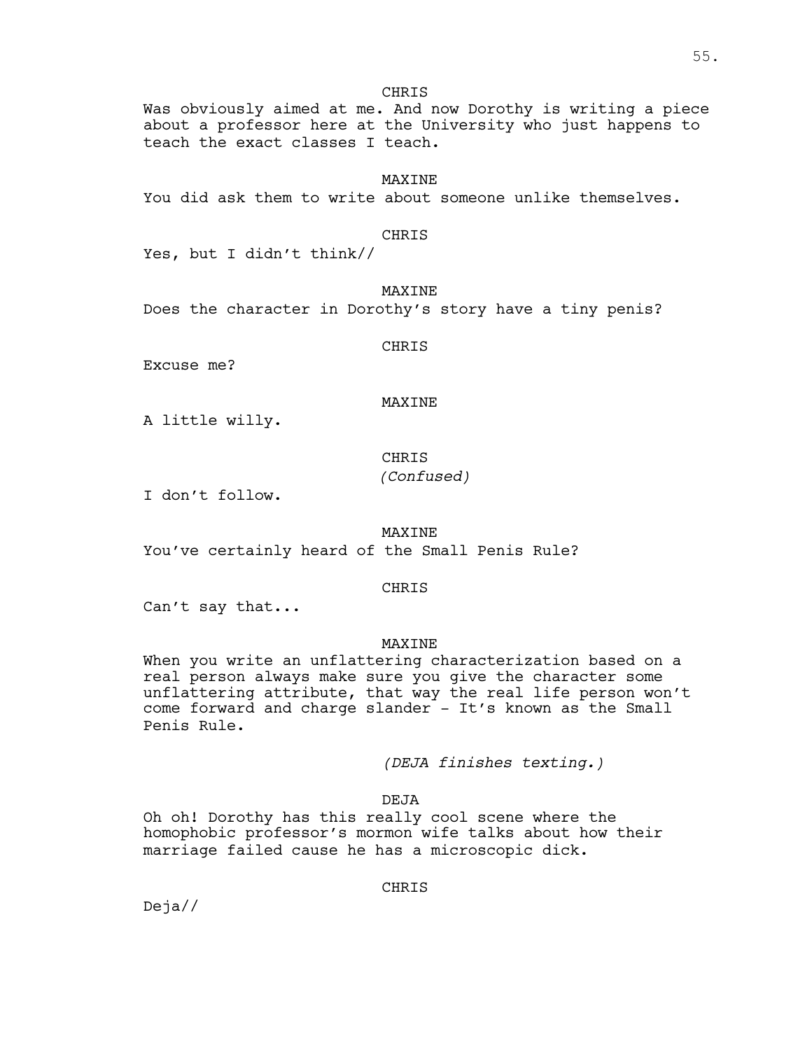CHRIS

Was obviously aimed at me. And now Dorothy is writing a piece about a professor here at the University who just happens to teach the exact classes I teach.

MAXINE

You did ask them to write about someone unlike themselves.

CHRIS

Yes, but I didn't think//

MAXINE

Does the character in Dorothy's story have a tiny penis?

CHRIS

Excuse me?

MAXINE

A little willy.

CHRIS

*(Confused)*

I don't follow.

MAXINE

You've certainly heard of the Small Penis Rule?

CHRIS

Can't say that...

MAXINE

When you write an unflattering characterization based on a real person always make sure you give the character some unflattering attribute, that way the real life person won't come forward and charge slander - It's known as the Small Penis Rule.

*(DEJA finishes texting.)*

DEJA

Oh oh! Dorothy has this really cool scene where the homophobic professor's mormon wife talks about how their marriage failed cause he has a microscopic dick.

CHRIS

Deja//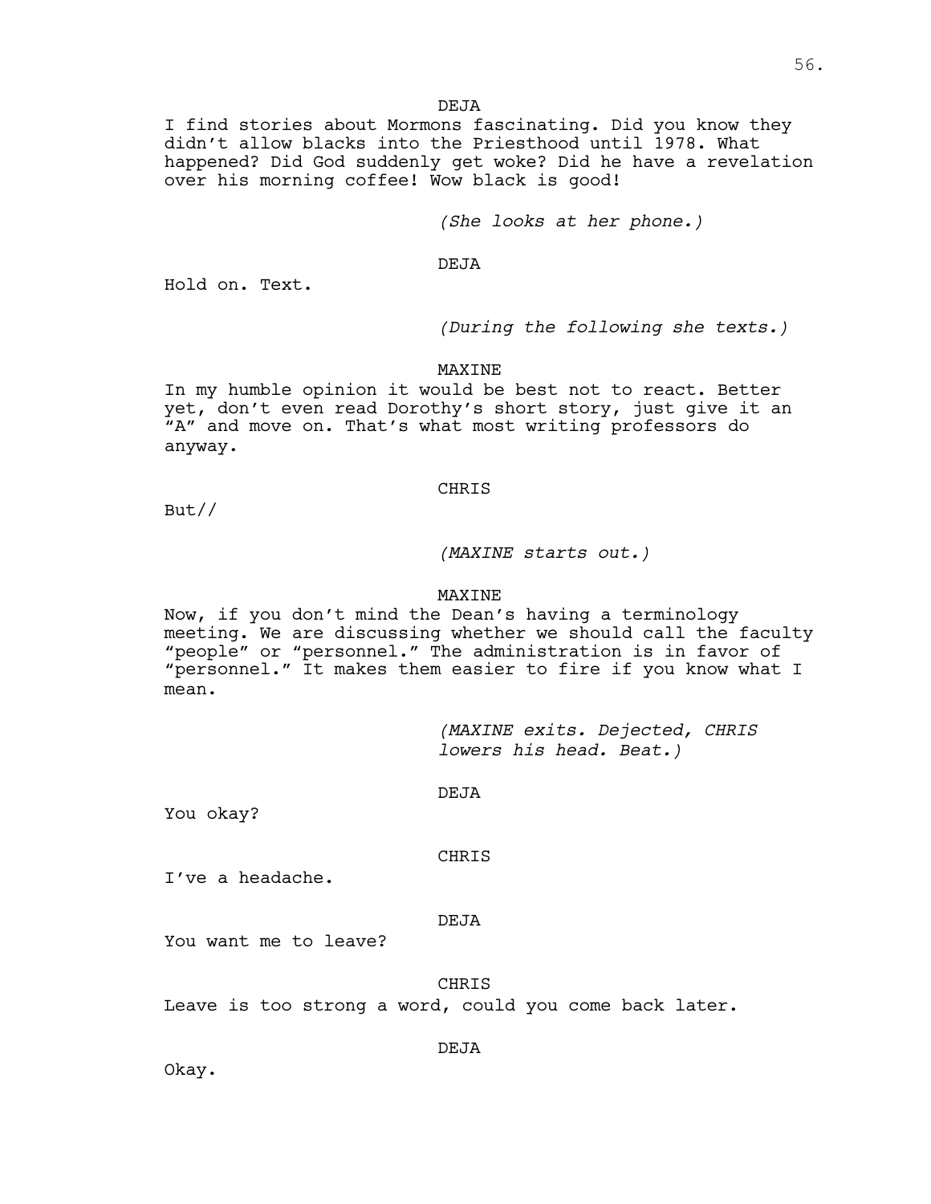DEJA

I find stories about Mormons fascinating. Did you know they didn't allow blacks into the Priesthood until 1978. What happened? Did God suddenly get woke? Did he have a revelation over his morning coffee! Wow black is good!

*(She looks at her phone.)*

DEJA

Hold on. Text.

*(During the following she texts.)*

MAXINE

In my humble opinion it would be best not to react. Better yet, don't even read Dorothy's short story, just give it an "A" and move on. That's what most writing professors do anyway.

CHRIS

But//

*(MAXINE starts out.)*

MAXINE

Now, if you don't mind the Dean's having a terminology meeting. We are discussing whether we should call the faculty "people" or "personnel." The administration is in favor of "personnel." It makes them easier to fire if you know what I mean.

*(MAXINE exits. Dejected, CHRIS lowers his head. Beat.)*

DEJA

You okay?

CHRIS

I've a headache.

DEJA

You want me to leave?

CHRIS

Leave is too strong a word, could you come back later.

DEJA

Okay.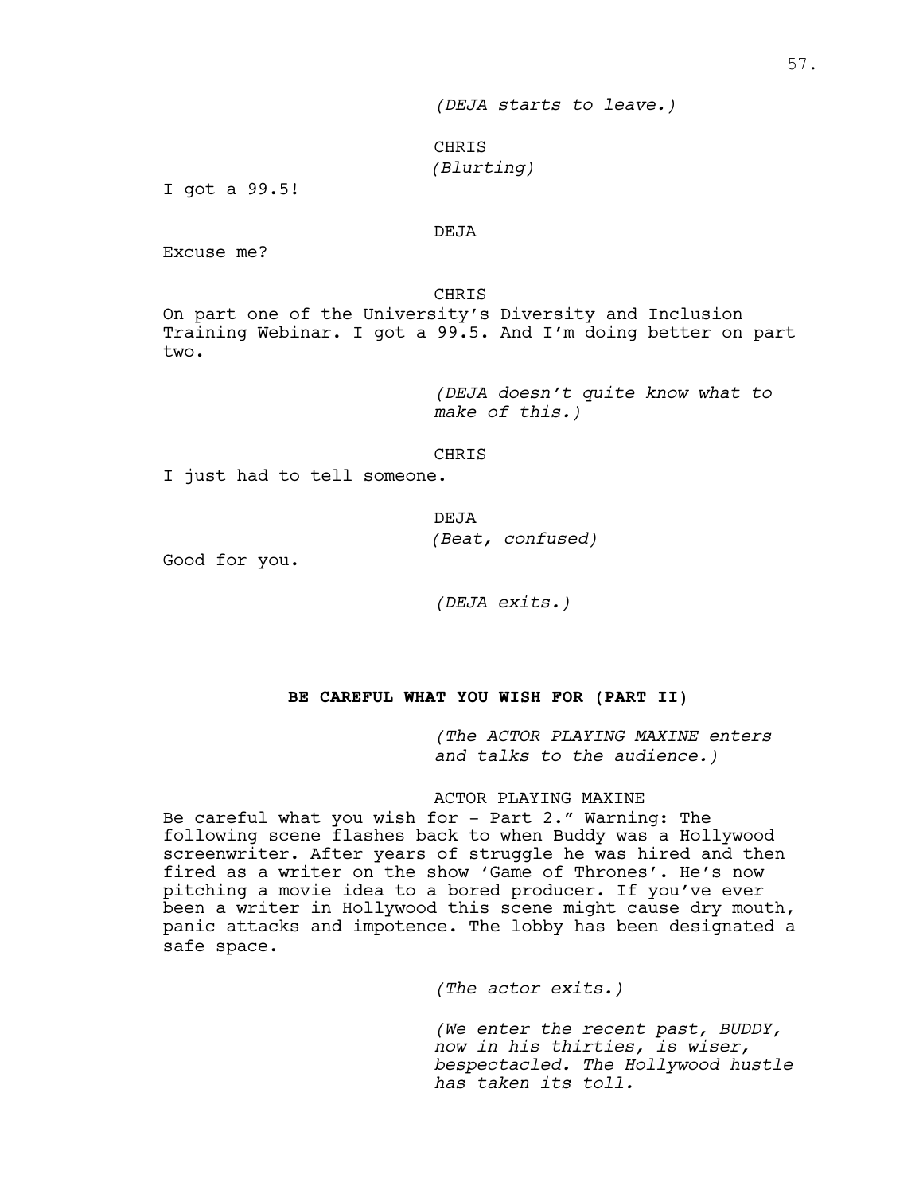*(DEJA starts to leave.)*

CHRIS
*(Blurting)*

I got a 99.5!

DEJA

Excuse me?

CHRIS

On part one of the University's Diversity and Inclusion Training Webinar. I got a 99.5. And I'm doing better on part two.

*(DEJA doesn't quite know what to make of this.)*

CHRIS

I just had to tell someone.

DEJA
*(Beat, confused)*

Good for you.

*(DEJA exits.)*

**BE CAREFUL WHAT YOU WISH FOR (PART II)**

*(The ACTOR PLAYING MAXINE enters and talks to the audience.)*

ACTOR PLAYING MAXINE

Be careful what you wish for - Part 2." Warning: The following scene flashes back to when Buddy was a Hollywood screenwriter. After years of struggle he was hired and then fired as a writer on the show 'Game of Thrones'. He's now pitching a movie idea to a bored producer. If you've ever been a writer in Hollywood this scene might cause dry mouth, panic attacks and impotence. The lobby has been designated a safe space.

*(The actor exits.)*

*(We enter the recent past, BUDDY, now in his thirties, is wiser, bespectacled. The Hollywood hustle has taken its toll.*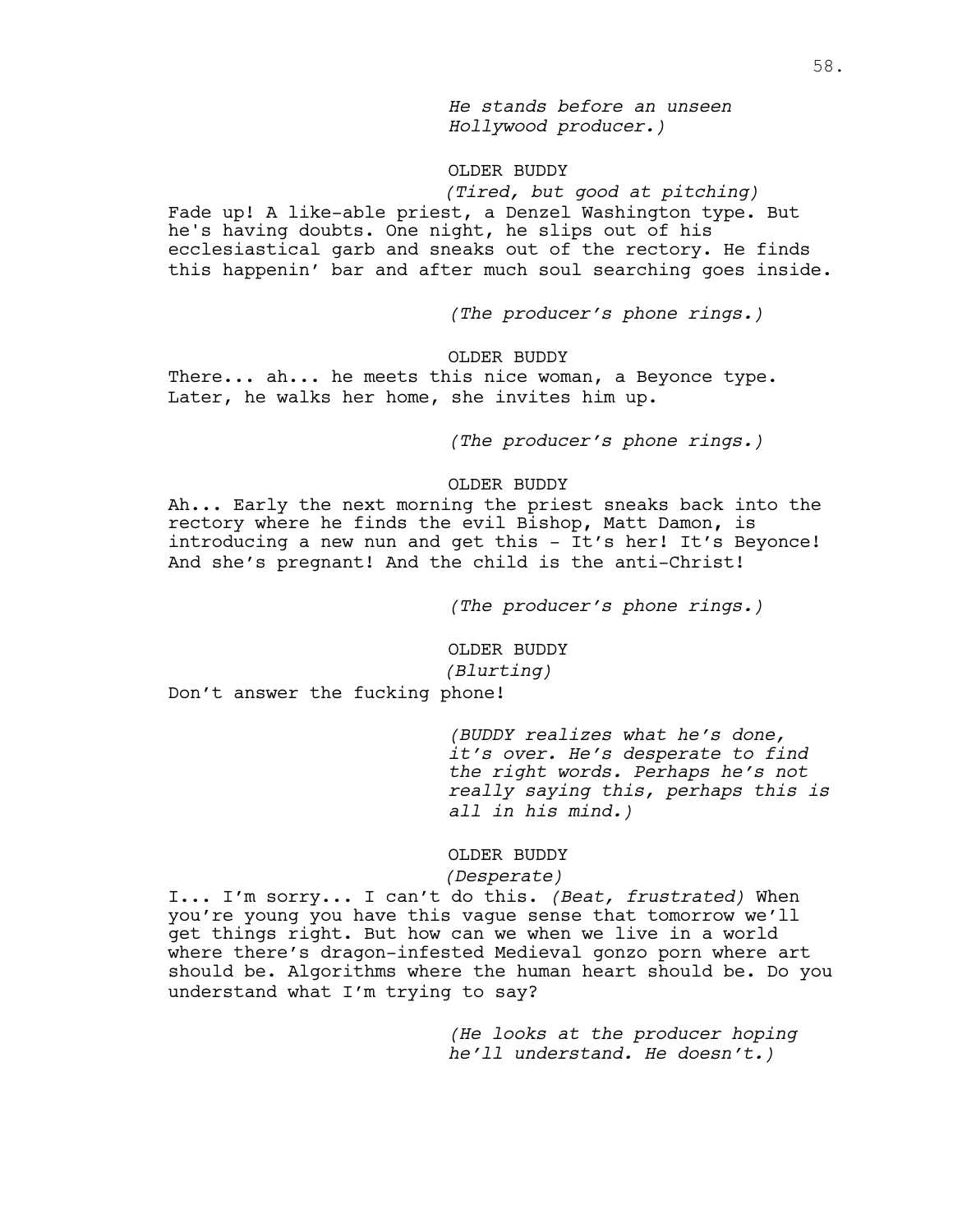*He stands before an unseen Hollywood producer.)*

OLDER BUDDY

*(Tired, but good at pitching)*

Fade up! A like-able priest, a Denzel Washington type. But he's having doubts. One night, he slips out of his ecclesiastical garb and sneaks out of the rectory. He finds this happenin' bar and after much soul searching goes inside.

*(The producer's phone rings.)*

OLDER BUDDY

There... ah... he meets this nice woman, a Beyonce type. Later, he walks her home, she invites him up.

*(The producer's phone rings.)*

OLDER BUDDY

Ah... Early the next morning the priest sneaks back into the rectory where he finds the evil Bishop, Matt Damon, is introducing a new nun and get this - It's her! It's Beyonce! And she's pregnant! And the child is the anti-Christ!

*(The producer's phone rings.)*

OLDER BUDDY

*(Blurting)*

Don't answer the fucking phone!

*(BUDDY realizes what he's done, it's over. He's desperate to find the right words. Perhaps he's not really saying this, perhaps this is all in his mind.)*

OLDER BUDDY

*(Desperate)*

I... I'm sorry... I can't do this. *(Beat, frustrated)* When you're young you have this vague sense that tomorrow we'll get things right. But how can we when we live in a world where there's dragon-infested Medieval gonzo porn where art should be. Algorithms where the human heart should be. Do you understand what I'm trying to say?

*(He looks at the producer hoping he'll understand. He doesn't.)*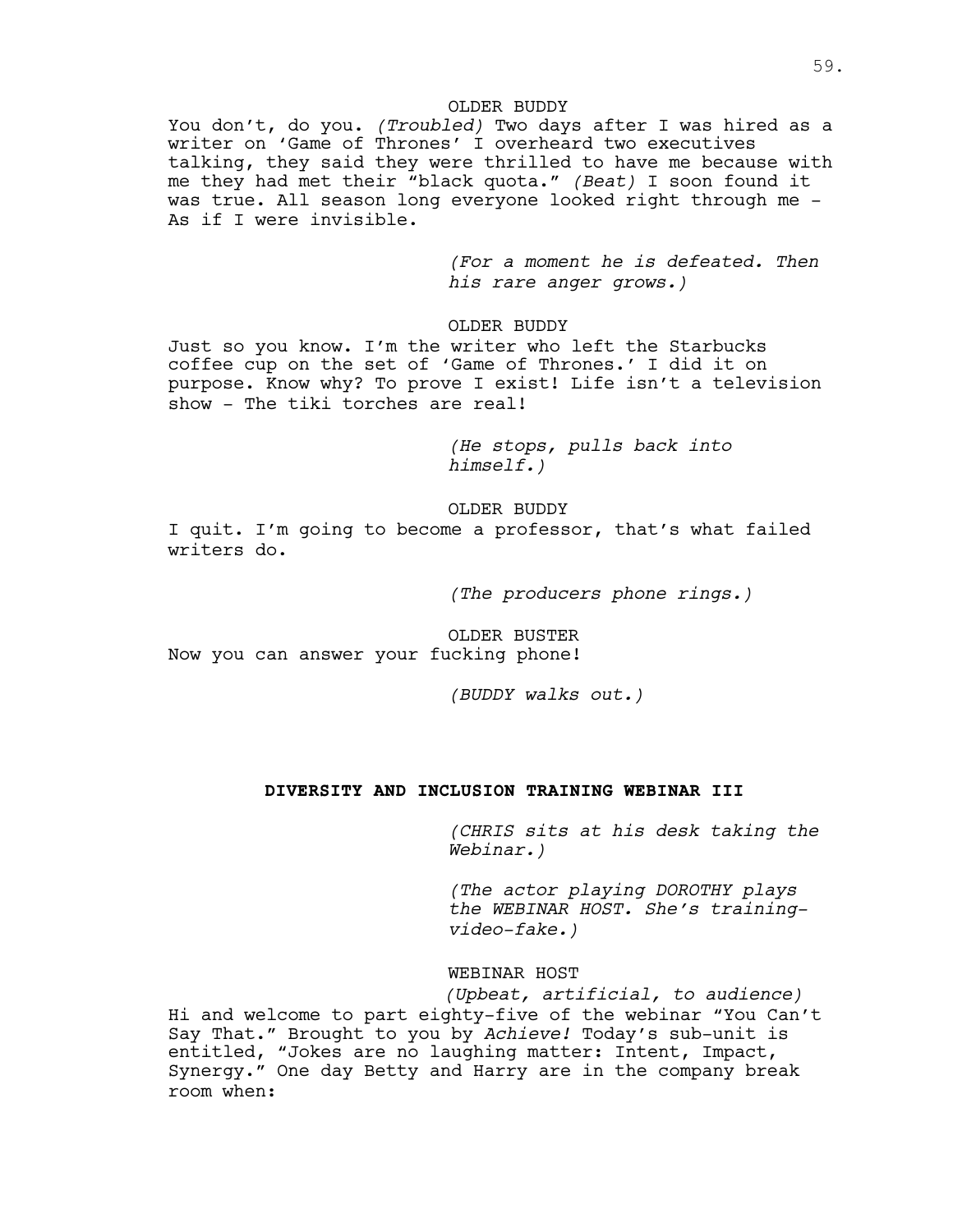OLDER BUDDY

You don't, do you. *(Troubled)* Two days after I was hired as a writer on 'Game of Thrones' I overheard two executives talking, they said they were thrilled to have me because with me they had met their "black quota." *(Beat)* I soon found it was true. All season long everyone looked right through me - As if I were invisible.

*(For a moment he is defeated. Then his rare anger grows.)*

OLDER BUDDY

Just so you know. I'm the writer who left the Starbucks coffee cup on the set of 'Game of Thrones.' I did it on purpose. Know why? To prove I exist! Life isn't a television show - The tiki torches are real!

*(He stops, pulls back into himself.)*

OLDER BUDDY

I quit. I'm going to become a professor, that's what failed writers do.

*(The producers phone rings.)*

OLDER BUSTER

Now you can answer your fucking phone!

*(BUDDY walks out.)*

**DIVERSITY AND INCLUSION TRAINING WEBINAR III**

*(CHRIS sits at his desk taking the Webinar.)*

*(The actor playing DOROTHY plays the WEBINAR HOST. She's training-video-fake.)*

WEBINAR HOST

*(Upbeat, artificial, to audience)*

Hi and welcome to part eighty-five of the webinar "You Can't Say That." Brought to you by *Achieve!* Today's sub-unit is entitled, "Jokes are no laughing matter: Intent, Impact, Synergy." One day Betty and Harry are in the company break room when: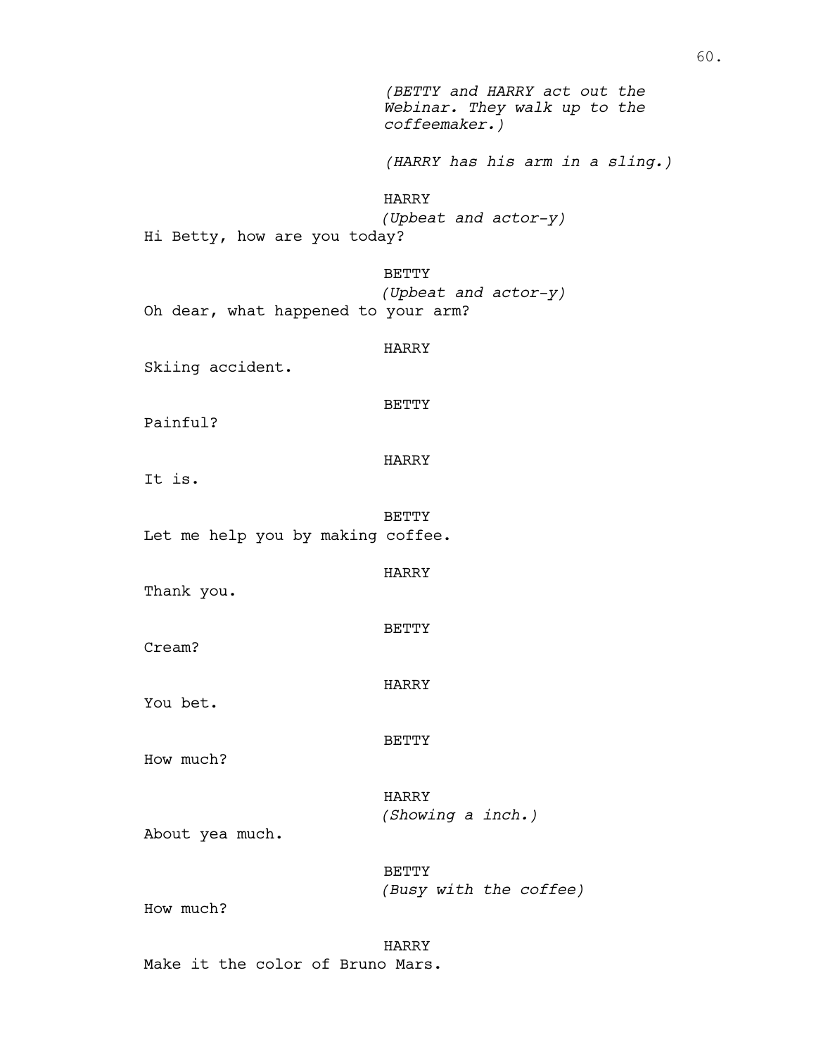*(BETTY and HARRY act out the Webinar. They walk up to the coffeemaker.)*

*(HARRY has his arm in a sling.)*

HARRY
*(Upbeat and actor-y)*
Hi Betty, how are you today?

BETTY
*(Upbeat and actor-y)*
Oh dear, what happened to your arm?

HARRY
Skiing accident.

BETTY
Painful?

HARRY
It is.

BETTY
Let me help you by making coffee.

HARRY
Thank you.

BETTY
Cream?

HARRY
You bet.

BETTY
How much?

HARRY
*(Showing a inch.)*
About yea much.

BETTY
*(Busy with the coffee)*
How much?

HARRY
Make it the color of Bruno Mars.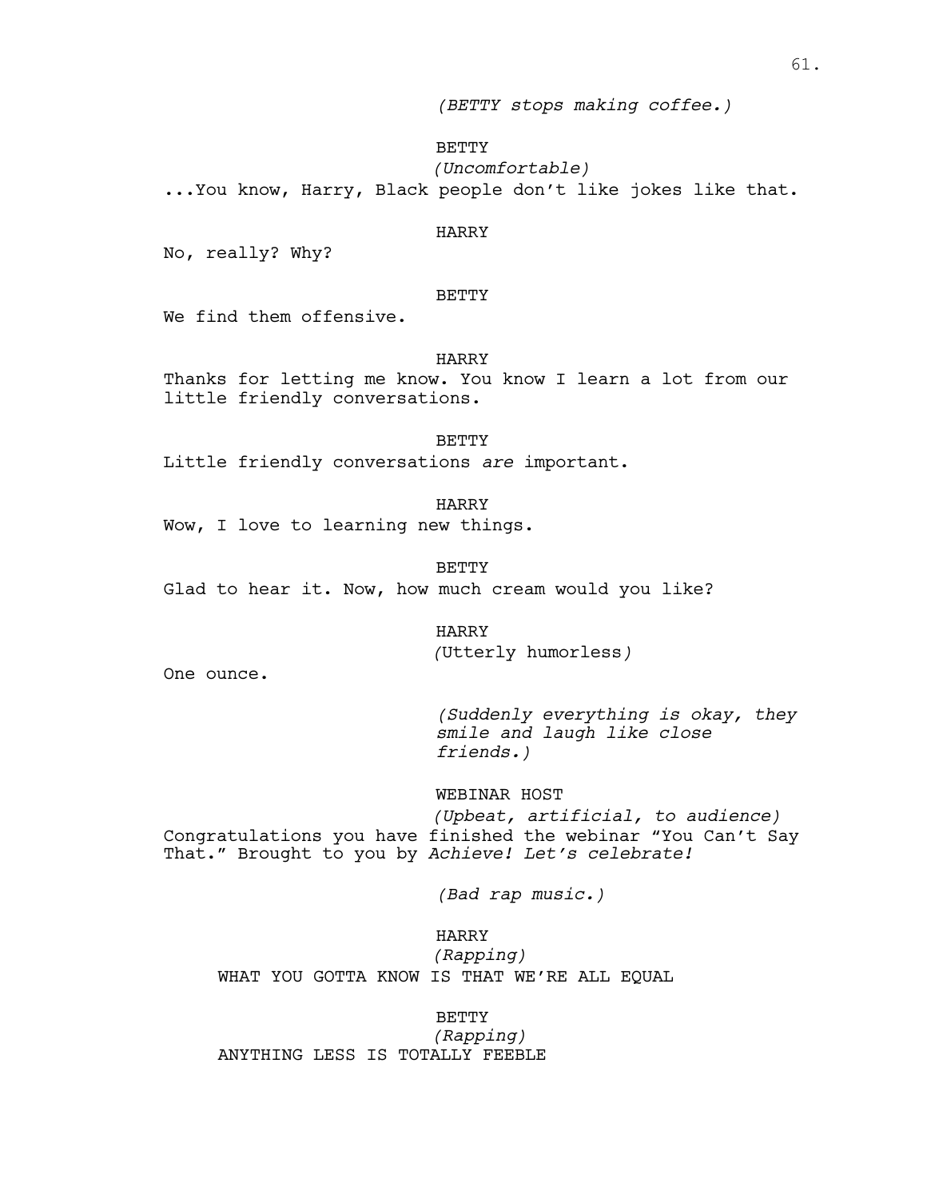*(BETTY stops making coffee.)*

BETTY
*(Uncomfortable)*
...You know, Harry, Black people don't like jokes like that.

HARRY
No, really? Why?

BETTY
We find them offensive.

HARRY
Thanks for letting me know. You know I learn a lot from our little friendly conversations.

BETTY
Little friendly conversations *are* important.

HARRY
Wow, I love to learning new things.

BETTY
Glad to hear it. Now, how much cream would you like?

HARRY
*(*Utterly humorless*)*
One ounce.

*(Suddenly everything is okay, they smile and laugh like close friends.)*

WEBINAR HOST
*(Upbeat, artificial, to audience)*
Congratulations you have finished the webinar "You Can't Say That." Brought to you by *Achieve! Let's celebrate!*

*(Bad rap music.)*

HARRY
*(Rapping)*
WHAT YOU GOTTA KNOW IS THAT WE'RE ALL EQUAL

BETTY
*(Rapping)*
ANYTHING LESS IS TOTALLY FEEBLE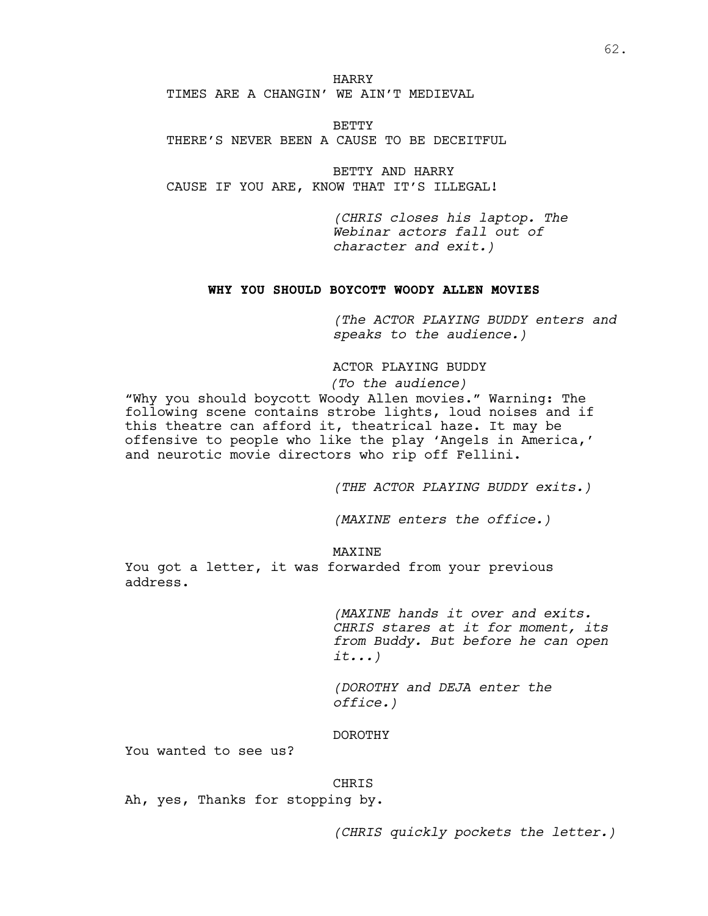HARRY

TIMES ARE A CHANGIN' WE AIN'T MEDIEVAL

BETTY

THERE'S NEVER BEEN A CAUSE TO BE DECEITFUL

BETTY AND HARRY

CAUSE IF YOU ARE, KNOW THAT IT'S ILLEGAL!

*(CHRIS closes his laptop. The Webinar actors fall out of character and exit.)*

**WHY YOU SHOULD BOYCOTT WOODY ALLEN MOVIES**

*(The ACTOR PLAYING BUDDY enters and speaks to the audience.)*

ACTOR PLAYING BUDDY

*(To the audience)*

"Why you should boycott Woody Allen movies." Warning: The following scene contains strobe lights, loud noises and if this theatre can afford it, theatrical haze. It may be offensive to people who like the play 'Angels in America,' and neurotic movie directors who rip off Fellini.

*(THE ACTOR PLAYING BUDDY exits.)*

*(MAXINE enters the office.)*

MAXINE

You got a letter, it was forwarded from your previous address.

*(MAXINE hands it over and exits. CHRIS stares at it for moment, its from Buddy. But before he can open it...)*

*(DOROTHY and DEJA enter the office.)*

DOROTHY

You wanted to see us?

CHRIS

Ah, yes, Thanks for stopping by.

*(CHRIS quickly pockets the letter.)*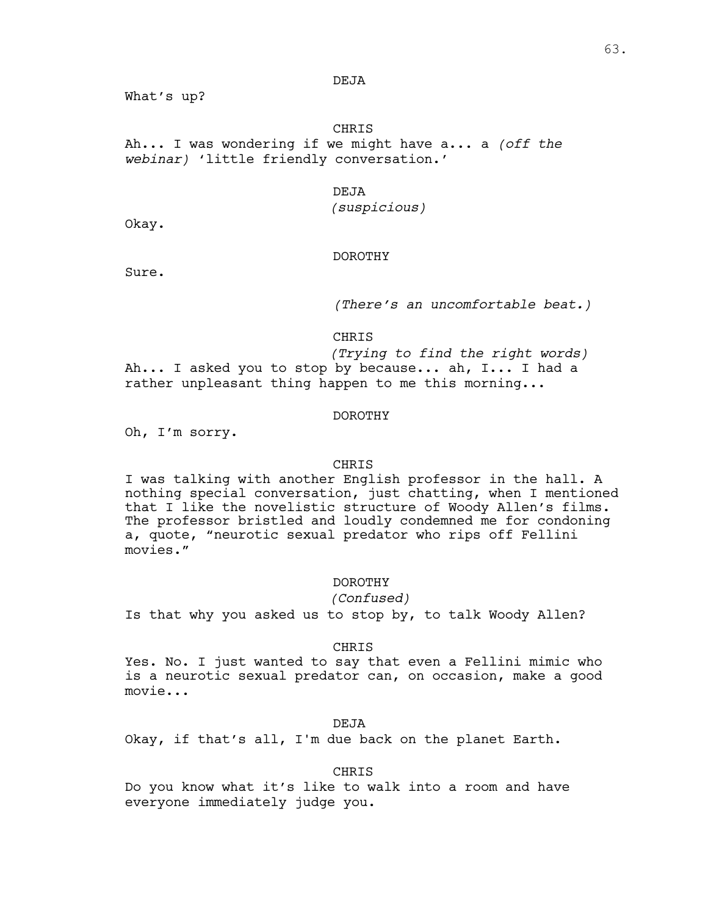DEJA

What's up?

CHRIS

Ah... I was wondering if we might have a... a *(off the webinar)* 'little friendly conversation.'

DEJA

*(suspicious)*

Okay.

DOROTHY

Sure.

*(There's an uncomfortable beat.)*

CHRIS

*(Trying to find the right words)*

Ah... I asked you to stop by because... ah, I... I had a rather unpleasant thing happen to me this morning...

DOROTHY

Oh, I'm sorry.

CHRIS

I was talking with another English professor in the hall. A nothing special conversation, just chatting, when I mentioned that I like the novelistic structure of Woody Allen's films. The professor bristled and loudly condemned me for condoning a, quote, "neurotic sexual predator who rips off Fellini movies."

DOROTHY

*(Confused)*

Is that why you asked us to stop by, to talk Woody Allen?

CHRIS

Yes. No. I just wanted to say that even a Fellini mimic who is a neurotic sexual predator can, on occasion, make a good movie...

DEJA

Okay, if that's all, I'm due back on the planet Earth.

CHRIS

Do you know what it's like to walk into a room and have everyone immediately judge you.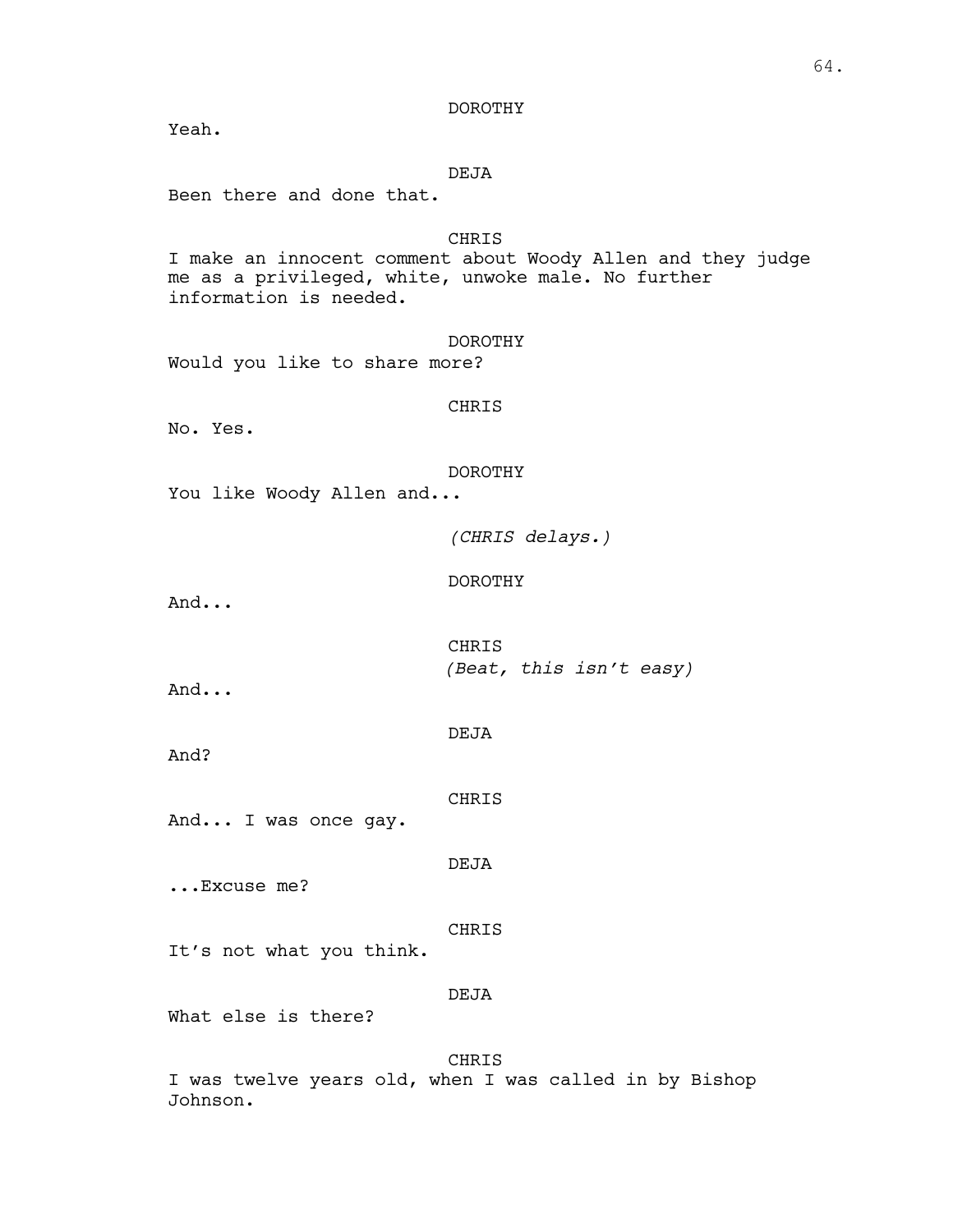DORTHY

Yeah.

DEJA

Been there and done that.

CHRIS

I make an innocent comment about Woody Allen and they judge me as a privileged, white, unwoke male. No further information is needed.

DOROTHY

Would you like to share more?

CHRIS

No. Yes.

DOROTHY

You like Woody Allen and...

*(CHRIS delays.)*

DOROTHY

And...

CHRIS

*(Beat, this isn't easy)*

And...

DEJA

And?

CHRIS

And... I was once gay.

DEJA

...Excuse me?

CHRIS

It's not what you think.

DEJA

What else is there?

CHRIS

I was twelve years old, when I was called in by Bishop Johnson.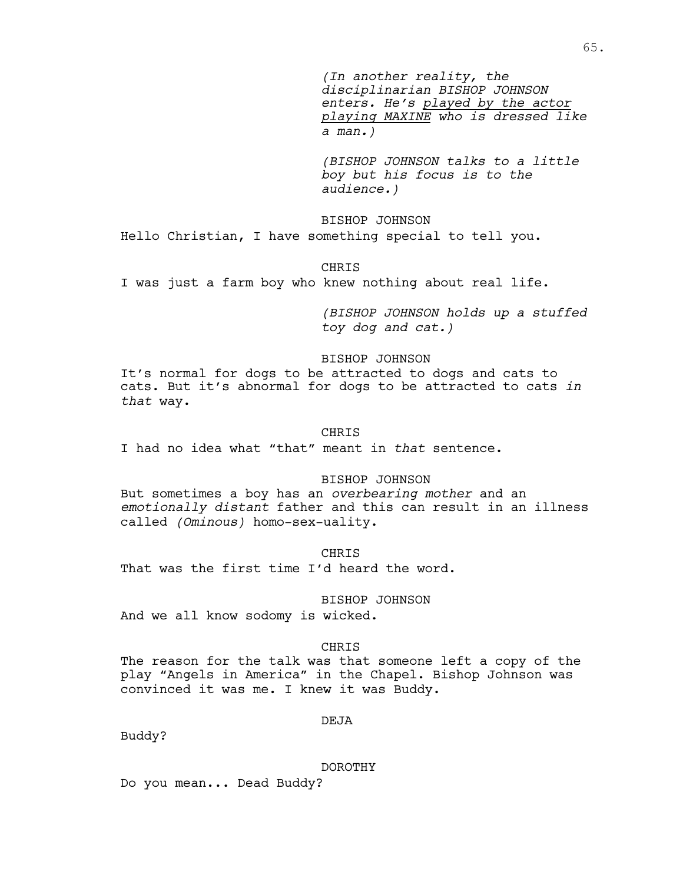*(In another reality, the disciplinarian BISHOP JOHNSON enters. He's played by the actor playing MAXINE who is dressed like a man.)*

*(BISHOP JOHNSON talks to a little boy but his focus is to the audience.)*

BISHOP JOHNSON

Hello Christian, I have something special to tell you.

CHRIS

I was just a farm boy who knew nothing about real life.

*(BISHOP JOHNSON holds up a stuffed toy dog and cat.)*

BISHOP JOHNSON

It's normal for dogs to be attracted to dogs and cats to cats. But it's abnormal for dogs to be attracted to cats *in that* way.

CHRIS

I had no idea what "that" meant in *that* sentence.

BISHOP JOHNSON

But sometimes a boy has an *overbearing mother* and an *emotionally distant* father and this can result in an illness called *(Ominous)* homo-sex-uality.

CHRIS

That was the first time I'd heard the word.

BISHOP JOHNSON

And we all know sodomy is wicked.

CHRIS

The reason for the talk was that someone left a copy of the play "Angels in America" in the Chapel. Bishop Johnson was convinced it was me. I knew it was Buddy.

DEJA

Buddy?

DOROTHY

Do you mean... Dead Buddy?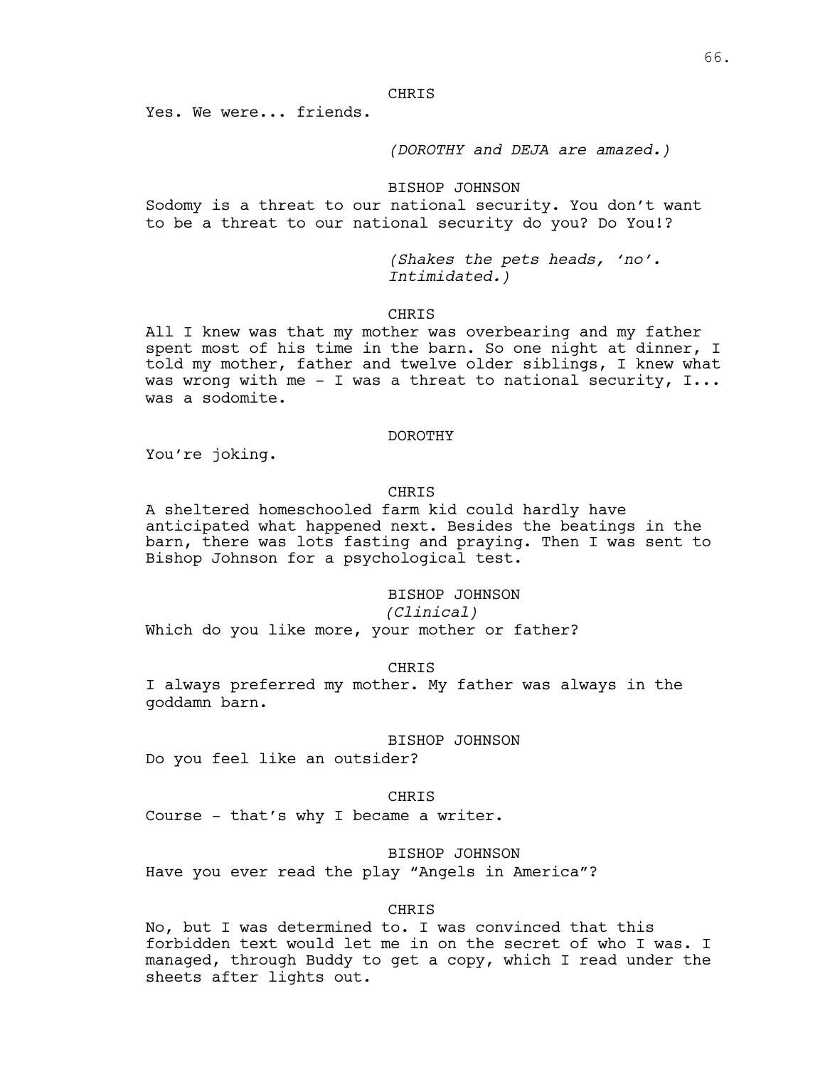CHRIS

Yes. We were... friends.

*(DOROTHY and DEJA are amazed.)*

BISHOP JOHNSON

Sodomy is a threat to our national security. You don't want to be a threat to our national security do you? Do You!?

*(Shakes the pets heads, 'no'. Intimidated.)*

CHRIS

All I knew was that my mother was overbearing and my father spent most of his time in the barn. So one night at dinner, I told my mother, father and twelve older siblings, I knew what was wrong with me - I was a threat to national security, I... was a sodomite.

DOROTHY

You're joking.

CHRIS

A sheltered homeschooled farm kid could hardly have anticipated what happened next. Besides the beatings in the barn, there was lots fasting and praying. Then I was sent to Bishop Johnson for a psychological test.

BISHOP JOHNSON

*(Clinical)*

Which do you like more, your mother or father?

CHRIS

I always preferred my mother. My father was always in the goddamn barn.

BISHOP JOHNSON

Do you feel like an outsider?

CHRIS

Course - that's why I became a writer.

BISHOP JOHNSON

Have you ever read the play "Angels in America"?

CHRIS

No, but I was determined to. I was convinced that this forbidden text would let me in on the secret of who I was. I managed, through Buddy to get a copy, which I read under the sheets after lights out.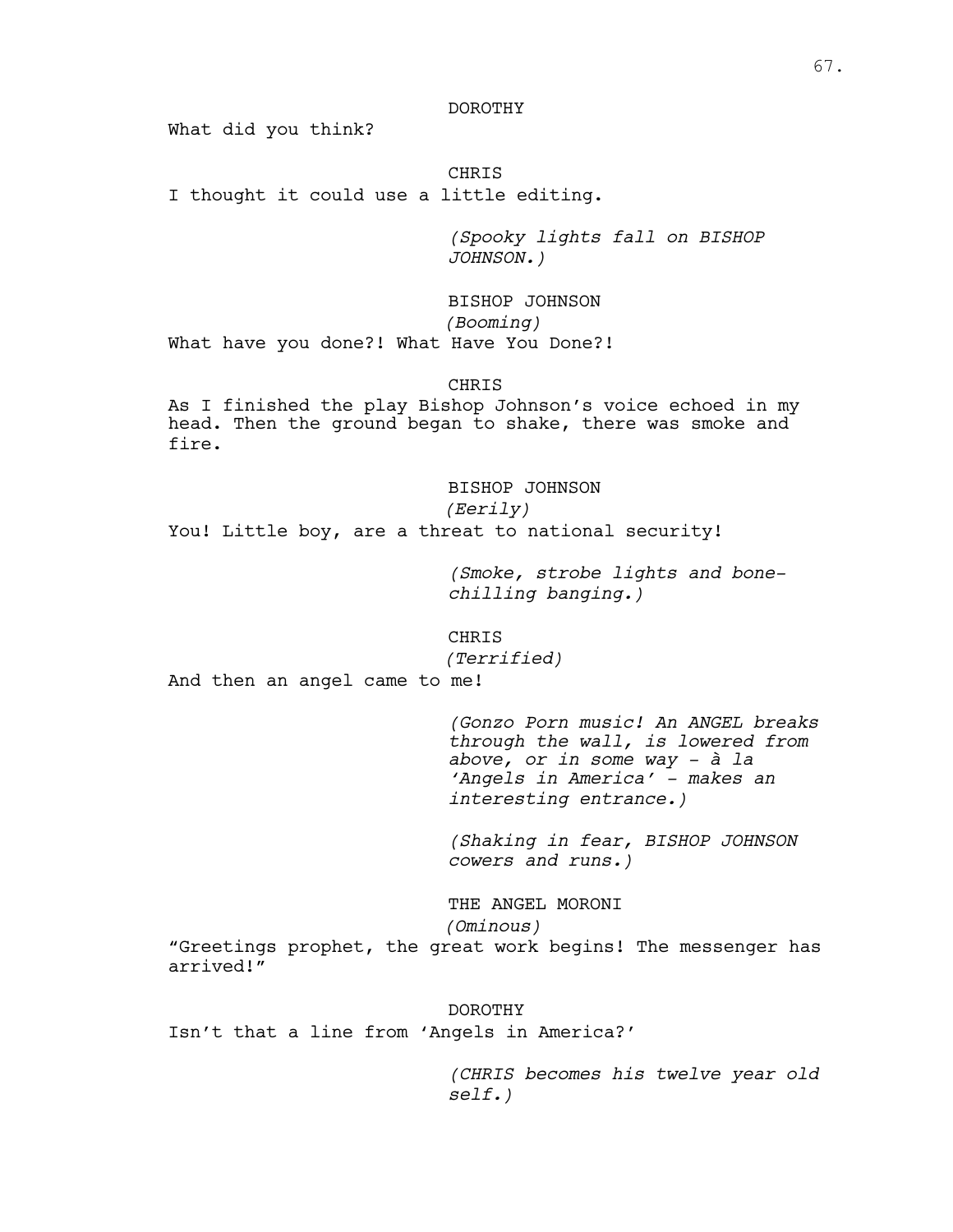DOROTHY

What did you think?

CHRIS

I thought it could use a little editing.

*(Spooky lights fall on BISHOP JOHNSON.)*

BISHOP JOHNSON

*(Booming)*

What have you done?! What Have You Done?!

CHRIS

As I finished the play Bishop Johnson's voice echoed in my head. Then the ground began to shake, there was smoke and fire.

BISHOP JOHNSON

*(Eerily)*

You! Little boy, are a threat to national security!

*(Smoke, strobe lights and bone-chilling banging.)*

CHRIS

*(Terrified)*

And then an angel came to me!

*(Gonzo Porn music! An ANGEL breaks through the wall, is lowered from above, or in some way - à la 'Angels in America' - makes an interesting entrance.)*

*(Shaking in fear, BISHOP JOHNSON cowers and runs.)*

THE ANGEL MORONI

*(Ominous)*

"Greetings prophet, the great work begins! The messenger has arrived!"

DOROTHY

Isn't that a line from 'Angels in America?'

*(CHRIS becomes his twelve year old self.)*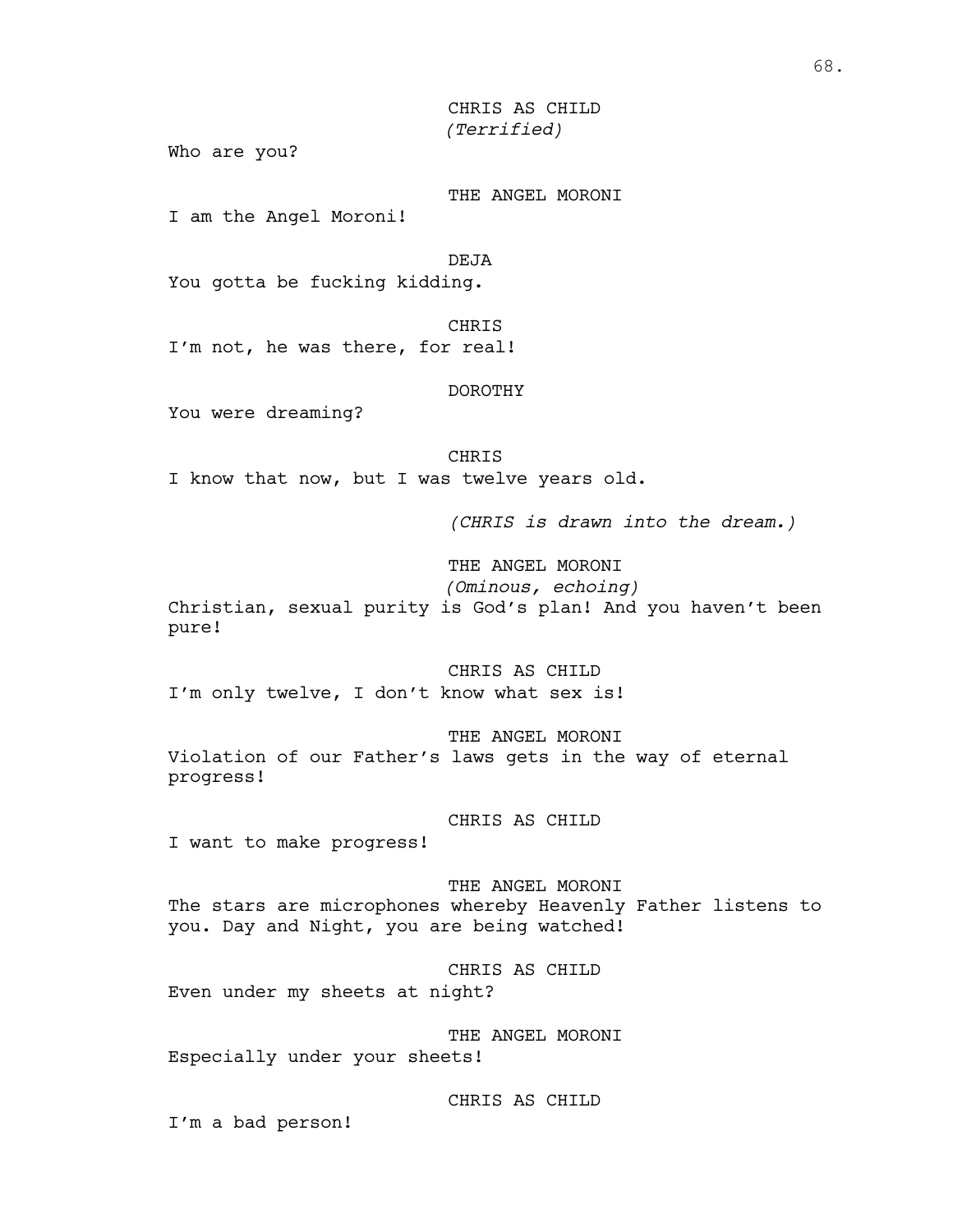CHRIS AS CHILD
*(Terrified)*

Who are you?

THE ANGEL MORONI

I am the Angel Moroni!

DEJA

You gotta be fucking kidding.

CHRIS

I'm not, he was there, for real!

DOROTHY

You were dreaming?

CHRIS

I know that now, but I was twelve years old.

*(CHRIS is drawn into the dream.)*

THE ANGEL MORONI
*(Ominous, echoing)*

Christian, sexual purity is God's plan! And you haven't been pure!

CHRIS AS CHILD

I'm only twelve, I don't know what sex is!

THE ANGEL MORONI

Violation of our Father's laws gets in the way of eternal progress!

CHRIS AS CHILD

I want to make progress!

THE ANGEL MORONI

The stars are microphones whereby Heavenly Father listens to you. Day and Night, you are being watched!

CHRIS AS CHILD

Even under my sheets at night?

THE ANGEL MORONI

Especially under your sheets!

CHRIS AS CHILD

I'm a bad person!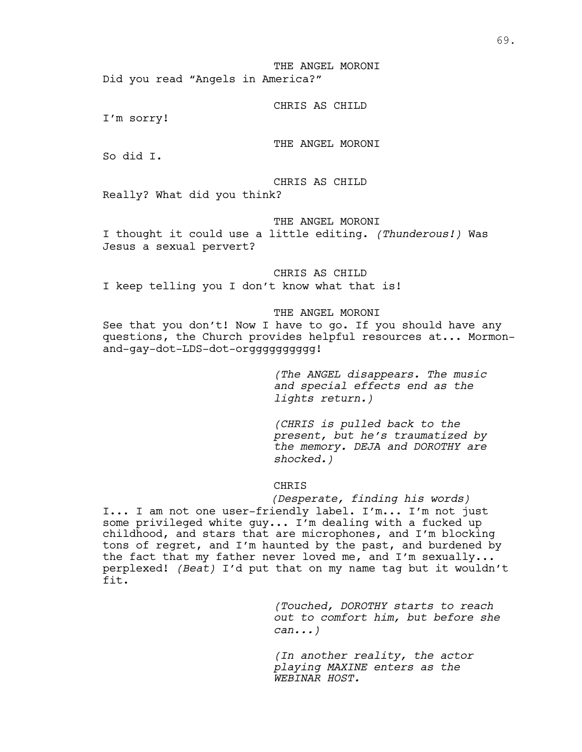THE ANGEL MORONI

Did you read "Angels in America?"

CHRIS AS CHILD

I'm sorry!

THE ANGEL MORONI

So did I.

CHRIS AS CHILD

Really? What did you think?

THE ANGEL MORONI

I thought it could use a little editing. *(Thunderous!)* Was Jesus a sexual pervert?

CHRIS AS CHILD

I keep telling you I don't know what that is!

THE ANGEL MORONI

See that you don't! Now I have to go. If you should have any questions, the Church provides helpful resources at... Mormon-and-gay-dot-LDS-dot-orgggggggggg!

*(The ANGEL disappears. The music and special effects end as the lights return.)*

*(CHRIS is pulled back to the present, but he's traumatized by the memory. DEJA and DOROTHY are shocked.)*

CHRIS

*(Desperate, finding his words)*

I... I am not one user-friendly label. I'm... I'm not just some privileged white guy... I'm dealing with a fucked up childhood, and stars that are microphones, and I'm blocking tons of regret, and I'm haunted by the past, and burdened by the fact that my father never loved me, and I'm sexually... perplexed! *(Beat)* I'd put that on my name tag but it wouldn't fit.

*(Touched, DOROTHY starts to reach out to comfort him, but before she can...)*

*(In another reality, the actor playing MAXINE enters as the WEBINAR HOST.*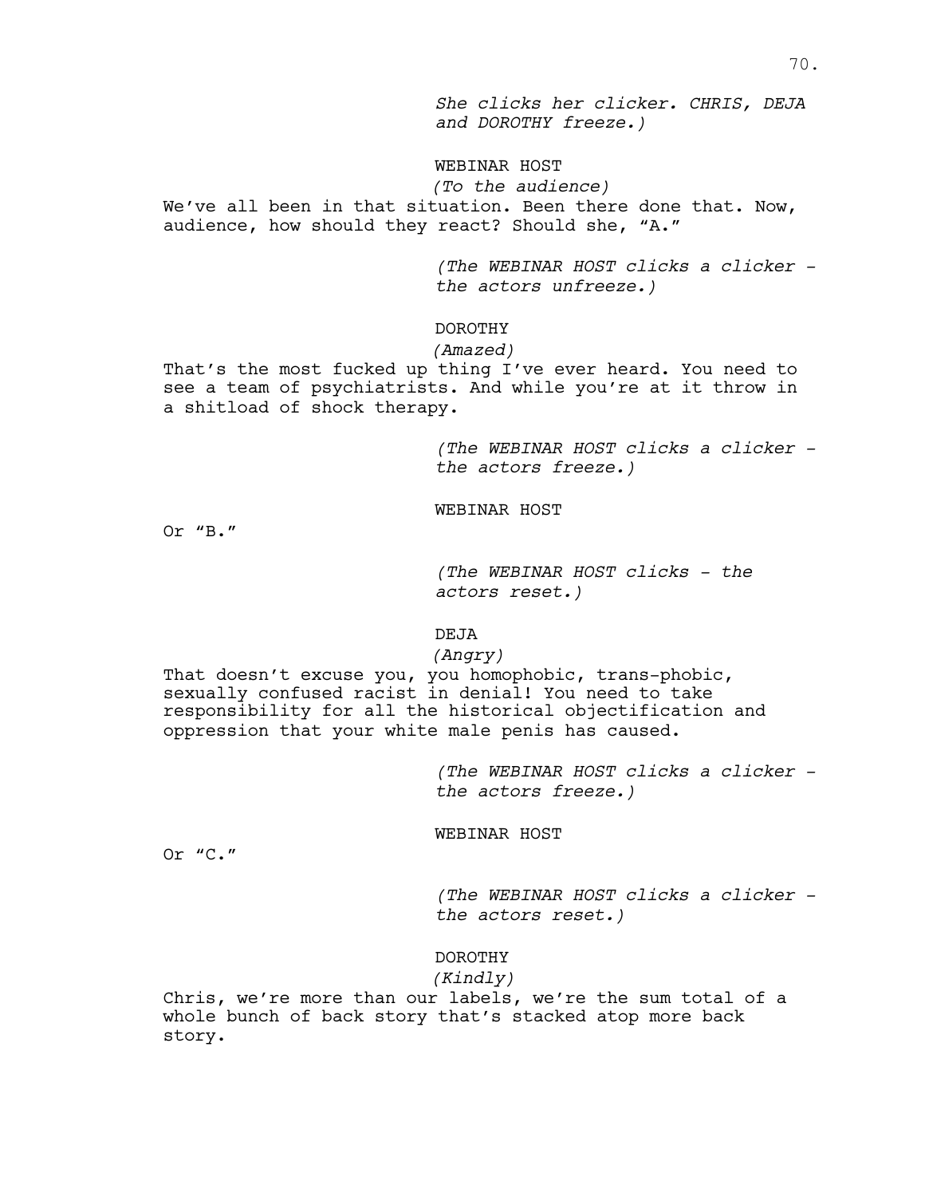*She clicks her clicker. CHRIS, DEJA and DOROTHY freeze.)*

WEBINAR HOST

*(To the audience)*

We've all been in that situation. Been there done that. Now, audience, how should they react? Should she, "A."

*(The WEBINAR HOST clicks a clicker - the actors unfreeze.)*

DOROTHY

*(Amazed)*

That's the most fucked up thing I've ever heard. You need to see a team of psychiatrists. And while you're at it throw in a shitload of shock therapy.

*(The WEBINAR HOST clicks a clicker - the actors freeze.)*

WEBINAR HOST

Or "B."

*(The WEBINAR HOST clicks - the actors reset.)*

DEJA

*(Angry)*

That doesn't excuse you, you homophobic, trans-phobic, sexually confused racist in denial! You need to take responsibility for all the historical objectification and oppression that your white male penis has caused.

*(The WEBINAR HOST clicks a clicker - the actors freeze.)*

WEBINAR HOST

Or "C."

*(The WEBINAR HOST clicks a clicker - the actors reset.)*

DOROTHY

*(Kindly)*

Chris, we're more than our labels, we're the sum total of a whole bunch of back story that's stacked atop more back story.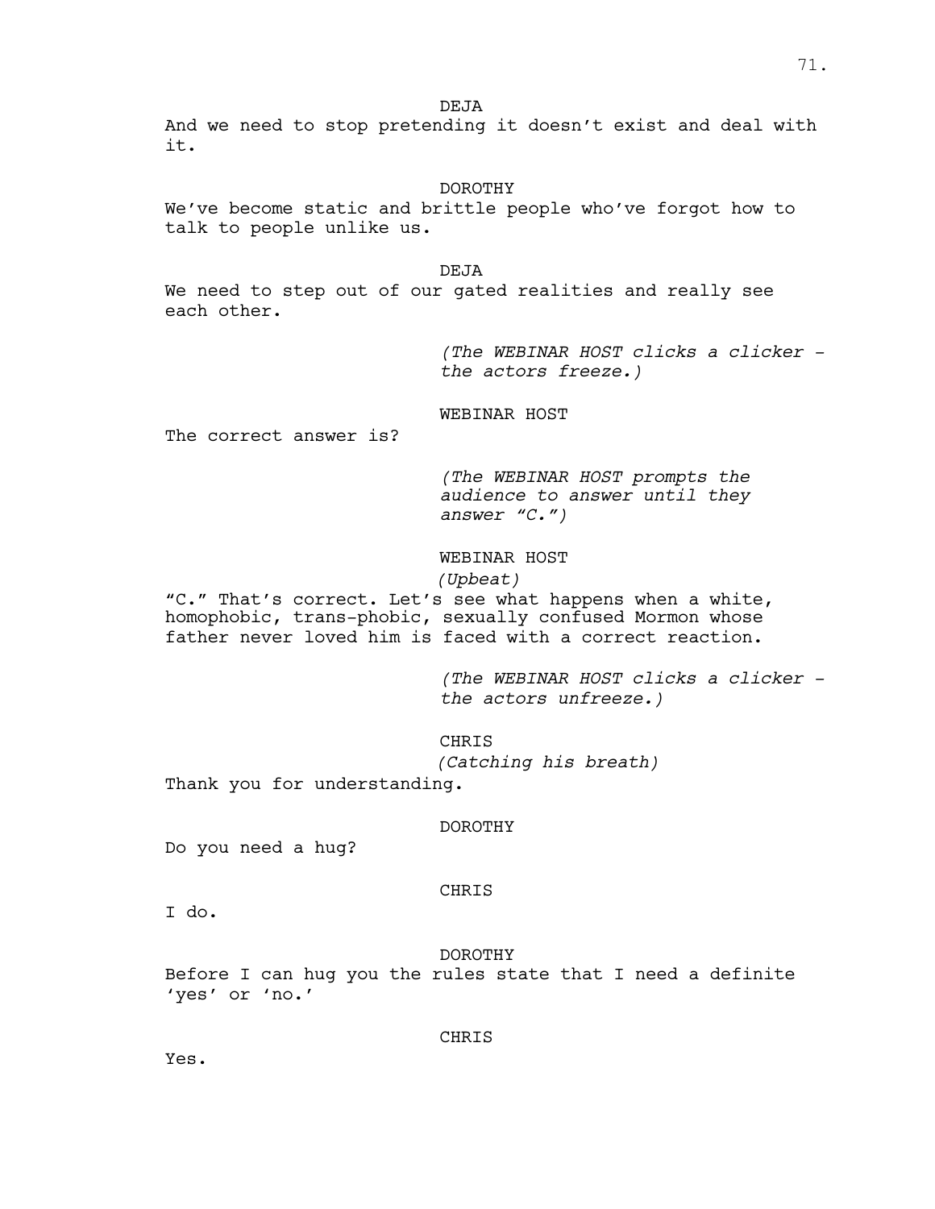DEJA

And we need to stop pretending it doesn't exist and deal with it.

DOROTHY

We've become static and brittle people who've forgot how to talk to people unlike us.

DEJA

We need to step out of our gated realities and really see each other.

*(The WEBINAR HOST clicks a clicker - the actors freeze.)*

WEBINAR HOST

The correct answer is?

*(The WEBINAR HOST prompts the audience to answer until they answer "C.")*

WEBINAR HOST

*(Upbeat)*

"C." That's correct. Let's see what happens when a white, homophobic, trans-phobic, sexually confused Mormon whose father never loved him is faced with a correct reaction.

*(The WEBINAR HOST clicks a clicker - the actors unfreeze.)*

CHRIS

*(Catching his breath)*

Thank you for understanding.

DOROTHY

Do you need a hug?

CHRIS

I do.

DOROTHY

Before I can hug you the rules state that I need a definite 'yes' or 'no.'

CHRIS

Yes.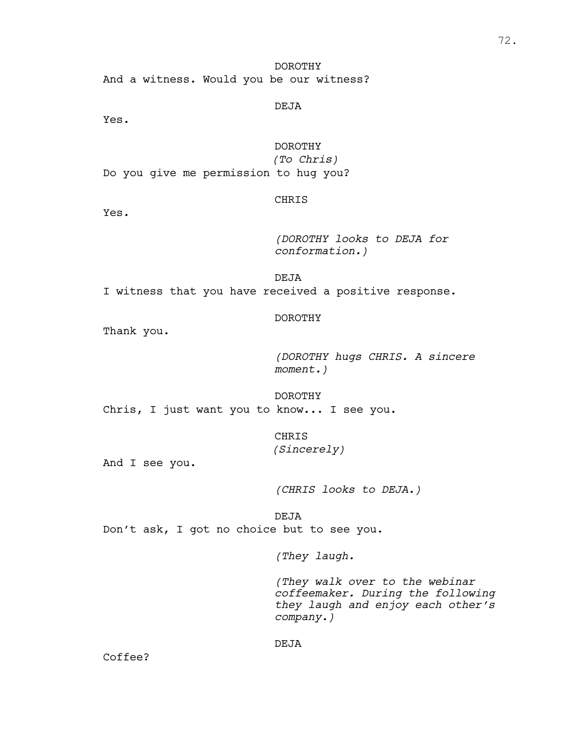DOROTHY

And a witness. Would you be our witness?

DEJA

Yes.

DOROTHY

*(To Chris)*

Do you give me permission to hug you?

CHRIS

Yes.

*(DOROTHY looks to DEJA for conformation.)*

DEJA

I witness that you have received a positive response.

DOROTHY

Thank you.

*(DOROTHY hugs CHRIS. A sincere moment.)*

DOROTHY

Chris, I just want you to know... I see you.

CHRIS

*(Sincerely)*

And I see you.

*(CHRIS looks to DEJA.)*

DEJA

Don't ask, I got no choice but to see you.

*(They laugh.*

*(They walk over to the webinar coffeemaker. During the following they laugh and enjoy each other's company.)*

DEJA

Coffee?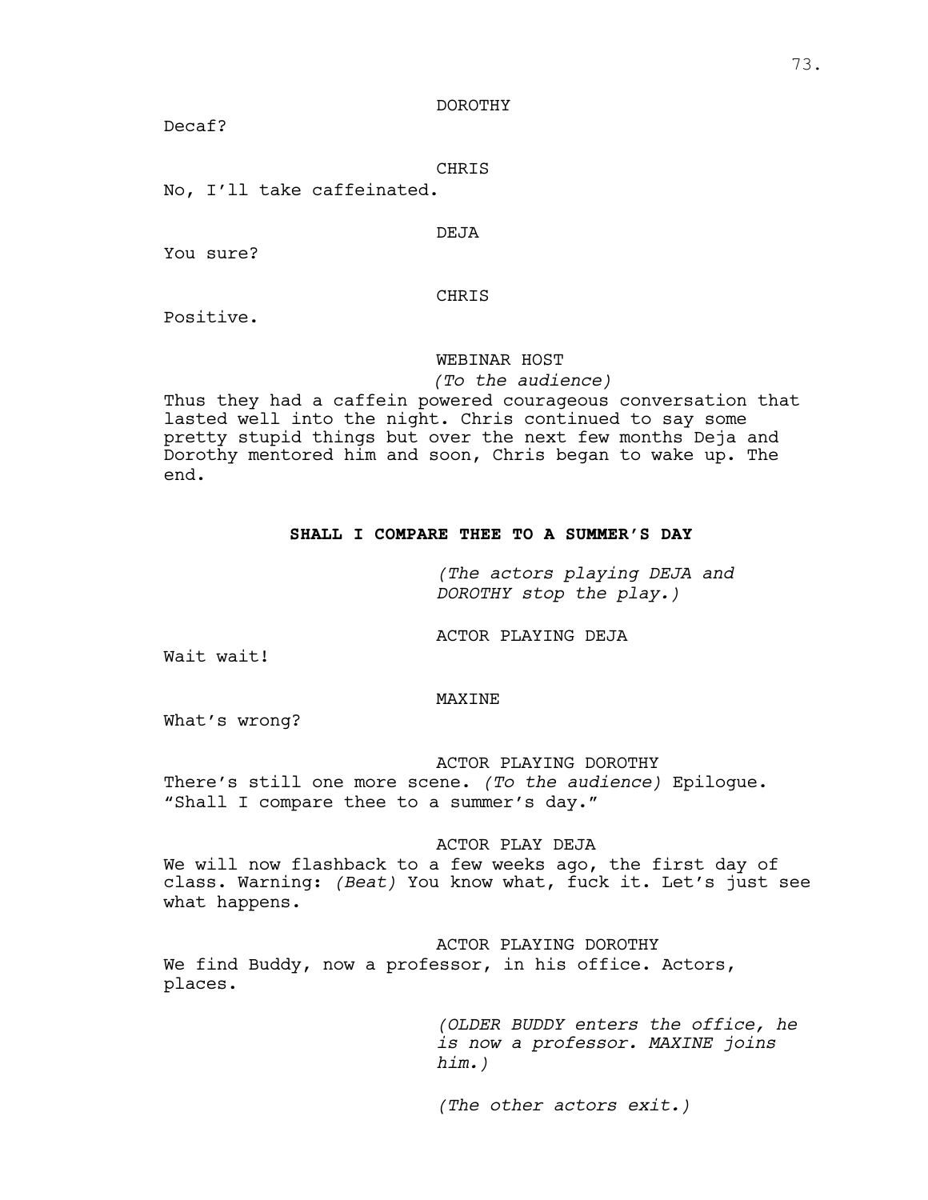DOROTHY

Decaf?

CHRIS

No, I'll take caffeinated.

DEJA

You sure?

CHRIS

Positive.

WEBINAR HOST

*(To the audience)*

Thus they had a caffein powered courageous conversation that lasted well into the night. Chris continued to say some pretty stupid things but over the next few months Deja and Dorothy mentored him and soon, Chris began to wake up. The end.

**SHALL I COMPARE THEE TO A SUMMER'S DAY**

*(The actors playing DEJA and DOROTHY stop the play.)*

ACTOR PLAYING DEJA

Wait wait!

MAXINE

What's wrong?

ACTOR PLAYING DOROTHY

There's still one more scene. *(To the audience)* Epilogue. "Shall I compare thee to a summer's day."

ACTOR PLAY DEJA

We will now flashback to a few weeks ago, the first day of class. Warning: *(Beat)* You know what, fuck it. Let's just see what happens.

ACTOR PLAYING DOROTHY

We find Buddy, now a professor, in his office. Actors, places.

*(OLDER BUDDY enters the office, he is now a professor. MAXINE joins him.)*

*(The other actors exit.)*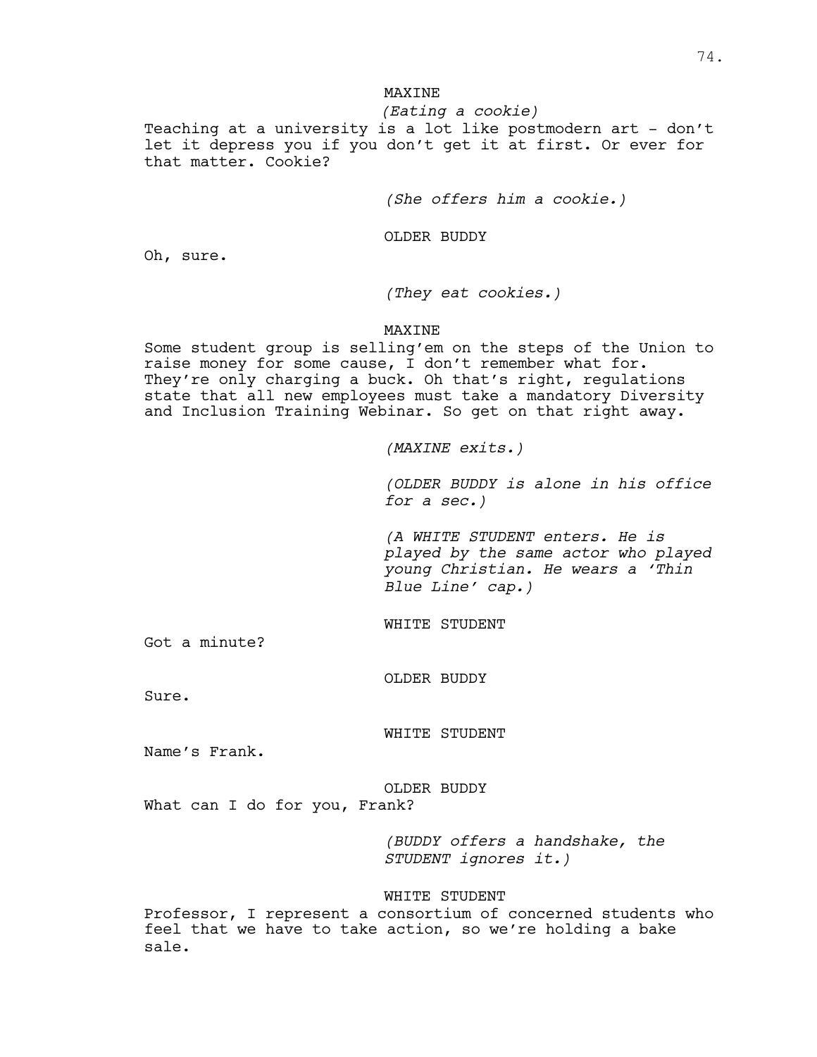MAXINE

*(Eating a cookie)*

Teaching at a university is a lot like postmodern art - don't let it depress you if you don't get it at first. Or ever for that matter. Cookie?

*(She offers him a cookie.)*

OLDER BUDDY

Oh, sure.

*(They eat cookies.)*

MAXINE

Some student group is selling'em on the steps of the Union to raise money for some cause, I don't remember what for. They're only charging a buck. Oh that's right, regulations state that all new employees must take a mandatory Diversity and Inclusion Training Webinar. So get on that right away.

*(MAXINE exits.)*

*(OLDER BUDDY is alone in his office for a sec.)*

*(A WHITE STUDENT enters. He is played by the same actor who played young Christian. He wears a 'Thin Blue Line' cap.)*

WHITE STUDENT

Got a minute?

OLDER BUDDY

Sure.

WHITE STUDENT

Name's Frank.

OLDER BUDDY

What can I do for you, Frank?

*(BUDDY offers a handshake, the STUDENT ignores it.)*

WHITE STUDENT

Professor, I represent a consortium of concerned students who feel that we have to take action, so we're holding a bake sale.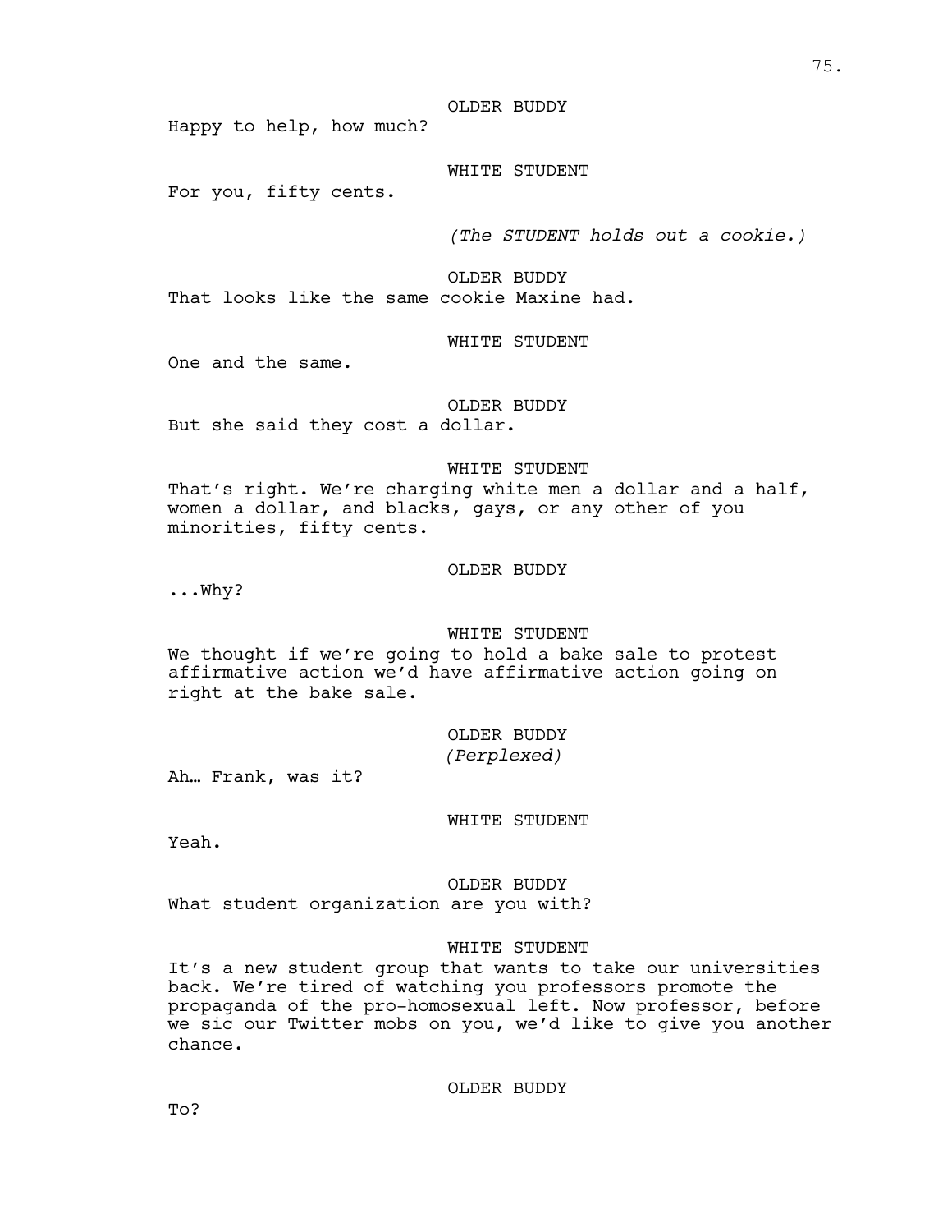OLDER BUDDY

Happy to help, how much?

WHITE STUDENT

For you, fifty cents.

*(The STUDENT holds out a cookie.)*

OLDER BUDDY

That looks like the same cookie Maxine had.

WHITE STUDENT

One and the same.

OLDER BUDDY

But she said they cost a dollar.

WHITE STUDENT

That's right. We're charging white men a dollar and a half, women a dollar, and blacks, gays, or any other of you minorities, fifty cents.

OLDER BUDDY

...Why?

WHITE STUDENT

We thought if we're going to hold a bake sale to protest affirmative action we'd have affirmative action going on right at the bake sale.

OLDER BUDDY
*(Perplexed)*

Ah… Frank, was it?

WHITE STUDENT

Yeah.

OLDER BUDDY

What student organization are you with?

WHITE STUDENT

It's a new student group that wants to take our universities back. We're tired of watching you professors promote the propaganda of the pro-homosexual left. Now professor, before we sic our Twitter mobs on you, we'd like to give you another chance.

OLDER BUDDY

To?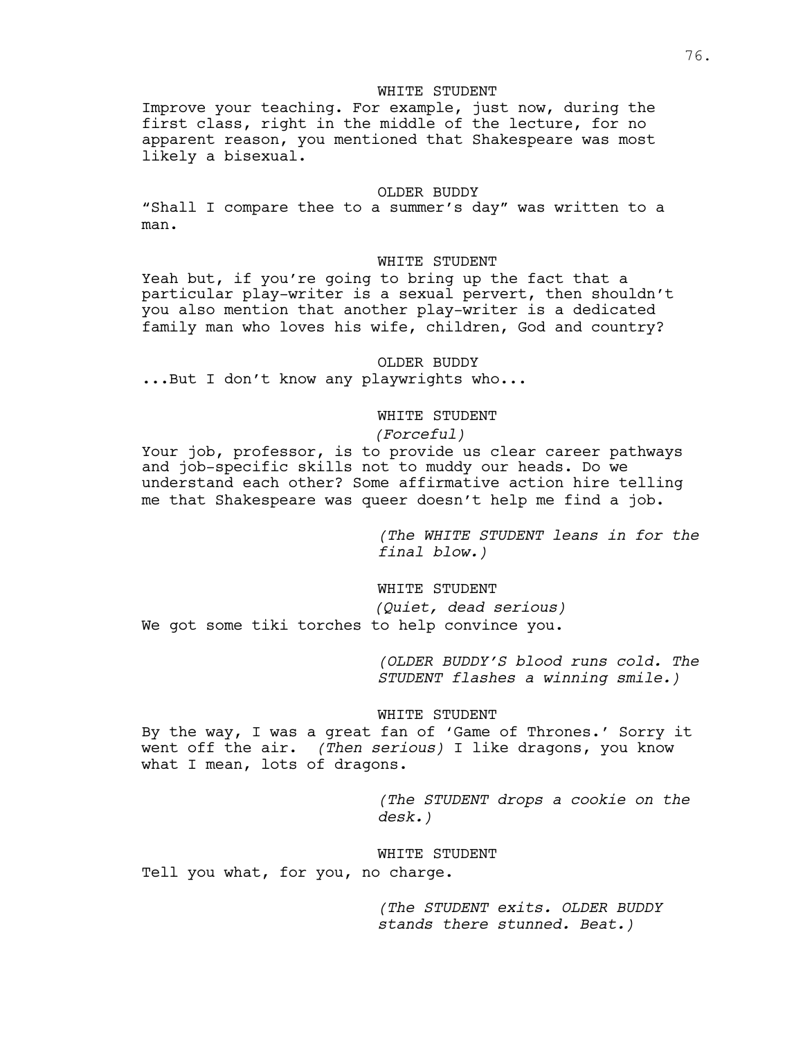WHITE STUDENT

Improve your teaching. For example, just now, during the first class, right in the middle of the lecture, for no apparent reason, you mentioned that Shakespeare was most likely a bisexual.

OLDER BUDDY

“Shall I compare thee to a summer’s day” was written to a man.

WHITE STUDENT

Yeah but, if you’re going to bring up the fact that a particular play-writer is a sexual pervert, then shouldn’t you also mention that another play-writer is a dedicated family man who loves his wife, children, God and country?

OLDER BUDDY

...But I don’t know any playwrights who...

WHITE STUDENT

*(Forceful)*

Your job, professor, is to provide us clear career pathways and job-specific skills not to muddy our heads. Do we understand each other? Some affirmative action hire telling me that Shakespeare was queer doesn’t help me find a job.

*(The WHITE STUDENT leans in for the final blow.)*

WHITE STUDENT

*(Quiet, dead serious)*

We got some tiki torches to help convince you.

*(OLDER BUDDY’S blood runs cold. The STUDENT flashes a winning smile.)*

WHITE STUDENT

By the way, I was a great fan of ‘Game of Thrones.’ Sorry it went off the air. *(Then serious)* I like dragons, you know what I mean, lots of dragons.

*(The STUDENT drops a cookie on the desk.)*

WHITE STUDENT

Tell you what, for you, no charge.

*(The STUDENT exits. OLDER BUDDY stands there stunned. Beat.)*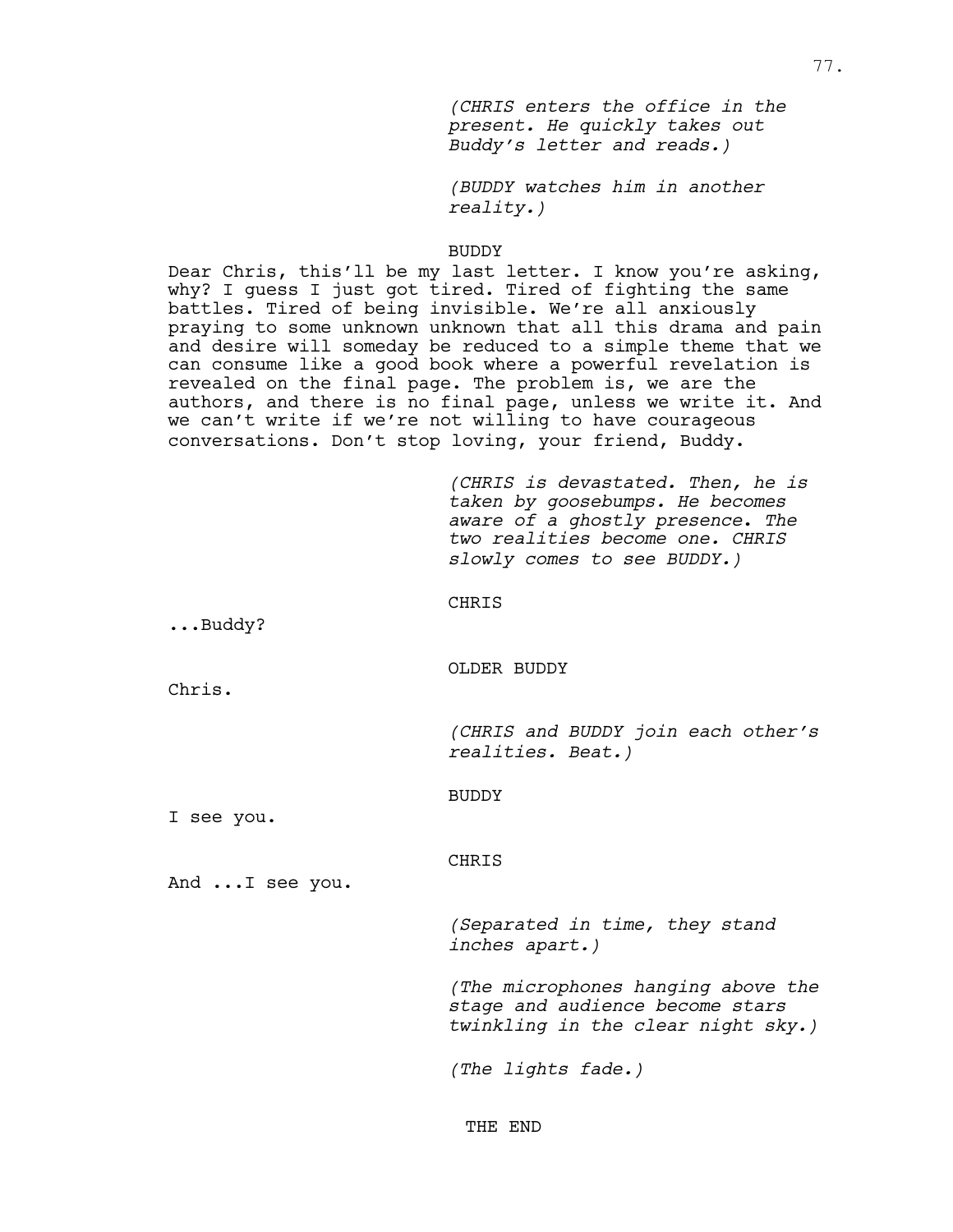*(CHRIS enters the office in the present. He quickly takes out Buddy's letter and reads.)*

*(BUDDY watches him in another reality.)*

BUDDY

Dear Chris, this'll be my last letter. I know you're asking, why? I guess I just got tired. Tired of fighting the same battles. Tired of being invisible. We're all anxiously praying to some unknown unknown that all this drama and pain and desire will someday be reduced to a simple theme that we can consume like a good book where a powerful revelation is revealed on the final page. The problem is, we are the authors, and there is no final page, unless we write it. And we can't write if we're not willing to have courageous conversations. Don't stop loving, your friend, Buddy.

*(CHRIS is devastated. Then, he is taken by goosebumps. He becomes aware of a ghostly presence. The two realities become one. CHRIS slowly comes to see BUDDY.)*

CHRIS

...Buddy?

OLDER BUDDY

Chris.

*(CHRIS and BUDDY join each other's realities. Beat.)*

BUDDY

I see you.

CHRIS

And ...I see you.

*(Separated in time, they stand inches apart.)*

*(The microphones hanging above the stage and audience become stars twinkling in the clear night sky.)*

*(The lights fade.)*

THE END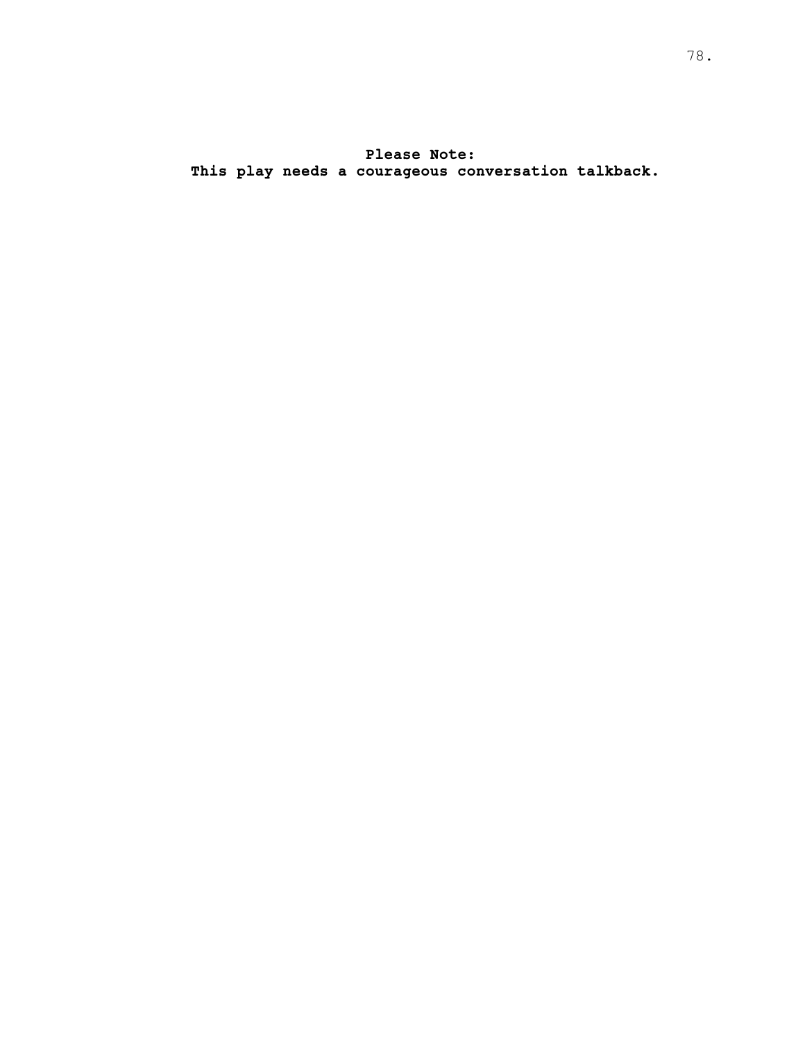**Please Note:**
**This play needs a courageous conversation talkback.**